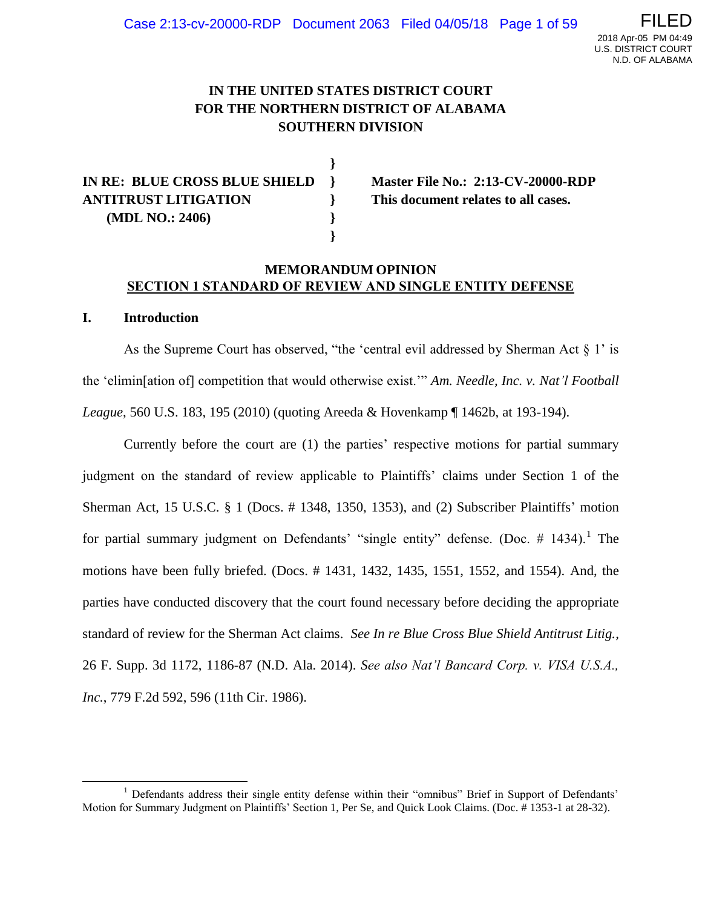**IN THE UNITED STATES DISTRICT COURT**
**FOR THE NORTHERN DISTRICT OF ALABAMA**
**SOUTHERN DIVISION**

| | | |
|---|---|---|
| **IN RE: BLUE CROSS BLUE SHIELD ANTITRUST LITIGATION (MDL NO.: 2406)** | } | **Master File No.: 2:13-CV-20000-RDP** **This document relates to all cases.** |

**MEMORANDUM OPINION**
**SECTION 1 STANDARD OF REVIEW AND SINGLE ENTITY DEFENSE**

## I. Introduction

As the Supreme Court has observed, "the 'central evil addressed by Sherman Act § 1' is the 'elimin[ation of] competition that would otherwise exist.'" *Am. Needle, Inc. v. Nat'l Football League*, 560 U.S. 183, 195 (2010) (quoting Areeda & Hovenkamp ¶ 1462b, at 193-194).

Currently before the court are (1) the parties' respective motions for partial summary judgment on the standard of review applicable to Plaintiffs' claims under Section 1 of the Sherman Act, 15 U.S.C. § 1 (Docs. # 1348, 1350, 1353), and (2) Subscriber Plaintiffs' motion for partial summary judgment on Defendants' "single entity" defense. (Doc. # 1434).[1] The motions have been fully briefed. (Docs. # 1431, 1432, 1435, 1551, 1552, and 1554). And, the parties have conducted discovery that the court found necessary before deciding the appropriate standard of review for the Sherman Act claims. *See In re Blue Cross Blue Shield Antitrust Litig.*, 26 F. Supp. 3d 1172, 1186-87 (N.D. Ala. 2014). *See also Nat'l Bancard Corp. v. VISA U.S.A., Inc.*, 779 F.2d 592, 596 (11th Cir. 1986).

[1] Defendants address their single entity defense within their "omnibus" Brief in Support of Defendants' Motion for Summary Judgment on Plaintiffs' Section 1, Per Se, and Quick Look Claims. (Doc. # 1353-1 at 28-32).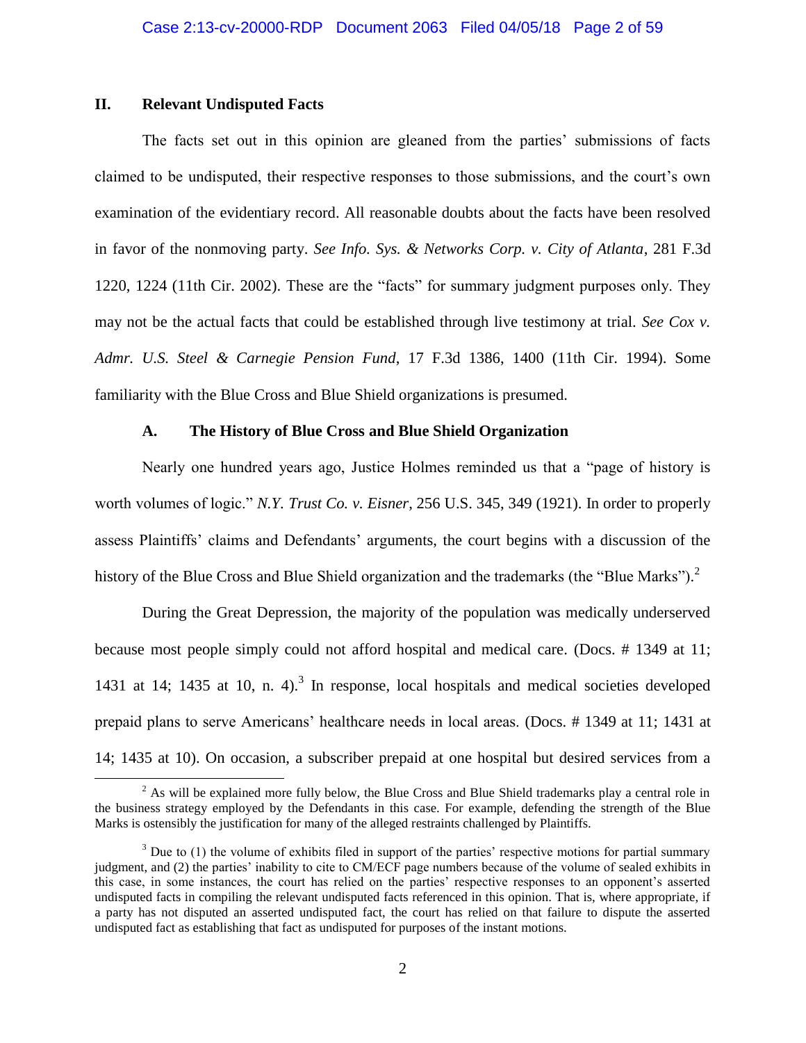## II. Relevant Undisputed Facts

The facts set out in this opinion are gleaned from the parties' submissions of facts claimed to be undisputed, their respective responses to those submissions, and the court's own examination of the evidentiary record. All reasonable doubts about the facts have been resolved in favor of the nonmoving party. *See Info. Sys. & Networks Corp. v. City of Atlanta*, 281 F.3d 1220, 1224 (11th Cir. 2002). These are the "facts" for summary judgment purposes only. They may not be the actual facts that could be established through live testimony at trial. *See Cox v. Admr. U.S. Steel & Carnegie Pension Fund*, 17 F.3d 1386, 1400 (11th Cir. 1994). Some familiarity with the Blue Cross and Blue Shield organizations is presumed.

### A. The History of Blue Cross and Blue Shield Organization

Nearly one hundred years ago, Justice Holmes reminded us that a "page of history is worth volumes of logic." *N.Y. Trust Co. v. Eisner*, 256 U.S. 345, 349 (1921). In order to properly assess Plaintiffs' claims and Defendants' arguments, the court begins with a discussion of the history of the Blue Cross and Blue Shield organization and the trademarks (the "Blue Marks").[2]

During the Great Depression, the majority of the population was medically underserved because most people simply could not afford hospital and medical care. (Docs. # 1349 at 11; 1431 at 14; 1435 at 10, n. 4).[3] In response, local hospitals and medical societies developed prepaid plans to serve Americans' healthcare needs in local areas. (Docs. # 1349 at 11; 1431 at 14; 1435 at 10). On occasion, a subscriber prepaid at one hospital but desired services from a

---

[2] As will be explained more fully below, the Blue Cross and Blue Shield trademarks play a central role in the business strategy employed by the Defendants in this case. For example, defending the strength of the Blue Marks is ostensibly the justification for many of the alleged restraints challenged by Plaintiffs.

[3] Due to (1) the volume of exhibits filed in support of the parties' respective motions for partial summary judgment, and (2) the parties' inability to cite to CM/ECF page numbers because of the volume of sealed exhibits in this case, in some instances, the court has relied on the parties' respective responses to an opponent's asserted undisputed facts in compiling the relevant undisputed facts referenced in this opinion. That is, where appropriate, if a party has not disputed an asserted undisputed fact, the court has relied on that failure to dispute the asserted undisputed fact as establishing that fact as undisputed for purposes of the instant motions.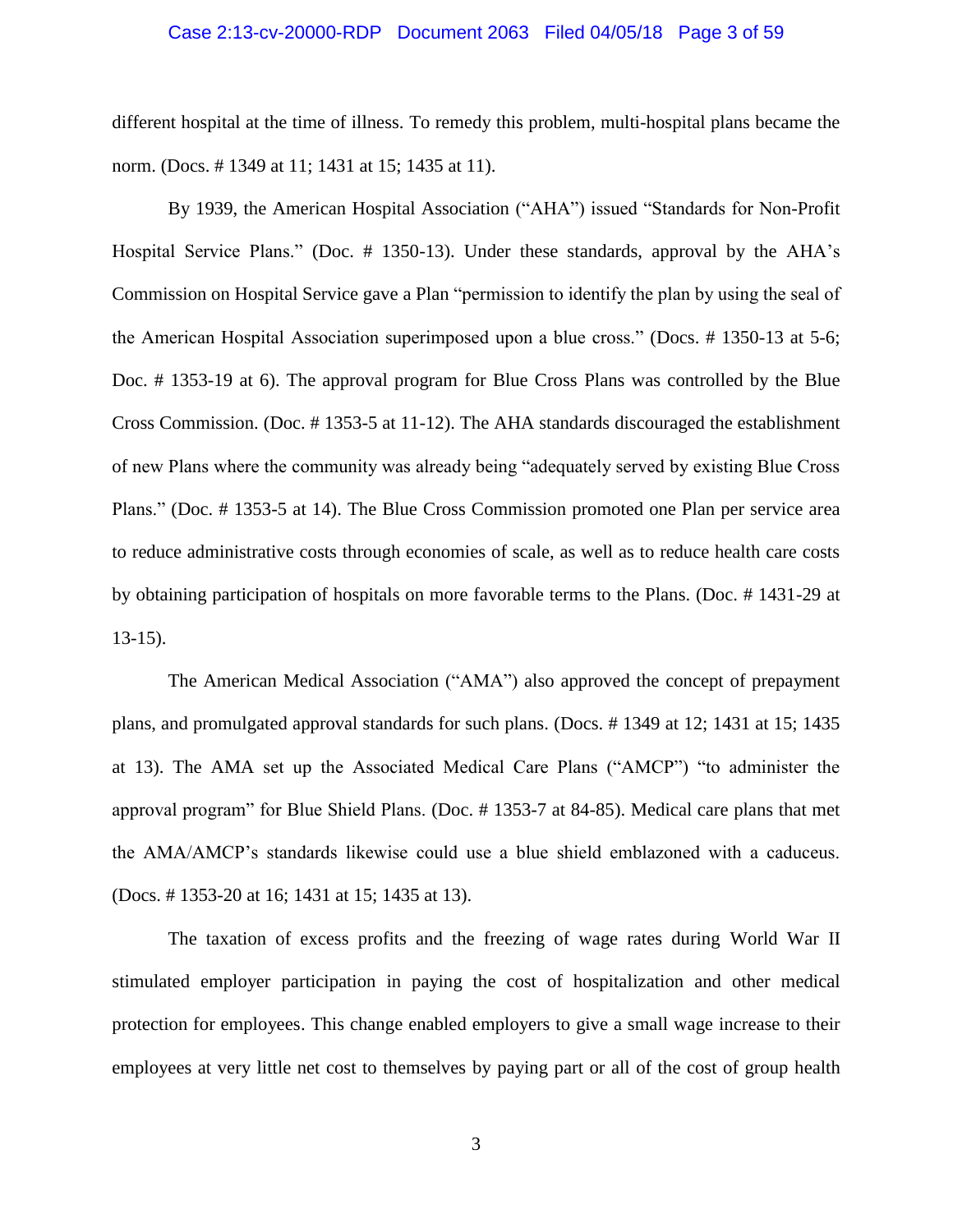different hospital at the time of illness. To remedy this problem, multi-hospital plans became the norm. (Docs. # 1349 at 11; 1431 at 15; 1435 at 11).

By 1939, the American Hospital Association ("AHA") issued "Standards for Non-Profit Hospital Service Plans." (Doc. # 1350-13). Under these standards, approval by the AHA's Commission on Hospital Service gave a Plan "permission to identify the plan by using the seal of the American Hospital Association superimposed upon a blue cross." (Docs. # 1350-13 at 5-6; Doc. # 1353-19 at 6). The approval program for Blue Cross Plans was controlled by the Blue Cross Commission. (Doc. # 1353-5 at 11-12). The AHA standards discouraged the establishment of new Plans where the community was already being "adequately served by existing Blue Cross Plans." (Doc. # 1353-5 at 14). The Blue Cross Commission promoted one Plan per service area to reduce administrative costs through economies of scale, as well as to reduce health care costs by obtaining participation of hospitals on more favorable terms to the Plans. (Doc. # 1431-29 at 13-15).

The American Medical Association ("AMA") also approved the concept of prepayment plans, and promulgated approval standards for such plans. (Docs. # 1349 at 12; 1431 at 15; 1435 at 13). The AMA set up the Associated Medical Care Plans ("AMCP") "to administer the approval program" for Blue Shield Plans. (Doc. # 1353-7 at 84-85). Medical care plans that met the AMA/AMCP's standards likewise could use a blue shield emblazoned with a caduceus. (Docs. # 1353-20 at 16; 1431 at 15; 1435 at 13).

The taxation of excess profits and the freezing of wage rates during World War II stimulated employer participation in paying the cost of hospitalization and other medical protection for employees. This change enabled employers to give a small wage increase to their employees at very little net cost to themselves by paying part or all of the cost of group health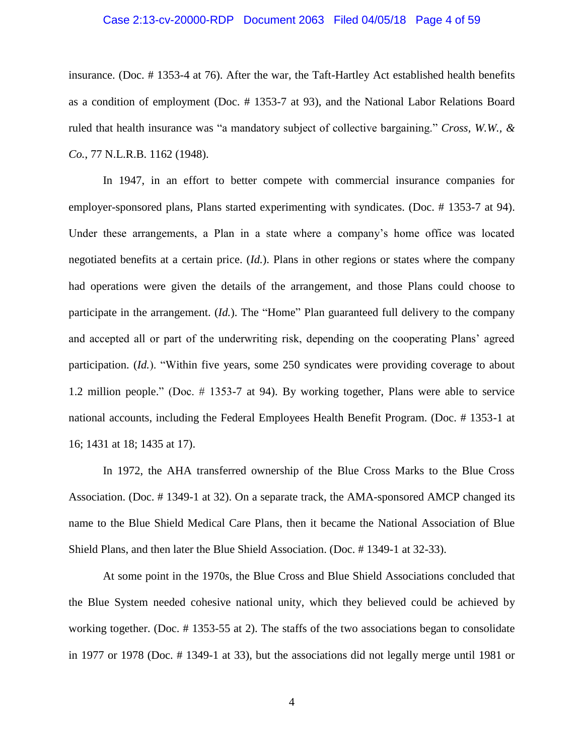insurance. (Doc. # 1353-4 at 76). After the war, the Taft-Hartley Act established health benefits as a condition of employment (Doc. # 1353-7 at 93), and the National Labor Relations Board ruled that health insurance was "a mandatory subject of collective bargaining." *Cross, W.W., & Co.*, 77 N.L.R.B. 1162 (1948).

In 1947, in an effort to better compete with commercial insurance companies for employer-sponsored plans, Plans started experimenting with syndicates. (Doc. # 1353-7 at 94). Under these arrangements, a Plan in a state where a company's home office was located negotiated benefits at a certain price. (*Id.*). Plans in other regions or states where the company had operations were given the details of the arrangement, and those Plans could choose to participate in the arrangement. (*Id.*). The "Home" Plan guaranteed full delivery to the company and accepted all or part of the underwriting risk, depending on the cooperating Plans' agreed participation. (*Id.*). "Within five years, some 250 syndicates were providing coverage to about 1.2 million people." (Doc. # 1353-7 at 94). By working together, Plans were able to service national accounts, including the Federal Employees Health Benefit Program. (Doc. # 1353-1 at 16; 1431 at 18; 1435 at 17).

In 1972, the AHA transferred ownership of the Blue Cross Marks to the Blue Cross Association. (Doc. # 1349-1 at 32). On a separate track, the AMA-sponsored AMCP changed its name to the Blue Shield Medical Care Plans, then it became the National Association of Blue Shield Plans, and then later the Blue Shield Association. (Doc. # 1349-1 at 32-33).

At some point in the 1970s, the Blue Cross and Blue Shield Associations concluded that the Blue System needed cohesive national unity, which they believed could be achieved by working together. (Doc. # 1353-55 at 2). The staffs of the two associations began to consolidate in 1977 or 1978 (Doc. # 1349-1 at 33), but the associations did not legally merge until 1981 or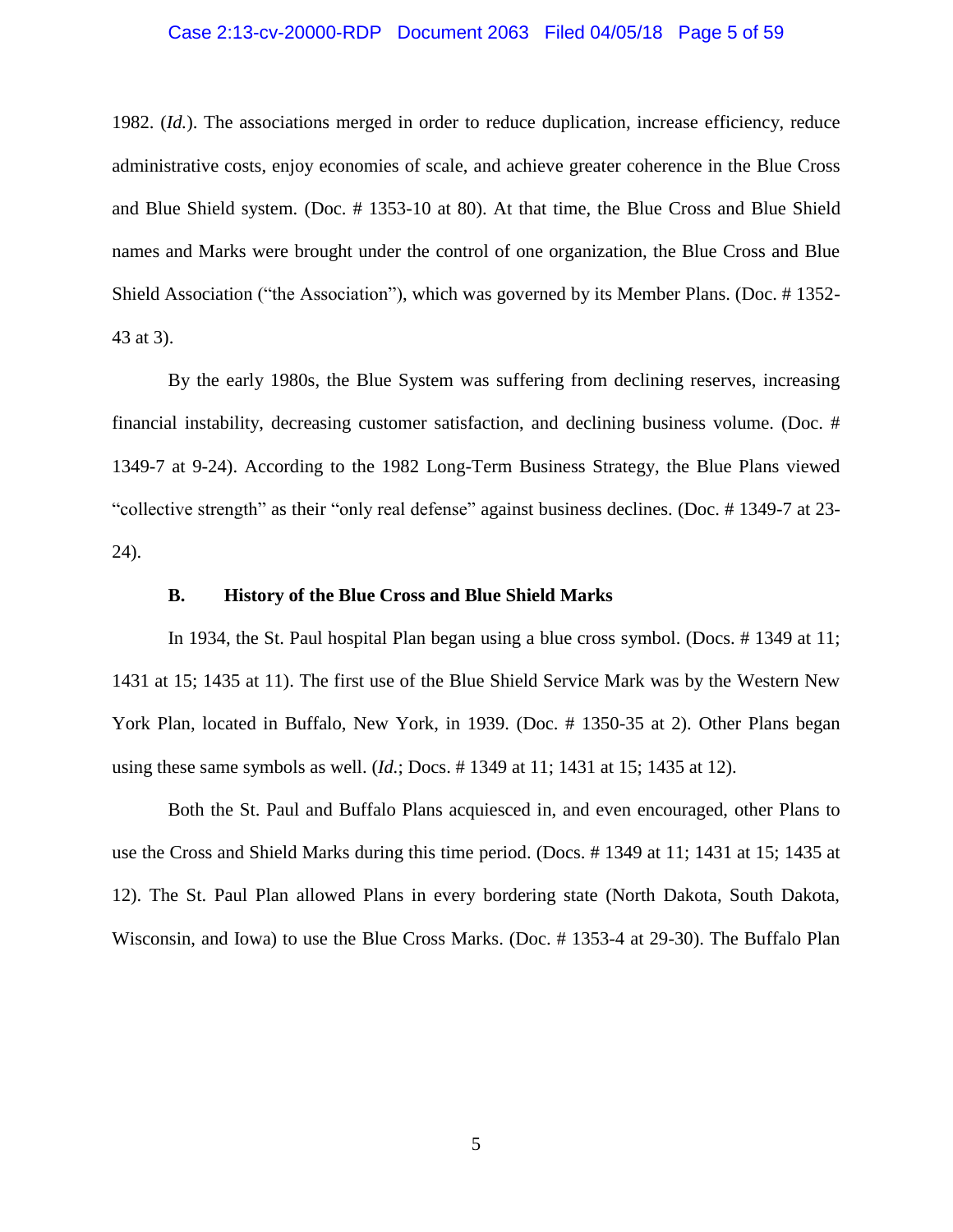1982. (*Id.*). The associations merged in order to reduce duplication, increase efficiency, reduce administrative costs, enjoy economies of scale, and achieve greater coherence in the Blue Cross and Blue Shield system. (Doc. # 1353-10 at 80). At that time, the Blue Cross and Blue Shield names and Marks were brought under the control of one organization, the Blue Cross and Blue Shield Association ("the Association"), which was governed by its Member Plans. (Doc. # 1352-43 at 3).

By the early 1980s, the Blue System was suffering from declining reserves, increasing financial instability, decreasing customer satisfaction, and declining business volume. (Doc. # 1349-7 at 9-24). According to the 1982 Long-Term Business Strategy, the Blue Plans viewed "collective strength" as their "only real defense" against business declines. (Doc. # 1349-7 at 23-24).

### B. History of the Blue Cross and Blue Shield Marks

In 1934, the St. Paul hospital Plan began using a blue cross symbol. (Docs. # 1349 at 11; 1431 at 15; 1435 at 11). The first use of the Blue Shield Service Mark was by the Western New York Plan, located in Buffalo, New York, in 1939. (Doc. # 1350-35 at 2). Other Plans began using these same symbols as well. (*Id.*; Docs. # 1349 at 11; 1431 at 15; 1435 at 12).

Both the St. Paul and Buffalo Plans acquiesced in, and even encouraged, other Plans to use the Cross and Shield Marks during this time period. (Docs. # 1349 at 11; 1431 at 15; 1435 at 12). The St. Paul Plan allowed Plans in every bordering state (North Dakota, South Dakota, Wisconsin, and Iowa) to use the Blue Cross Marks. (Doc. # 1353-4 at 29-30). The Buffalo Plan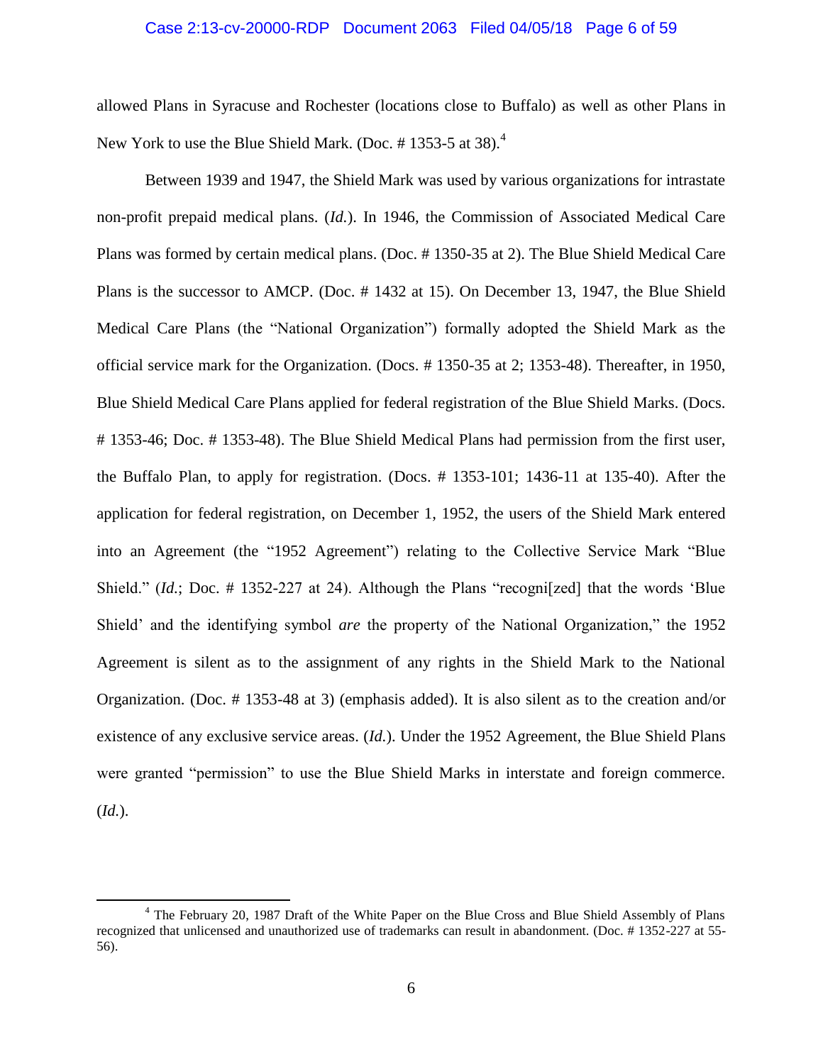allowed Plans in Syracuse and Rochester (locations close to Buffalo) as well as other Plans in New York to use the Blue Shield Mark. (Doc. # 1353-5 at 38).[4]

Between 1939 and 1947, the Shield Mark was used by various organizations for intrastate non-profit prepaid medical plans. (*Id.*). In 1946, the Commission of Associated Medical Care Plans was formed by certain medical plans. (Doc. # 1350-35 at 2). The Blue Shield Medical Care Plans is the successor to AMCP. (Doc. # 1432 at 15). On December 13, 1947, the Blue Shield Medical Care Plans (the "National Organization") formally adopted the Shield Mark as the official service mark for the Organization. (Docs. # 1350-35 at 2; 1353-48). Thereafter, in 1950, Blue Shield Medical Care Plans applied for federal registration of the Blue Shield Marks. (Docs. # 1353-46; Doc. # 1353-48). The Blue Shield Medical Plans had permission from the first user, the Buffalo Plan, to apply for registration. (Docs. # 1353-101; 1436-11 at 135-40). After the application for federal registration, on December 1, 1952, the users of the Shield Mark entered into an Agreement (the "1952 Agreement") relating to the Collective Service Mark "Blue Shield." (*Id.*; Doc. # 1352-227 at 24). Although the Plans "recogni[zed] that the words 'Blue Shield' and the identifying symbol *are* the property of the National Organization," the 1952 Agreement is silent as to the assignment of any rights in the Shield Mark to the National Organization. (Doc. # 1353-48 at 3) (emphasis added). It is also silent as to the creation and/or existence of any exclusive service areas. (*Id.*). Under the 1952 Agreement, the Blue Shield Plans were granted "permission" to use the Blue Shield Marks in interstate and foreign commerce. (*Id.*).

---

[4] The February 20, 1987 Draft of the White Paper on the Blue Cross and Blue Shield Assembly of Plans recognized that unlicensed and unauthorized use of trademarks can result in abandonment. (Doc. # 1352-227 at 55-56).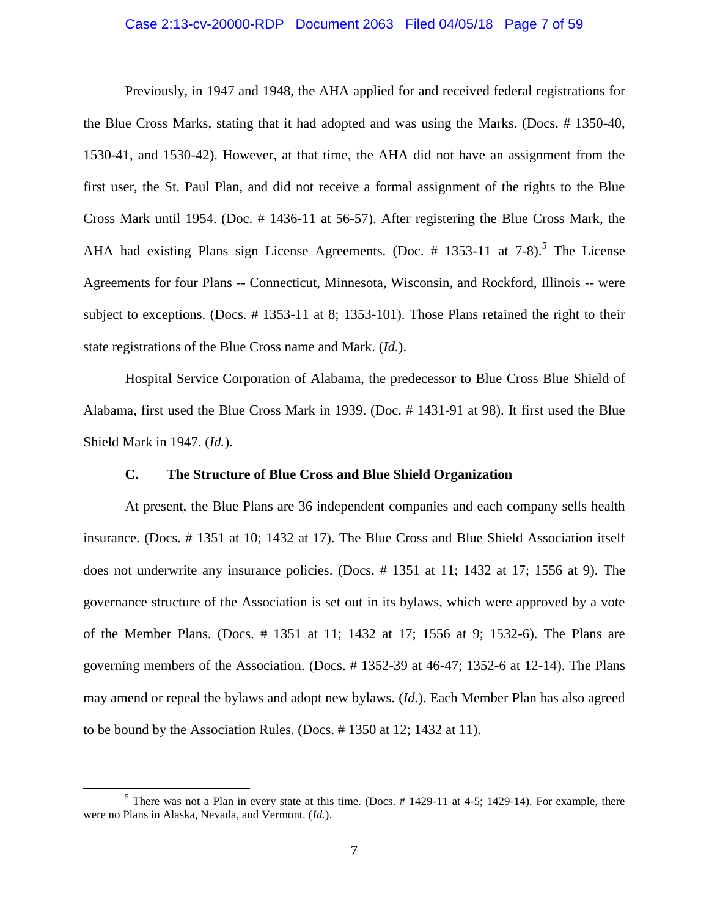Previously, in 1947 and 1948, the AHA applied for and received federal registrations for the Blue Cross Marks, stating that it had adopted and was using the Marks. (Docs. # 1350-40, 1530-41, and 1530-42). However, at that time, the AHA did not have an assignment from the first user, the St. Paul Plan, and did not receive a formal assignment of the rights to the Blue Cross Mark until 1954. (Doc. # 1436-11 at 56-57). After registering the Blue Cross Mark, the AHA had existing Plans sign License Agreements. (Doc. # 1353-11 at 7-8).[5] The License Agreements for four Plans -- Connecticut, Minnesota, Wisconsin, and Rockford, Illinois -- were subject to exceptions. (Docs. # 1353-11 at 8; 1353-101). Those Plans retained the right to their state registrations of the Blue Cross name and Mark. (*Id.*).

Hospital Service Corporation of Alabama, the predecessor to Blue Cross Blue Shield of Alabama, first used the Blue Cross Mark in 1939. (Doc. # 1431-91 at 98). It first used the Blue Shield Mark in 1947. (*Id.*).

### C. The Structure of Blue Cross and Blue Shield Organization

At present, the Blue Plans are 36 independent companies and each company sells health insurance. (Docs. # 1351 at 10; 1432 at 17). The Blue Cross and Blue Shield Association itself does not underwrite any insurance policies. (Docs. # 1351 at 11; 1432 at 17; 1556 at 9). The governance structure of the Association is set out in its bylaws, which were approved by a vote of the Member Plans. (Docs. # 1351 at 11; 1432 at 17; 1556 at 9; 1532-6). The Plans are governing members of the Association. (Docs. # 1352-39 at 46-47; 1352-6 at 12-14). The Plans may amend or repeal the bylaws and adopt new bylaws. (*Id.*). Each Member Plan has also agreed to be bound by the Association Rules. (Docs. # 1350 at 12; 1432 at 11).

---

[5] There was not a Plan in every state at this time. (Docs. # 1429-11 at 4-5; 1429-14). For example, there were no Plans in Alaska, Nevada, and Vermont. (*Id.*).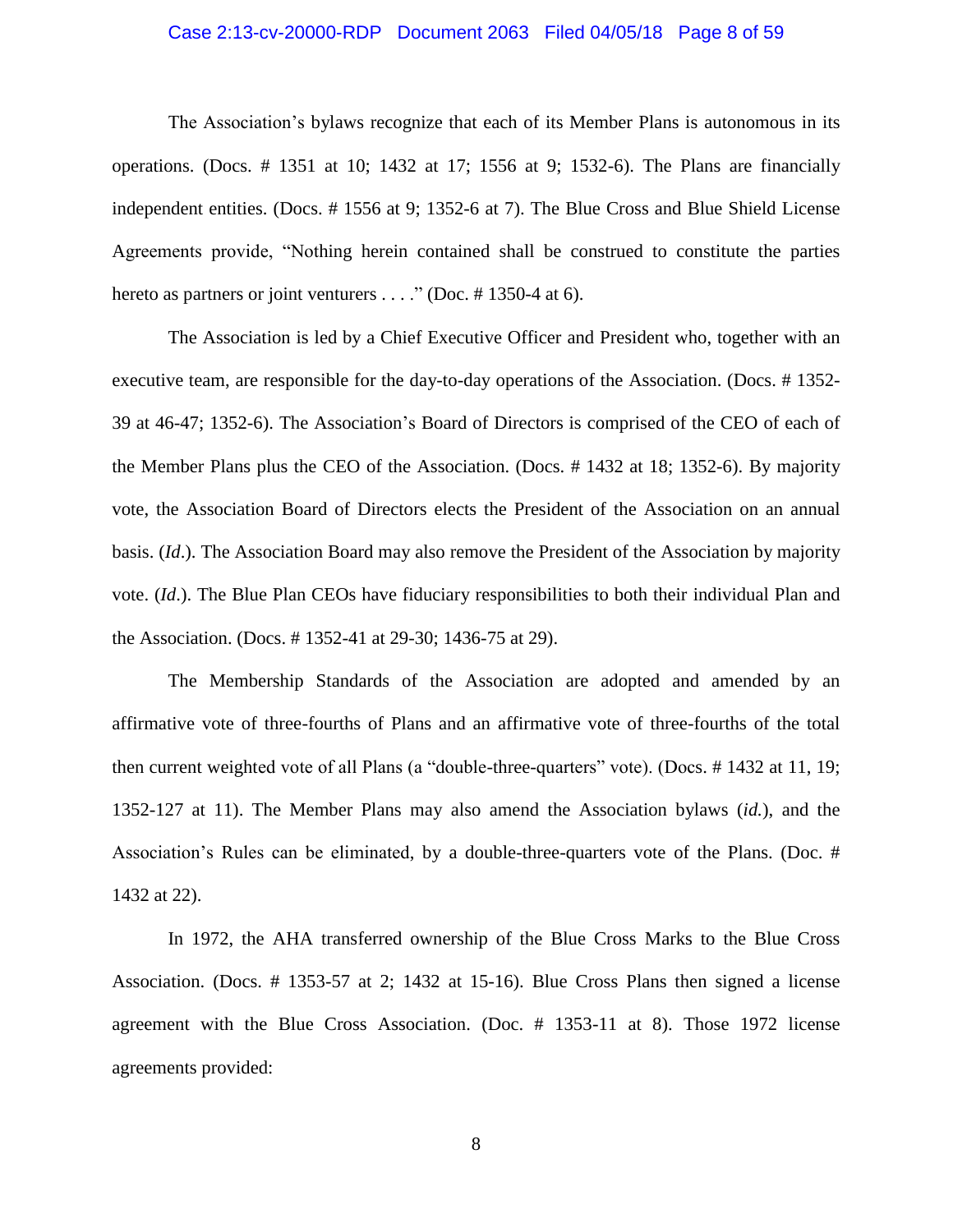The Association's bylaws recognize that each of its Member Plans is autonomous in its operations. (Docs. # 1351 at 10; 1432 at 17; 1556 at 9; 1532-6). The Plans are financially independent entities. (Docs. # 1556 at 9; 1352-6 at 7). The Blue Cross and Blue Shield License Agreements provide, "Nothing herein contained shall be construed to constitute the parties hereto as partners or joint venturers . . . ." (Doc. # 1350-4 at 6).

The Association is led by a Chief Executive Officer and President who, together with an executive team, are responsible for the day-to-day operations of the Association. (Docs. # 1352-39 at 46-47; 1352-6). The Association's Board of Directors is comprised of the CEO of each of the Member Plans plus the CEO of the Association. (Docs. # 1432 at 18; 1352-6). By majority vote, the Association Board of Directors elects the President of the Association on an annual basis. (*Id*.). The Association Board may also remove the President of the Association by majority vote. (*Id*.). The Blue Plan CEOs have fiduciary responsibilities to both their individual Plan and the Association. (Docs. # 1352-41 at 29-30; 1436-75 at 29).

The Membership Standards of the Association are adopted and amended by an affirmative vote of three-fourths of Plans and an affirmative vote of three-fourths of the total then current weighted vote of all Plans (a "double-three-quarters" vote). (Docs. # 1432 at 11, 19; 1352-127 at 11). The Member Plans may also amend the Association bylaws (*id.*), and the Association's Rules can be eliminated, by a double-three-quarters vote of the Plans. (Doc. # 1432 at 22).

In 1972, the AHA transferred ownership of the Blue Cross Marks to the Blue Cross Association. (Docs. # 1353-57 at 2; 1432 at 15-16). Blue Cross Plans then signed a license agreement with the Blue Cross Association. (Doc. # 1353-11 at 8). Those 1972 license agreements provided: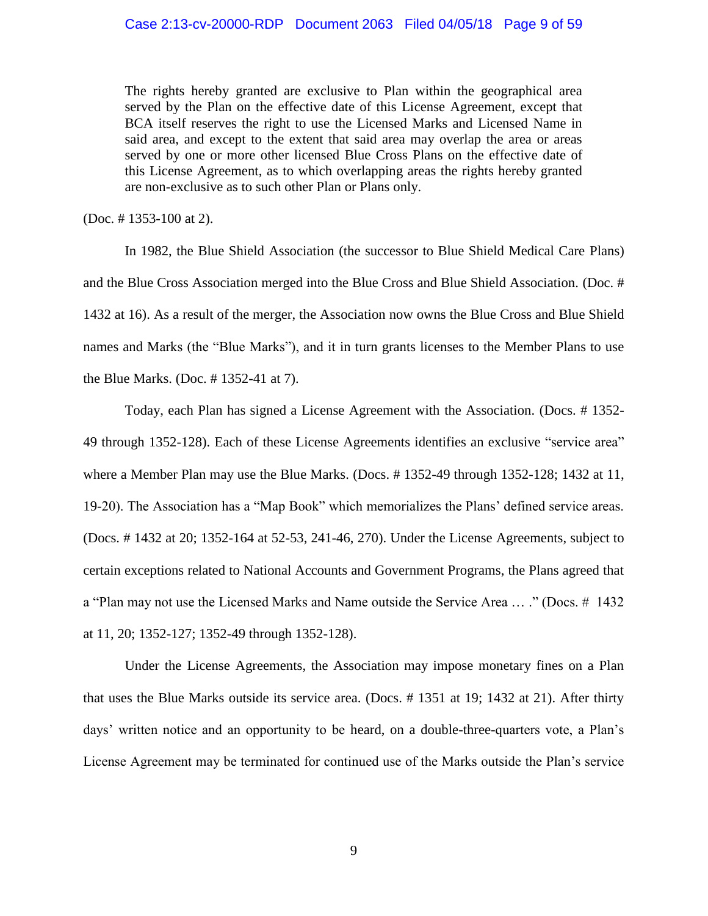> The rights hereby granted are exclusive to Plan within the geographical area served by the Plan on the effective date of this License Agreement, except that BCA itself reserves the right to use the Licensed Marks and Licensed Name in said area, and except to the extent that said area may overlap the area or areas served by one or more other licensed Blue Cross Plans on the effective date of this License Agreement, as to which overlapping areas the rights hereby granted are non-exclusive as to such other Plan or Plans only.

(Doc. # 1353-100 at 2).

In 1982, the Blue Shield Association (the successor to Blue Shield Medical Care Plans) and the Blue Cross Association merged into the Blue Cross and Blue Shield Association. (Doc. # 1432 at 16). As a result of the merger, the Association now owns the Blue Cross and Blue Shield names and Marks (the "Blue Marks"), and it in turn grants licenses to the Member Plans to use the Blue Marks. (Doc. # 1352-41 at 7).

Today, each Plan has signed a License Agreement with the Association. (Docs. # 1352-49 through 1352-128). Each of these License Agreements identifies an exclusive "service area" where a Member Plan may use the Blue Marks. (Docs. # 1352-49 through 1352-128; 1432 at 11, 19-20). The Association has a "Map Book" which memorializes the Plans' defined service areas. (Docs. # 1432 at 20; 1352-164 at 52-53, 241-46, 270). Under the License Agreements, subject to certain exceptions related to National Accounts and Government Programs, the Plans agreed that a "Plan may not use the Licensed Marks and Name outside the Service Area … ." (Docs. # 1432 at 11, 20; 1352-127; 1352-49 through 1352-128).

Under the License Agreements, the Association may impose monetary fines on a Plan that uses the Blue Marks outside its service area. (Docs. # 1351 at 19; 1432 at 21). After thirty days' written notice and an opportunity to be heard, on a double-three-quarters vote, a Plan's License Agreement may be terminated for continued use of the Marks outside the Plan's service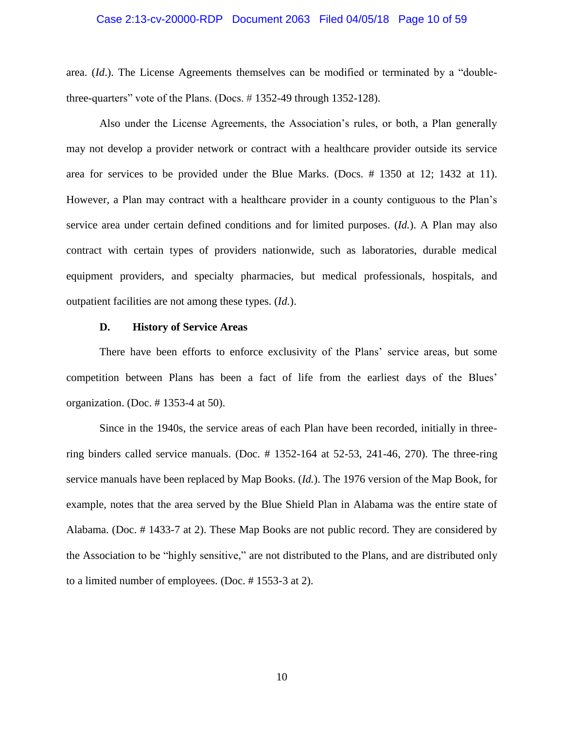area. (*Id*.). The License Agreements themselves can be modified or terminated by a "double-three-quarters" vote of the Plans. (Docs. # 1352-49 through 1352-128).

Also under the License Agreements, the Association's rules, or both, a Plan generally may not develop a provider network or contract with a healthcare provider outside its service area for services to be provided under the Blue Marks. (Docs. # 1350 at 12; 1432 at 11). However, a Plan may contract with a healthcare provider in a county contiguous to the Plan's service area under certain defined conditions and for limited purposes. (*Id.*). A Plan may also contract with certain types of providers nationwide, such as laboratories, durable medical equipment providers, and specialty pharmacies, but medical professionals, hospitals, and outpatient facilities are not among these types. (*Id.*).

### D. History of Service Areas

There have been efforts to enforce exclusivity of the Plans' service areas, but some competition between Plans has been a fact of life from the earliest days of the Blues' organization. (Doc. # 1353-4 at 50).

Since in the 1940s, the service areas of each Plan have been recorded, initially in three-ring binders called service manuals. (Doc. # 1352-164 at 52-53, 241-46, 270). The three-ring service manuals have been replaced by Map Books. (*Id.*). The 1976 version of the Map Book, for example, notes that the area served by the Blue Shield Plan in Alabama was the entire state of Alabama. (Doc. # 1433-7 at 2). These Map Books are not public record. They are considered by the Association to be "highly sensitive," are not distributed to the Plans, and are distributed only to a limited number of employees. (Doc. # 1553-3 at 2).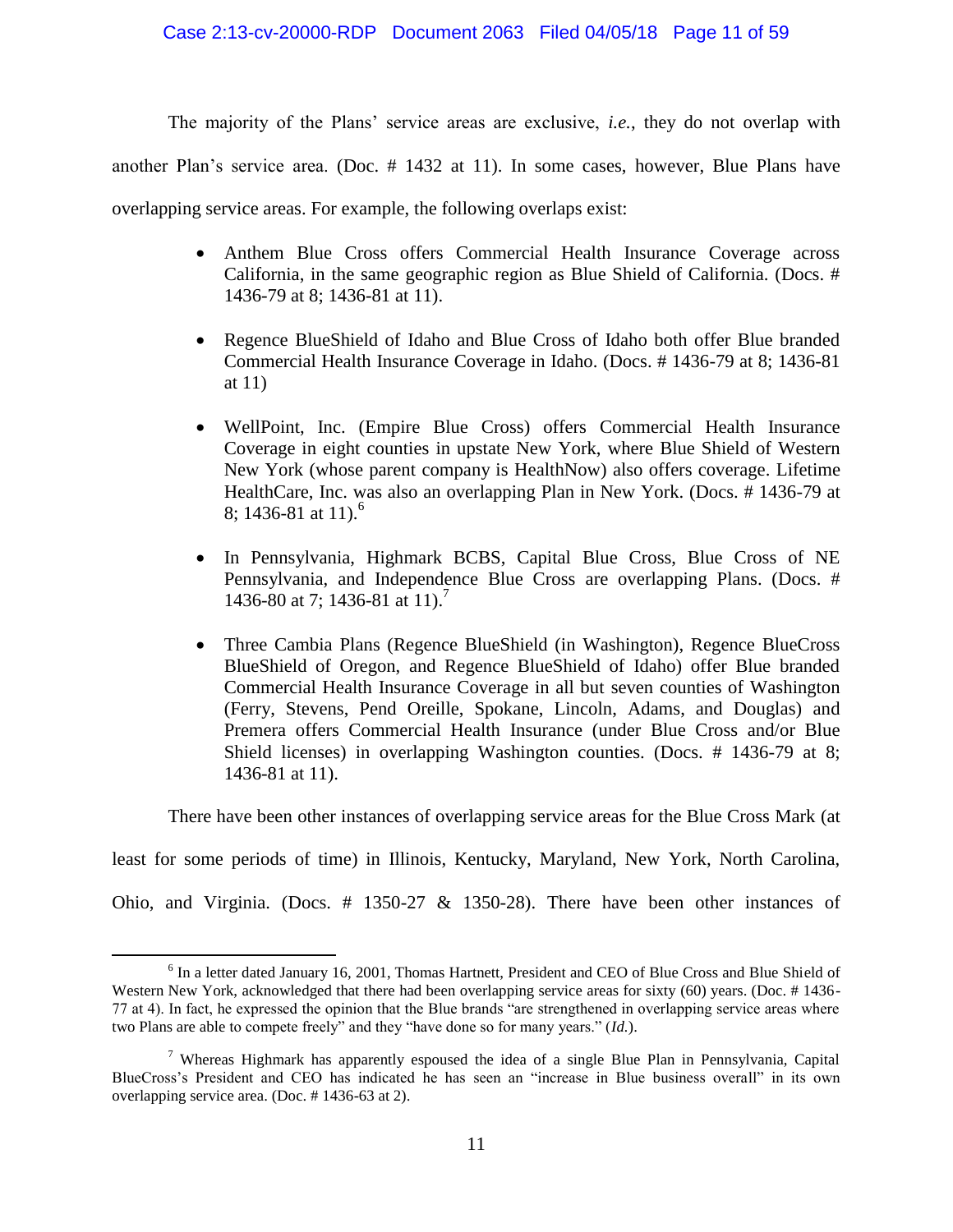The majority of the Plans' service areas are exclusive, *i.e.*, they do not overlap with another Plan's service area. (Doc. # 1432 at 11). In some cases, however, Blue Plans have overlapping service areas. For example, the following overlaps exist:

- Anthem Blue Cross offers Commercial Health Insurance Coverage across California, in the same geographic region as Blue Shield of California. (Docs. # 1436-79 at 8; 1436-81 at 11).

- Regence BlueShield of Idaho and Blue Cross of Idaho both offer Blue branded Commercial Health Insurance Coverage in Idaho. (Docs. # 1436-79 at 8; 1436-81 at 11)

- WellPoint, Inc. (Empire Blue Cross) offers Commercial Health Insurance Coverage in eight counties in upstate New York, where Blue Shield of Western New York (whose parent company is HealthNow) also offers coverage. Lifetime HealthCare, Inc. was also an overlapping Plan in New York. (Docs. # 1436-79 at 8; 1436-81 at 11).[6]

- In Pennsylvania, Highmark BCBS, Capital Blue Cross, Blue Cross of NE Pennsylvania, and Independence Blue Cross are overlapping Plans. (Docs. # 1436-80 at 7; 1436-81 at 11).[7]

- Three Cambia Plans (Regence BlueShield (in Washington), Regence BlueCross BlueShield of Oregon, and Regence BlueShield of Idaho) offer Blue branded Commercial Health Insurance Coverage in all but seven counties of Washington (Ferry, Stevens, Pend Oreille, Spokane, Lincoln, Adams, and Douglas) and Premera offers Commercial Health Insurance (under Blue Cross and/or Blue Shield licenses) in overlapping Washington counties. (Docs. # 1436-79 at 8; 1436-81 at 11).

There have been other instances of overlapping service areas for the Blue Cross Mark (at least for some periods of time) in Illinois, Kentucky, Maryland, New York, North Carolina, Ohio, and Virginia. (Docs. # 1350-27 & 1350-28). There have been other instances of

---

[6] In a letter dated January 16, 2001, Thomas Hartnett, President and CEO of Blue Cross and Blue Shield of Western New York, acknowledged that there had been overlapping service areas for sixty (60) years. (Doc. # 1436-77 at 4). In fact, he expressed the opinion that the Blue brands "are strengthened in overlapping service areas where two Plans are able to compete freely" and they "have done so for many years." (*Id.*).

[7] Whereas Highmark has apparently espoused the idea of a single Blue Plan in Pennsylvania, Capital BlueCross's President and CEO has indicated he has seen an "increase in Blue business overall" in its own overlapping service area. (Doc. # 1436-63 at 2).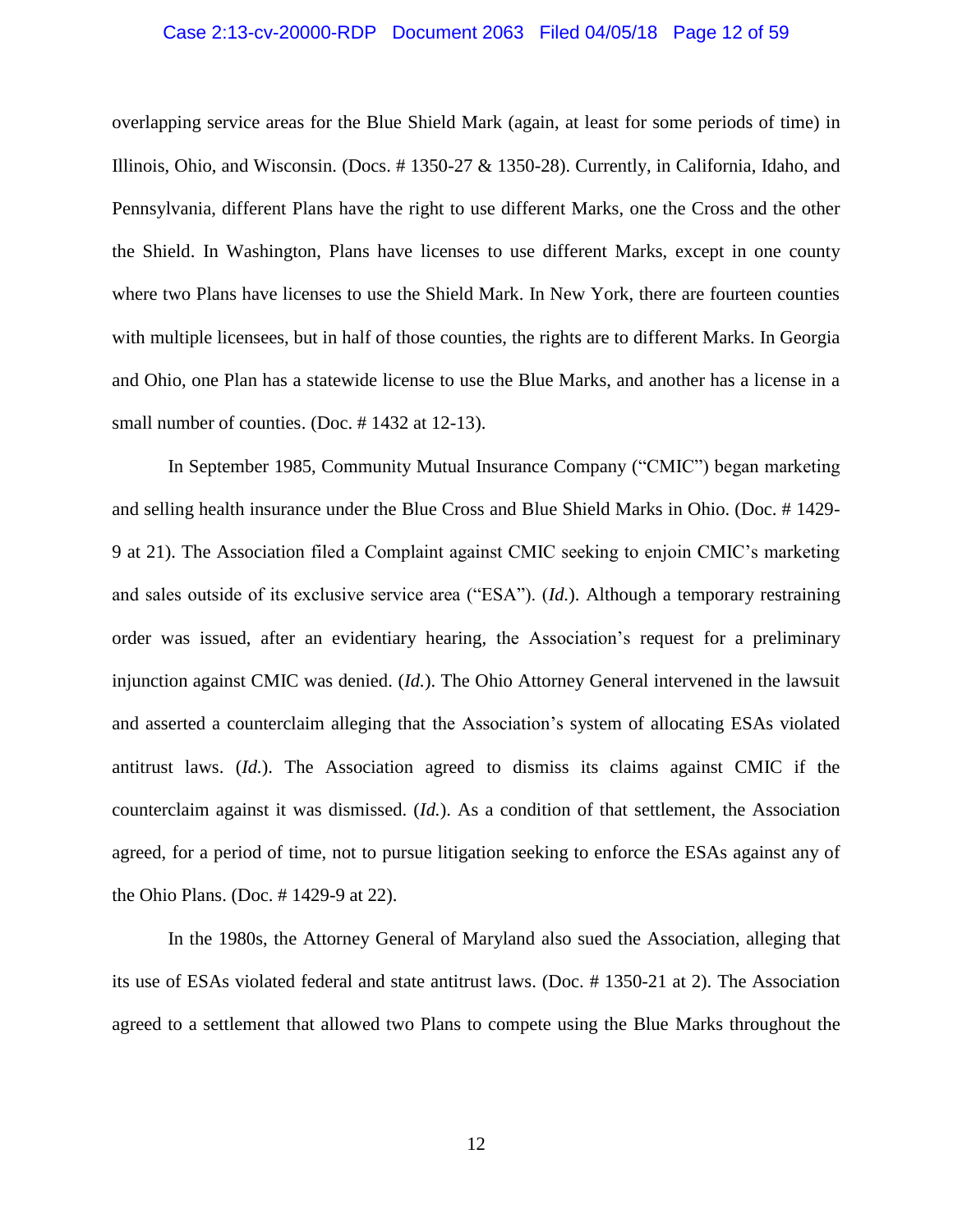overlapping service areas for the Blue Shield Mark (again, at least for some periods of time) in Illinois, Ohio, and Wisconsin. (Docs. # 1350-27 & 1350-28). Currently, in California, Idaho, and Pennsylvania, different Plans have the right to use different Marks, one the Cross and the other the Shield. In Washington, Plans have licenses to use different Marks, except in one county where two Plans have licenses to use the Shield Mark. In New York, there are fourteen counties with multiple licensees, but in half of those counties, the rights are to different Marks. In Georgia and Ohio, one Plan has a statewide license to use the Blue Marks, and another has a license in a small number of counties. (Doc. # 1432 at 12-13).

In September 1985, Community Mutual Insurance Company ("CMIC") began marketing and selling health insurance under the Blue Cross and Blue Shield Marks in Ohio. (Doc. # 1429-9 at 21). The Association filed a Complaint against CMIC seeking to enjoin CMIC's marketing and sales outside of its exclusive service area ("ESA"). (*Id.*). Although a temporary restraining order was issued, after an evidentiary hearing, the Association's request for a preliminary injunction against CMIC was denied. (*Id.*). The Ohio Attorney General intervened in the lawsuit and asserted a counterclaim alleging that the Association's system of allocating ESAs violated antitrust laws. (*Id.*). The Association agreed to dismiss its claims against CMIC if the counterclaim against it was dismissed. (*Id.*). As a condition of that settlement, the Association agreed, for a period of time, not to pursue litigation seeking to enforce the ESAs against any of the Ohio Plans. (Doc. # 1429-9 at 22).

In the 1980s, the Attorney General of Maryland also sued the Association, alleging that its use of ESAs violated federal and state antitrust laws. (Doc. # 1350-21 at 2). The Association agreed to a settlement that allowed two Plans to compete using the Blue Marks throughout the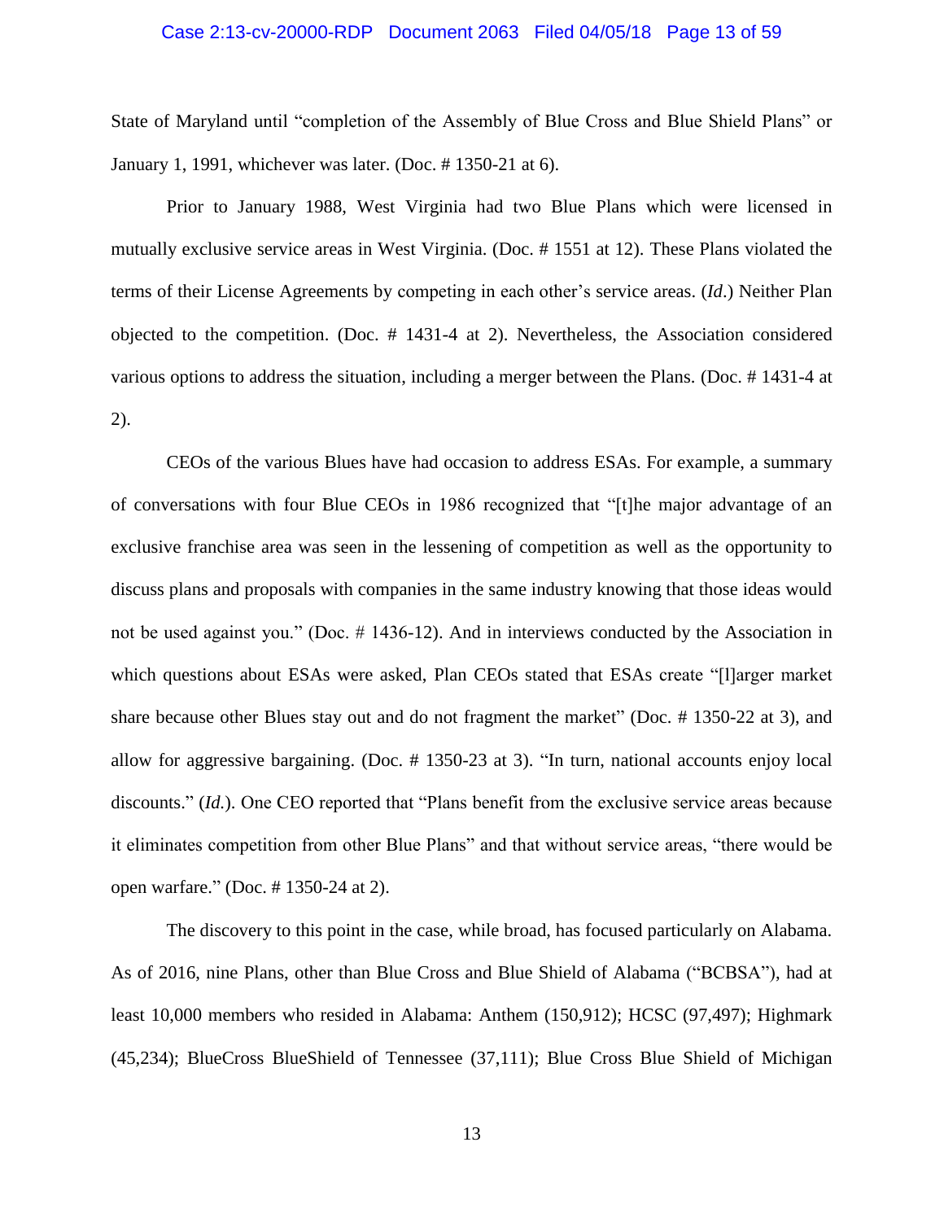State of Maryland until "completion of the Assembly of Blue Cross and Blue Shield Plans" or January 1, 1991, whichever was later. (Doc. # 1350-21 at 6).

Prior to January 1988, West Virginia had two Blue Plans which were licensed in mutually exclusive service areas in West Virginia. (Doc. # 1551 at 12). These Plans violated the terms of their License Agreements by competing in each other's service areas. (*Id*.) Neither Plan objected to the competition. (Doc. # 1431-4 at 2). Nevertheless, the Association considered various options to address the situation, including a merger between the Plans. (Doc. # 1431-4 at 2).

CEOs of the various Blues have had occasion to address ESAs. For example, a summary of conversations with four Blue CEOs in 1986 recognized that "[t]he major advantage of an exclusive franchise area was seen in the lessening of competition as well as the opportunity to discuss plans and proposals with companies in the same industry knowing that those ideas would not be used against you." (Doc. # 1436-12). And in interviews conducted by the Association in which questions about ESAs were asked, Plan CEOs stated that ESAs create "[l]arger market share because other Blues stay out and do not fragment the market" (Doc. # 1350-22 at 3), and allow for aggressive bargaining. (Doc. # 1350-23 at 3). "In turn, national accounts enjoy local discounts." (*Id.*). One CEO reported that "Plans benefit from the exclusive service areas because it eliminates competition from other Blue Plans" and that without service areas, "there would be open warfare." (Doc. # 1350-24 at 2).

The discovery to this point in the case, while broad, has focused particularly on Alabama. As of 2016, nine Plans, other than Blue Cross and Blue Shield of Alabama ("BCBSA"), had at least 10,000 members who resided in Alabama: Anthem (150,912); HCSC (97,497); Highmark (45,234); BlueCross BlueShield of Tennessee (37,111); Blue Cross Blue Shield of Michigan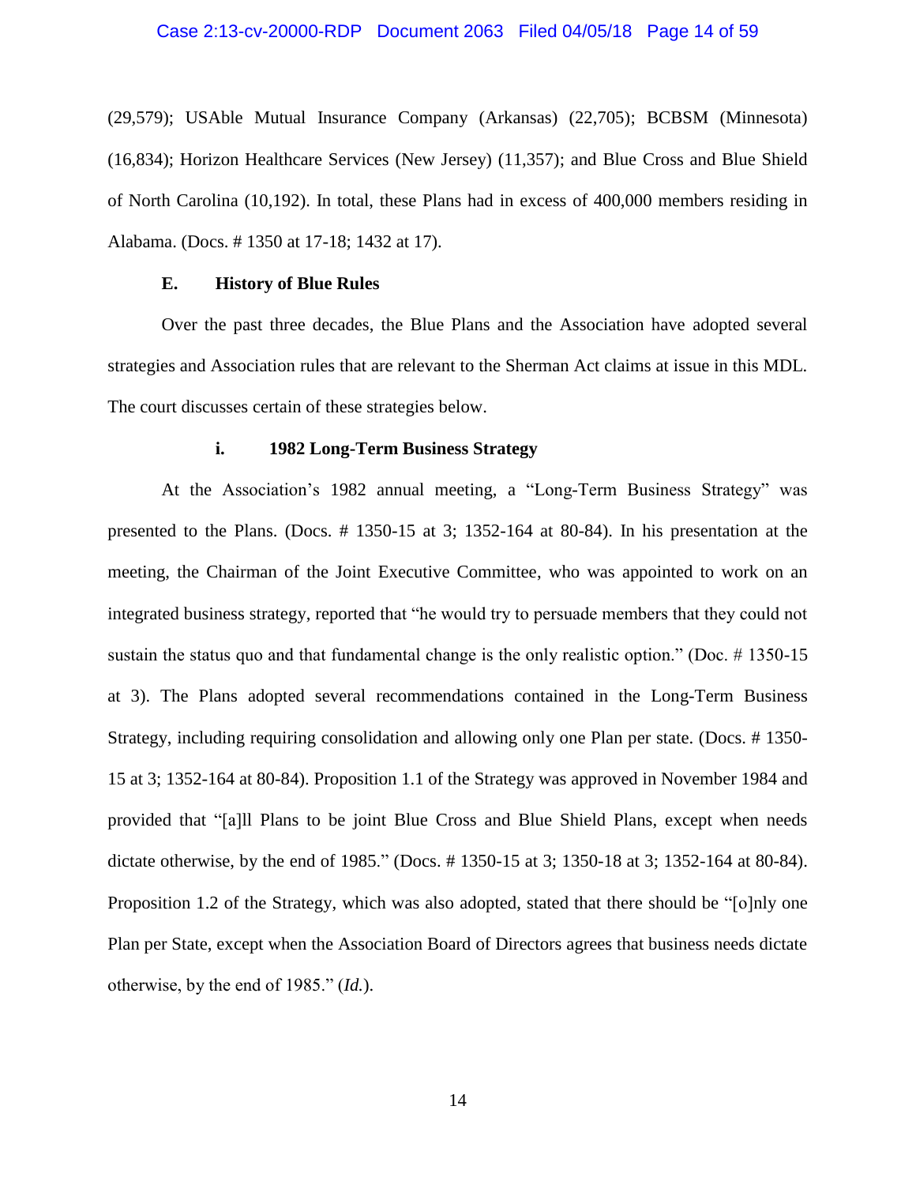(29,579); USAble Mutual Insurance Company (Arkansas) (22,705); BCBSM (Minnesota) (16,834); Horizon Healthcare Services (New Jersey) (11,357); and Blue Cross and Blue Shield of North Carolina (10,192). In total, these Plans had in excess of 400,000 members residing in Alabama. (Docs. # 1350 at 17-18; 1432 at 17).

### E. History of Blue Rules

Over the past three decades, the Blue Plans and the Association have adopted several strategies and Association rules that are relevant to the Sherman Act claims at issue in this MDL. The court discusses certain of these strategies below.

#### i. 1982 Long-Term Business Strategy

At the Association's 1982 annual meeting, a "Long-Term Business Strategy" was presented to the Plans. (Docs. # 1350-15 at 3; 1352-164 at 80-84). In his presentation at the meeting, the Chairman of the Joint Executive Committee, who was appointed to work on an integrated business strategy, reported that "he would try to persuade members that they could not sustain the status quo and that fundamental change is the only realistic option." (Doc. # 1350-15 at 3). The Plans adopted several recommendations contained in the Long-Term Business Strategy, including requiring consolidation and allowing only one Plan per state. (Docs. # 1350-15 at 3; 1352-164 at 80-84). Proposition 1.1 of the Strategy was approved in November 1984 and provided that "[a]ll Plans to be joint Blue Cross and Blue Shield Plans, except when needs dictate otherwise, by the end of 1985." (Docs. # 1350-15 at 3; 1350-18 at 3; 1352-164 at 80-84). Proposition 1.2 of the Strategy, which was also adopted, stated that there should be "[o]nly one Plan per State, except when the Association Board of Directors agrees that business needs dictate otherwise, by the end of 1985." (*Id.*).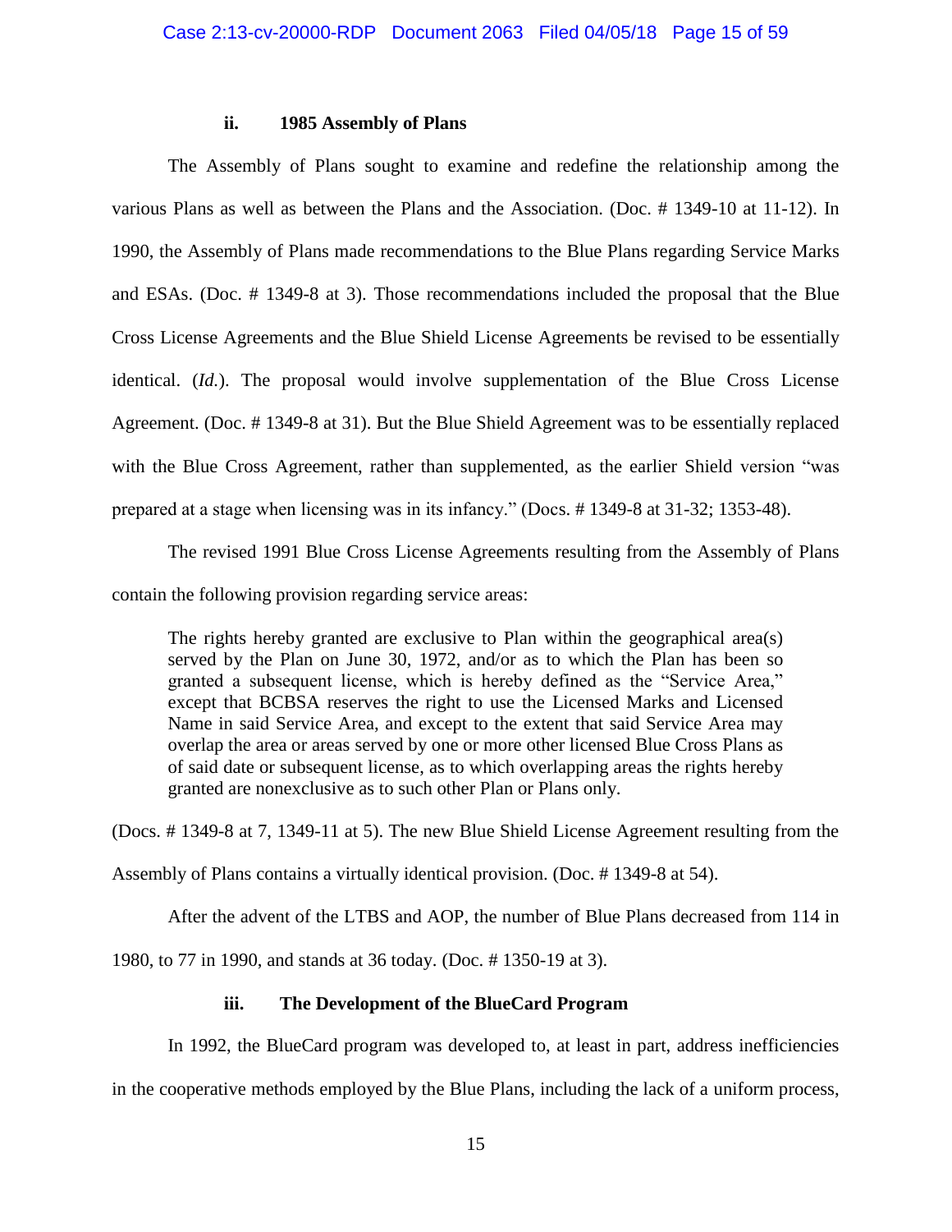### ii. 1985 Assembly of Plans

The Assembly of Plans sought to examine and redefine the relationship among the various Plans as well as between the Plans and the Association. (Doc. # 1349-10 at 11-12). In 1990, the Assembly of Plans made recommendations to the Blue Plans regarding Service Marks and ESAs. (Doc. # 1349-8 at 3). Those recommendations included the proposal that the Blue Cross License Agreements and the Blue Shield License Agreements be revised to be essentially identical. (*Id.*). The proposal would involve supplementation of the Blue Cross License Agreement. (Doc. # 1349-8 at 31). But the Blue Shield Agreement was to be essentially replaced with the Blue Cross Agreement, rather than supplemented, as the earlier Shield version "was prepared at a stage when licensing was in its infancy." (Docs. # 1349-8 at 31-32; 1353-48).

The revised 1991 Blue Cross License Agreements resulting from the Assembly of Plans contain the following provision regarding service areas:

> The rights hereby granted are exclusive to Plan within the geographical area(s) served by the Plan on June 30, 1972, and/or as to which the Plan has been so granted a subsequent license, which is hereby defined as the "Service Area," except that BCBSA reserves the right to use the Licensed Marks and Licensed Name in said Service Area, and except to the extent that said Service Area may overlap the area or areas served by one or more other licensed Blue Cross Plans as of said date or subsequent license, as to which overlapping areas the rights hereby granted are nonexclusive as to such other Plan or Plans only.

(Docs. # 1349-8 at 7, 1349-11 at 5). The new Blue Shield License Agreement resulting from the Assembly of Plans contains a virtually identical provision. (Doc. # 1349-8 at 54).

After the advent of the LTBS and AOP, the number of Blue Plans decreased from 114 in 1980, to 77 in 1990, and stands at 36 today. (Doc. # 1350-19 at 3).

### iii. The Development of the BlueCard Program

In 1992, the BlueCard program was developed to, at least in part, address inefficiencies in the cooperative methods employed by the Blue Plans, including the lack of a uniform process,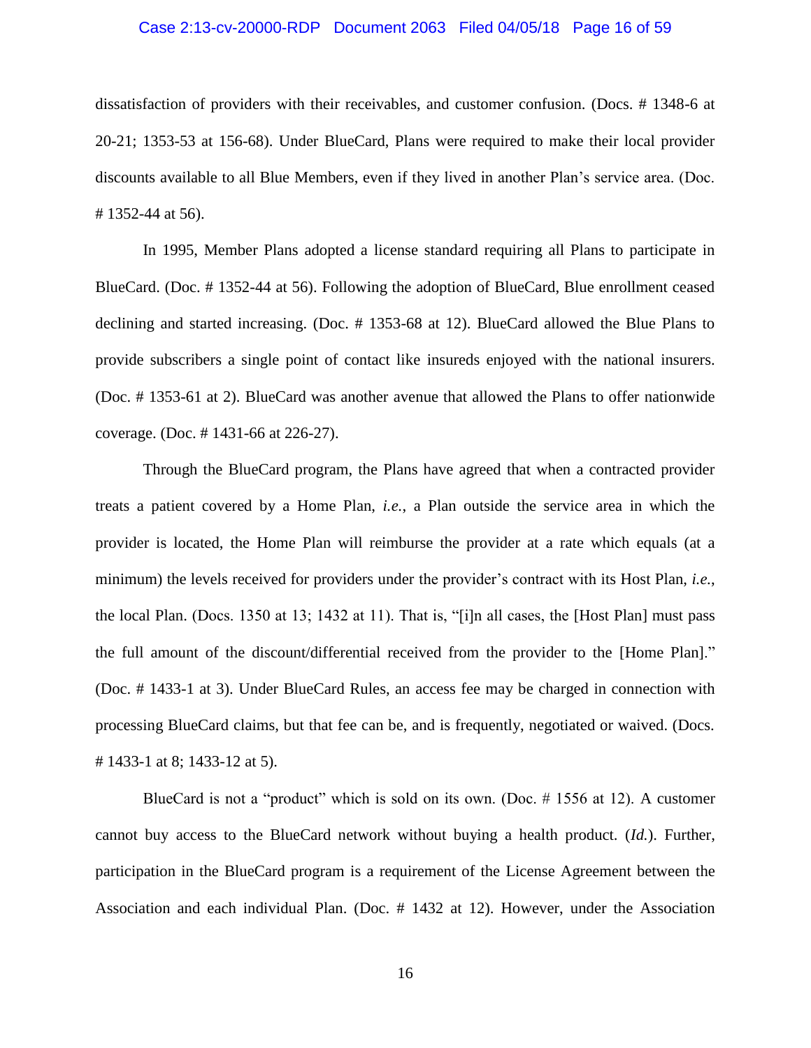dissatisfaction of providers with their receivables, and customer confusion. (Docs. # 1348-6 at 20-21; 1353-53 at 156-68). Under BlueCard, Plans were required to make their local provider discounts available to all Blue Members, even if they lived in another Plan's service area. (Doc. # 1352-44 at 56).

In 1995, Member Plans adopted a license standard requiring all Plans to participate in BlueCard. (Doc. # 1352-44 at 56). Following the adoption of BlueCard, Blue enrollment ceased declining and started increasing. (Doc. # 1353-68 at 12). BlueCard allowed the Blue Plans to provide subscribers a single point of contact like insureds enjoyed with the national insurers. (Doc. # 1353-61 at 2). BlueCard was another avenue that allowed the Plans to offer nationwide coverage. (Doc. # 1431-66 at 226-27).

Through the BlueCard program, the Plans have agreed that when a contracted provider treats a patient covered by a Home Plan, *i.e.*, a Plan outside the service area in which the provider is located, the Home Plan will reimburse the provider at a rate which equals (at a minimum) the levels received for providers under the provider's contract with its Host Plan, *i.e.*, the local Plan. (Docs. 1350 at 13; 1432 at 11). That is, "[i]n all cases, the [Host Plan] must pass the full amount of the discount/differential received from the provider to the [Home Plan]." (Doc. # 1433-1 at 3). Under BlueCard Rules, an access fee may be charged in connection with processing BlueCard claims, but that fee can be, and is frequently, negotiated or waived. (Docs. # 1433-1 at 8; 1433-12 at 5).

BlueCard is not a "product" which is sold on its own. (Doc. # 1556 at 12). A customer cannot buy access to the BlueCard network without buying a health product. (*Id.*). Further, participation in the BlueCard program is a requirement of the License Agreement between the Association and each individual Plan. (Doc. # 1432 at 12). However, under the Association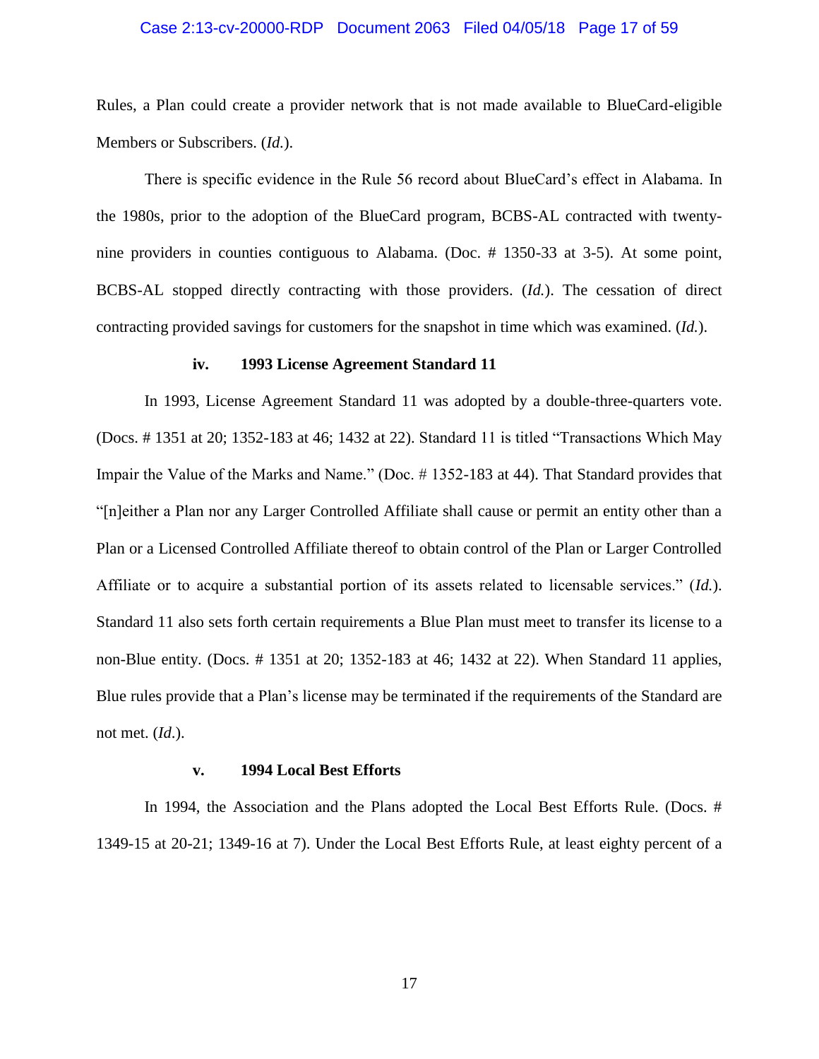Rules, a Plan could create a provider network that is not made available to BlueCard-eligible Members or Subscribers. (*Id.*).

There is specific evidence in the Rule 56 record about BlueCard's effect in Alabama. In the 1980s, prior to the adoption of the BlueCard program, BCBS-AL contracted with twenty-nine providers in counties contiguous to Alabama. (Doc. # 1350-33 at 3-5). At some point, BCBS-AL stopped directly contracting with those providers. (*Id.*). The cessation of direct contracting provided savings for customers for the snapshot in time which was examined. (*Id.*).

#### iv. 1993 License Agreement Standard 11

In 1993, License Agreement Standard 11 was adopted by a double-three-quarters vote. (Docs. # 1351 at 20; 1352-183 at 46; 1432 at 22). Standard 11 is titled "Transactions Which May Impair the Value of the Marks and Name." (Doc. # 1352-183 at 44). That Standard provides that "[n]either a Plan nor any Larger Controlled Affiliate shall cause or permit an entity other than a Plan or a Licensed Controlled Affiliate thereof to obtain control of the Plan or Larger Controlled Affiliate or to acquire a substantial portion of its assets related to licensable services." (*Id.*). Standard 11 also sets forth certain requirements a Blue Plan must meet to transfer its license to a non-Blue entity. (Docs. # 1351 at 20; 1352-183 at 46; 1432 at 22). When Standard 11 applies, Blue rules provide that a Plan's license may be terminated if the requirements of the Standard are not met. (*Id*.).

#### v. 1994 Local Best Efforts

In 1994, the Association and the Plans adopted the Local Best Efforts Rule. (Docs. # 1349-15 at 20-21; 1349-16 at 7). Under the Local Best Efforts Rule, at least eighty percent of a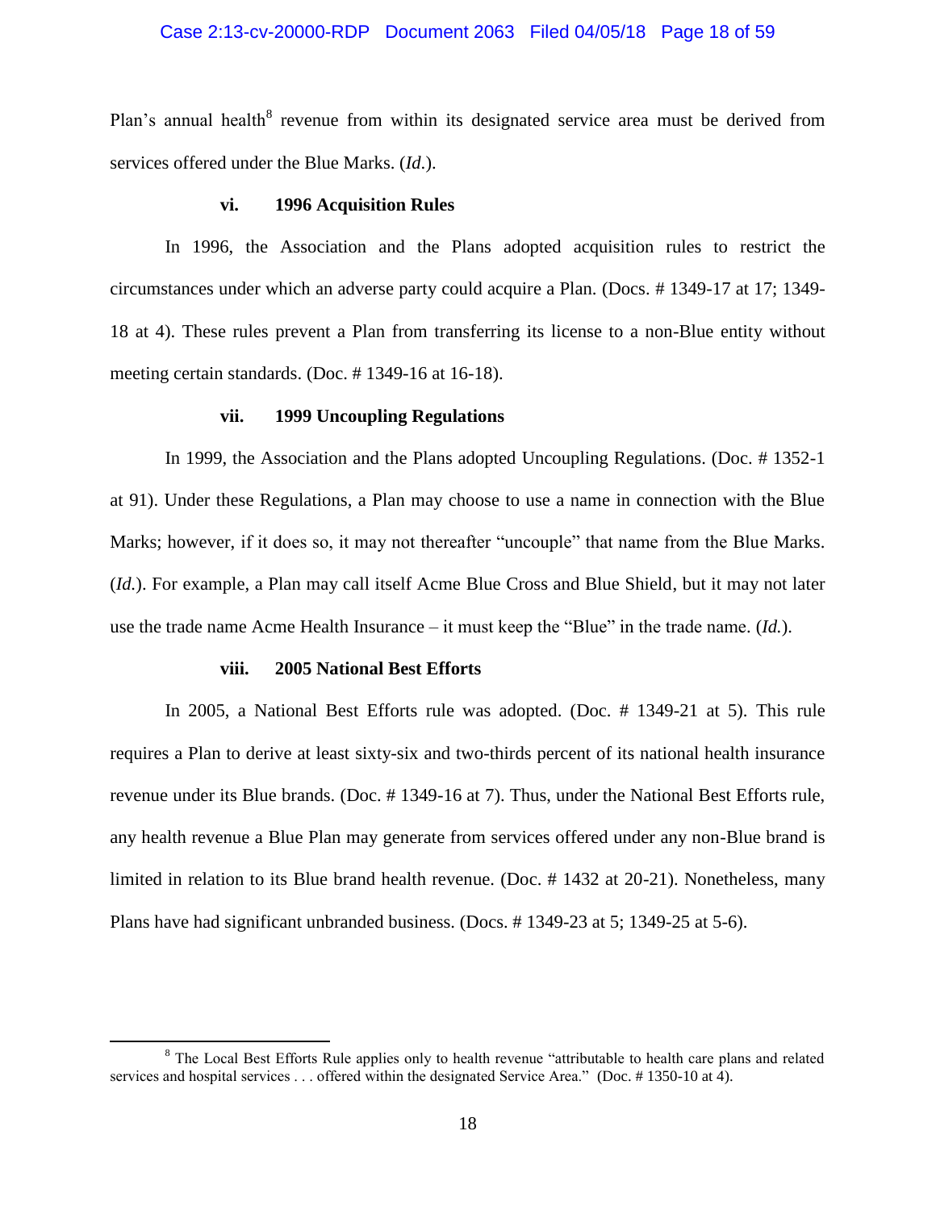Plan's annual health[8] revenue from within its designated service area must be derived from services offered under the Blue Marks. (*Id.*).

#### vi. 1996 Acquisition Rules

In 1996, the Association and the Plans adopted acquisition rules to restrict the circumstances under which an adverse party could acquire a Plan. (Docs. # 1349-17 at 17; 1349-18 at 4). These rules prevent a Plan from transferring its license to a non-Blue entity without meeting certain standards. (Doc. # 1349-16 at 16-18).

#### vii. 1999 Uncoupling Regulations

In 1999, the Association and the Plans adopted Uncoupling Regulations. (Doc. # 1352-1 at 91). Under these Regulations, a Plan may choose to use a name in connection with the Blue Marks; however, if it does so, it may not thereafter "uncouple" that name from the Blue Marks. (*Id.*). For example, a Plan may call itself Acme Blue Cross and Blue Shield, but it may not later use the trade name Acme Health Insurance – it must keep the "Blue" in the trade name. (*Id.*).

#### viii. 2005 National Best Efforts

In 2005, a National Best Efforts rule was adopted. (Doc. # 1349-21 at 5). This rule requires a Plan to derive at least sixty-six and two-thirds percent of its national health insurance revenue under its Blue brands. (Doc. # 1349-16 at 7). Thus, under the National Best Efforts rule, any health revenue a Blue Plan may generate from services offered under any non-Blue brand is limited in relation to its Blue brand health revenue. (Doc. # 1432 at 20-21). Nonetheless, many Plans have had significant unbranded business. (Docs. # 1349-23 at 5; 1349-25 at 5-6).

---

[8] The Local Best Efforts Rule applies only to health revenue "attributable to health care plans and related services and hospital services . . . offered within the designated Service Area." (Doc. # 1350-10 at 4).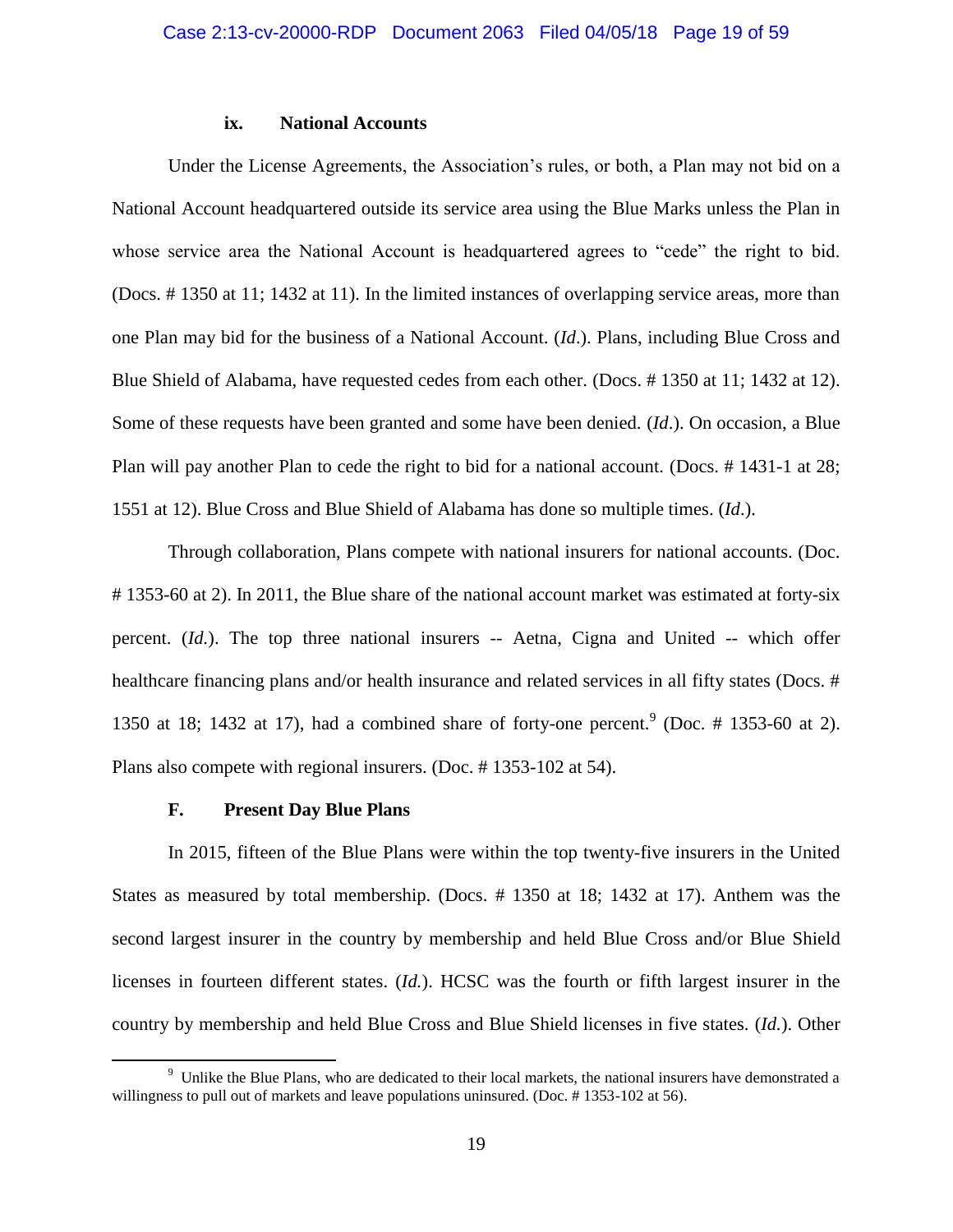### ix. National Accounts

Under the License Agreements, the Association's rules, or both, a Plan may not bid on a National Account headquartered outside its service area using the Blue Marks unless the Plan in whose service area the National Account is headquartered agrees to "cede" the right to bid. (Docs. # 1350 at 11; 1432 at 11). In the limited instances of overlapping service areas, more than one Plan may bid for the business of a National Account. (*Id*.). Plans, including Blue Cross and Blue Shield of Alabama, have requested cedes from each other. (Docs. # 1350 at 11; 1432 at 12). Some of these requests have been granted and some have been denied. (*Id*.). On occasion, a Blue Plan will pay another Plan to cede the right to bid for a national account. (Docs. # 1431-1 at 28; 1551 at 12). Blue Cross and Blue Shield of Alabama has done so multiple times. (*Id*.).

Through collaboration, Plans compete with national insurers for national accounts. (Doc. # 1353-60 at 2). In 2011, the Blue share of the national account market was estimated at forty-six percent. (*Id.*). The top three national insurers -- Aetna, Cigna and United -- which offer healthcare financing plans and/or health insurance and related services in all fifty states (Docs. # 1350 at 18; 1432 at 17), had a combined share of forty-one percent.[9] (Doc. # 1353-60 at 2). Plans also compete with regional insurers. (Doc. # 1353-102 at 54).

## F. Present Day Blue Plans

In 2015, fifteen of the Blue Plans were within the top twenty-five insurers in the United States as measured by total membership. (Docs. # 1350 at 18; 1432 at 17). Anthem was the second largest insurer in the country by membership and held Blue Cross and/or Blue Shield licenses in fourteen different states. (*Id.*). HCSC was the fourth or fifth largest insurer in the country by membership and held Blue Cross and Blue Shield licenses in five states. (*Id.*). Other

---

[9] Unlike the Blue Plans, who are dedicated to their local markets, the national insurers have demonstrated a willingness to pull out of markets and leave populations uninsured. (Doc. # 1353-102 at 56).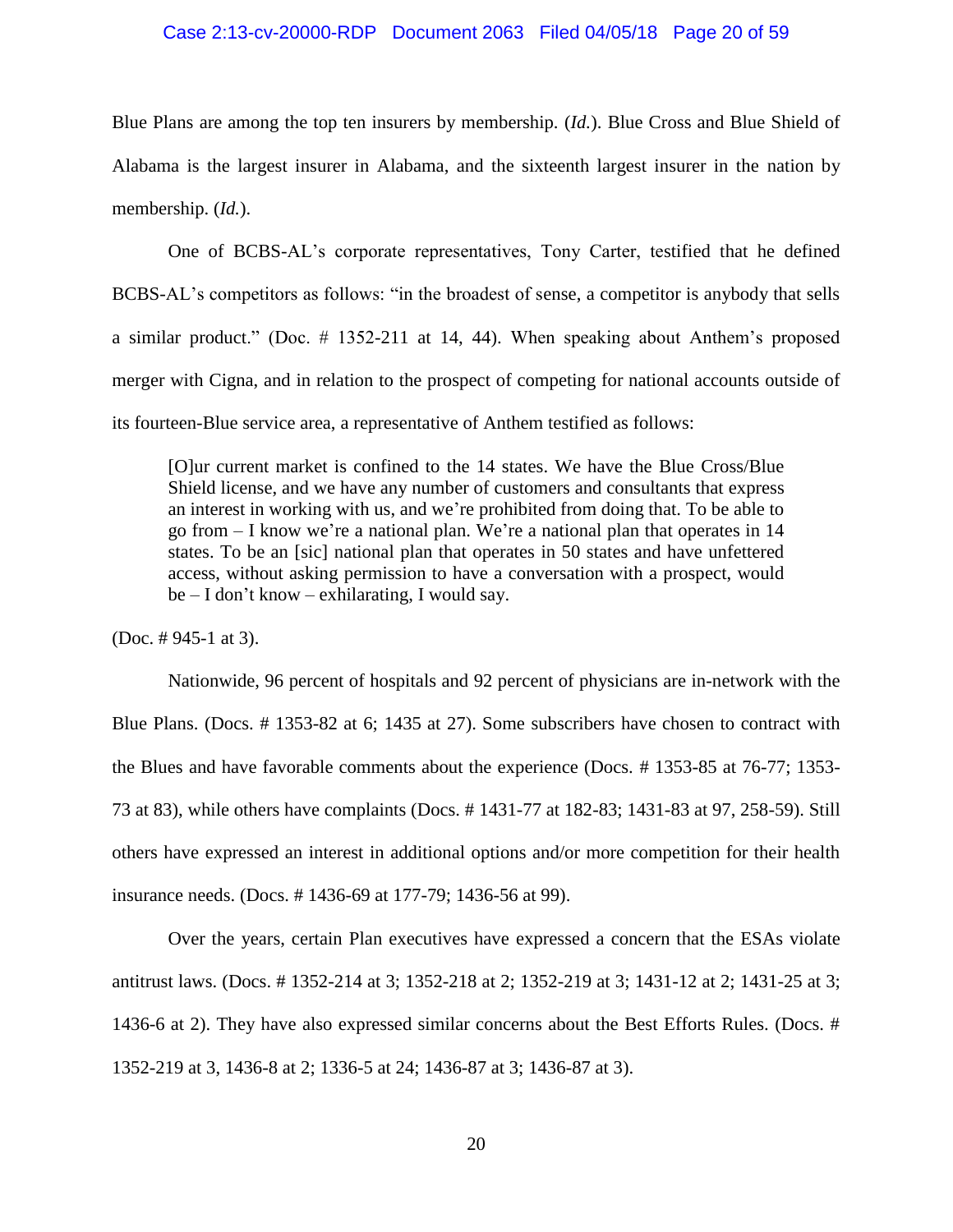Blue Plans are among the top ten insurers by membership. (*Id.*). Blue Cross and Blue Shield of Alabama is the largest insurer in Alabama, and the sixteenth largest insurer in the nation by membership. (*Id.*).

One of BCBS-AL's corporate representatives, Tony Carter, testified that he defined BCBS-AL's competitors as follows: "in the broadest of sense, a competitor is anybody that sells a similar product." (Doc. # 1352-211 at 14, 44). When speaking about Anthem's proposed merger with Cigna, and in relation to the prospect of competing for national accounts outside of its fourteen-Blue service area, a representative of Anthem testified as follows:

> [O]ur current market is confined to the 14 states. We have the Blue Cross/Blue Shield license, and we have any number of customers and consultants that express an interest in working with us, and we're prohibited from doing that. To be able to go from – I know we're a national plan. We're a national plan that operates in 14 states. To be an [sic] national plan that operates in 50 states and have unfettered access, without asking permission to have a conversation with a prospect, would be – I don't know – exhilarating, I would say.

(Doc. # 945-1 at 3).

Nationwide, 96 percent of hospitals and 92 percent of physicians are in-network with the Blue Plans. (Docs. # 1353-82 at 6; 1435 at 27). Some subscribers have chosen to contract with the Blues and have favorable comments about the experience (Docs. # 1353-85 at 76-77; 1353-73 at 83), while others have complaints (Docs. # 1431-77 at 182-83; 1431-83 at 97, 258-59). Still others have expressed an interest in additional options and/or more competition for their health insurance needs. (Docs. # 1436-69 at 177-79; 1436-56 at 99).

Over the years, certain Plan executives have expressed a concern that the ESAs violate antitrust laws. (Docs. # 1352-214 at 3; 1352-218 at 2; 1352-219 at 3; 1431-12 at 2; 1431-25 at 3; 1436-6 at 2). They have also expressed similar concerns about the Best Efforts Rules. (Docs. # 1352-219 at 3, 1436-8 at 2; 1336-5 at 24; 1436-87 at 3; 1436-87 at 3).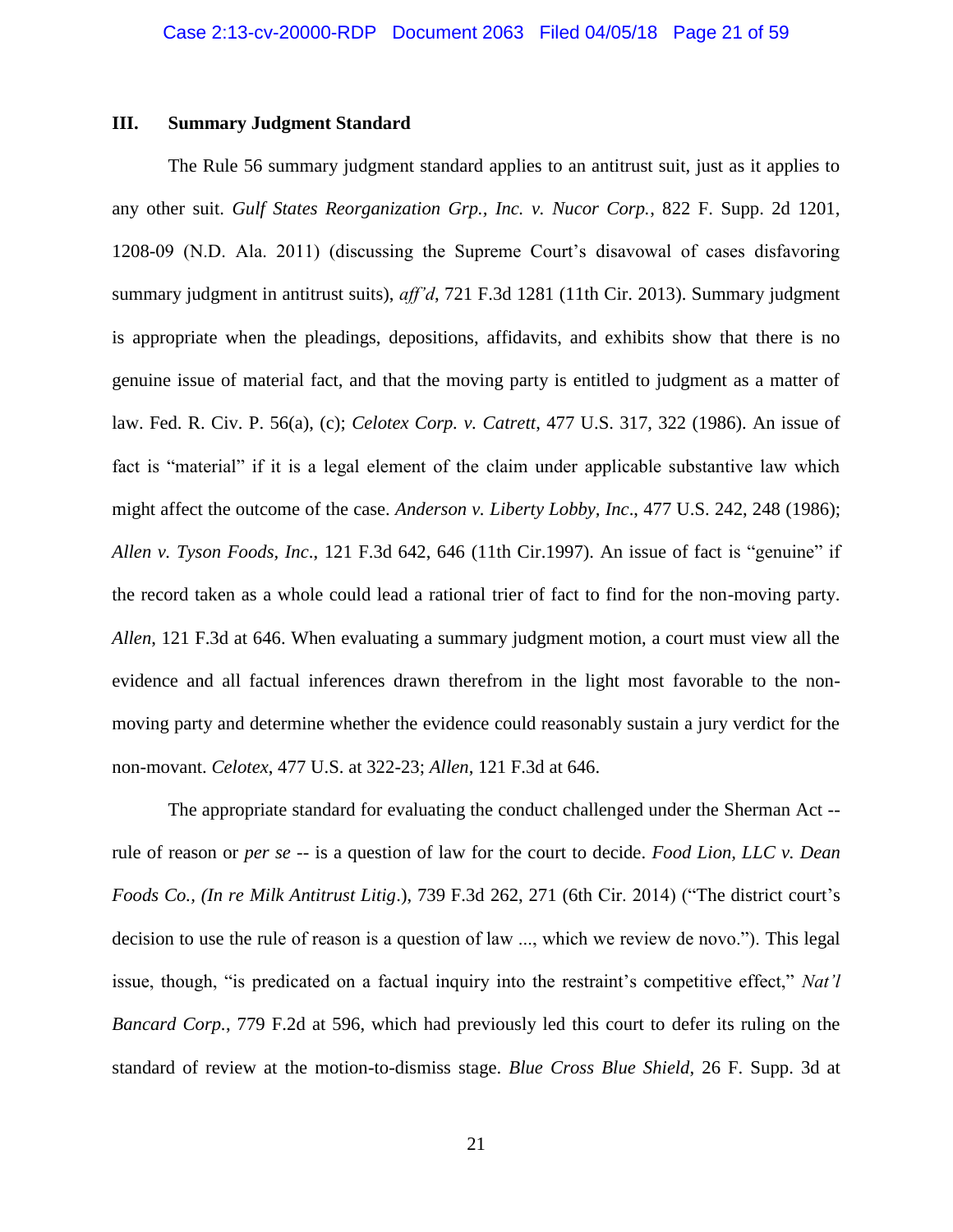### III. Summary Judgment Standard

The Rule 56 summary judgment standard applies to an antitrust suit, just as it applies to any other suit. *Gulf States Reorganization Grp., Inc. v. Nucor Corp.*, 822 F. Supp. 2d 1201, 1208-09 (N.D. Ala. 2011) (discussing the Supreme Court's disavowal of cases disfavoring summary judgment in antitrust suits), *aff'd*, 721 F.3d 1281 (11th Cir. 2013). Summary judgment is appropriate when the pleadings, depositions, affidavits, and exhibits show that there is no genuine issue of material fact, and that the moving party is entitled to judgment as a matter of law. Fed. R. Civ. P. 56(a), (c); *Celotex Corp. v. Catrett*, 477 U.S. 317, 322 (1986). An issue of fact is "material" if it is a legal element of the claim under applicable substantive law which might affect the outcome of the case. *Anderson v. Liberty Lobby, Inc*., 477 U.S. 242, 248 (1986); *Allen v. Tyson Foods, Inc*., 121 F.3d 642, 646 (11th Cir.1997). An issue of fact is "genuine" if the record taken as a whole could lead a rational trier of fact to find for the non-moving party. *Allen*, 121 F.3d at 646. When evaluating a summary judgment motion, a court must view all the evidence and all factual inferences drawn therefrom in the light most favorable to the non-moving party and determine whether the evidence could reasonably sustain a jury verdict for the non-movant. *Celotex*, 477 U.S. at 322-23; *Allen*, 121 F.3d at 646.

The appropriate standard for evaluating the conduct challenged under the Sherman Act -- rule of reason or *per se* -- is a question of law for the court to decide. *Food Lion, LLC v. Dean Foods Co., (In re Milk Antitrust Litig*.), 739 F.3d 262, 271 (6th Cir. 2014) ("The district court's decision to use the rule of reason is a question of law ..., which we review de novo."). This legal issue, though, "is predicated on a factual inquiry into the restraint's competitive effect," *Nat'l Bancard Corp.*, 779 F.2d at 596, which had previously led this court to defer its ruling on the standard of review at the motion-to-dismiss stage. *Blue Cross Blue Shield*, 26 F. Supp. 3d at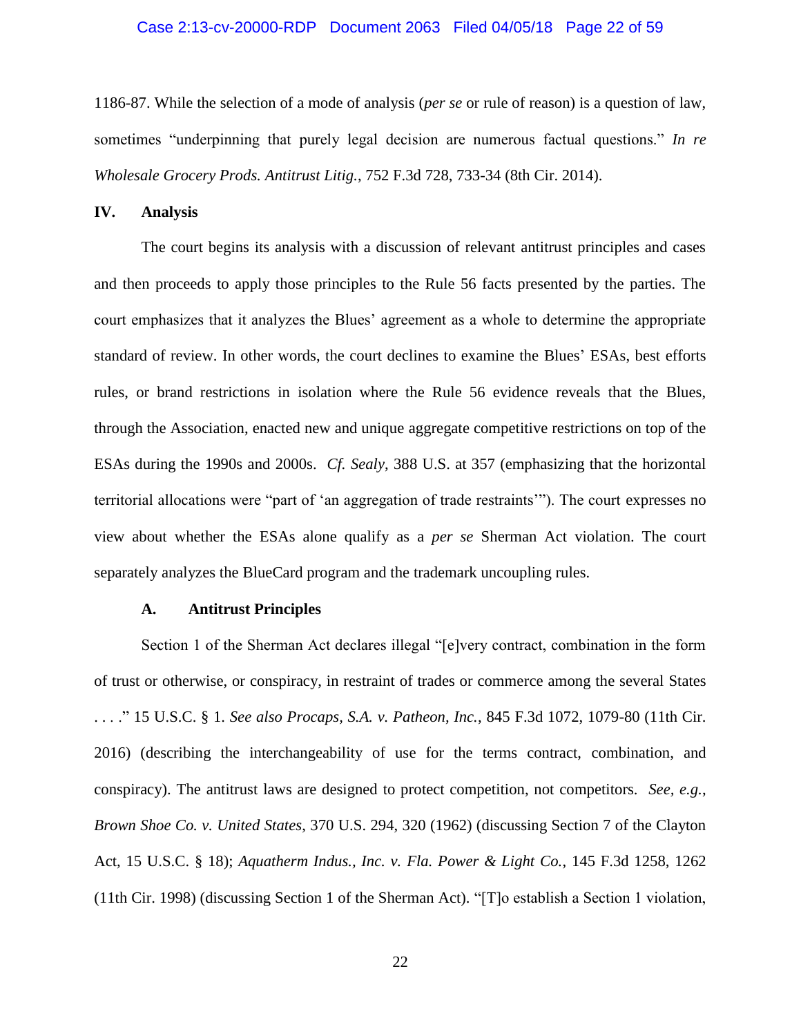1186-87. While the selection of a mode of analysis (*per se* or rule of reason) is a question of law, sometimes "underpinning that purely legal decision are numerous factual questions." *In re Wholesale Grocery Prods. Antitrust Litig.*, 752 F.3d 728, 733-34 (8th Cir. 2014).

## IV. Analysis

The court begins its analysis with a discussion of relevant antitrust principles and cases and then proceeds to apply those principles to the Rule 56 facts presented by the parties. The court emphasizes that it analyzes the Blues' agreement as a whole to determine the appropriate standard of review. In other words, the court declines to examine the Blues' ESAs, best efforts rules, or brand restrictions in isolation where the Rule 56 evidence reveals that the Blues, through the Association, enacted new and unique aggregate competitive restrictions on top of the ESAs during the 1990s and 2000s. *Cf. Sealy*, 388 U.S. at 357 (emphasizing that the horizontal territorial allocations were "part of 'an aggregation of trade restraints'"). The court expresses no view about whether the ESAs alone qualify as a *per se* Sherman Act violation. The court separately analyzes the BlueCard program and the trademark uncoupling rules.

### A. Antitrust Principles

Section 1 of the Sherman Act declares illegal "[e]very contract, combination in the form of trust or otherwise, or conspiracy, in restraint of trades or commerce among the several States . . . ." 15 U.S.C. § 1. *See also Procaps, S.A. v. Patheon, Inc.*, 845 F.3d 1072, 1079-80 (11th Cir. 2016) (describing the interchangeability of use for the terms contract, combination, and conspiracy). The antitrust laws are designed to protect competition, not competitors. *See, e.g.*, *Brown Shoe Co. v. United States*, 370 U.S. 294, 320 (1962) (discussing Section 7 of the Clayton Act, 15 U.S.C. § 18); *Aquatherm Indus., Inc. v. Fla. Power & Light Co.*, 145 F.3d 1258, 1262 (11th Cir. 1998) (discussing Section 1 of the Sherman Act). "[T]o establish a Section 1 violation,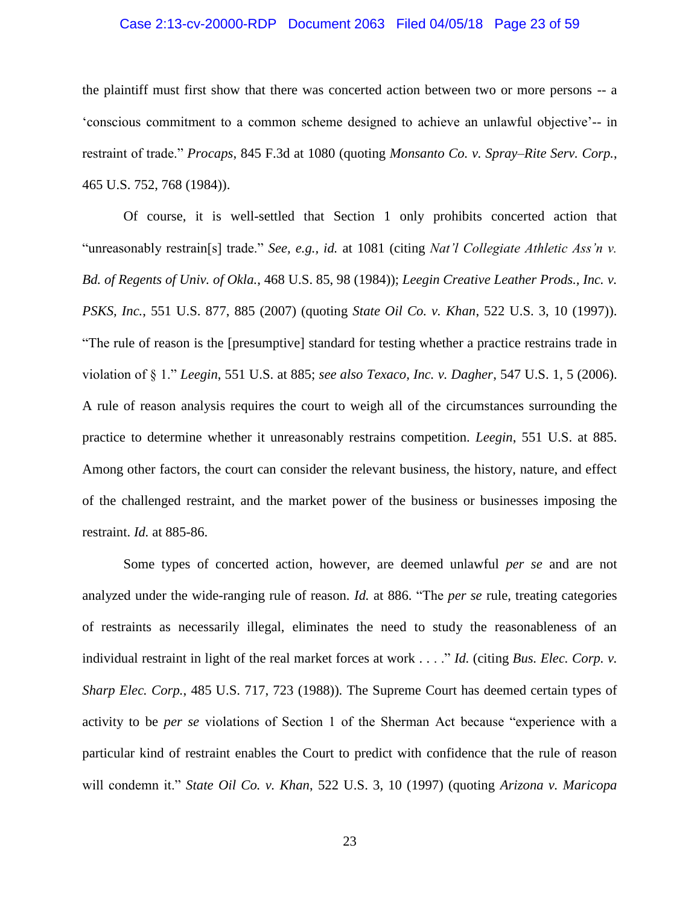the plaintiff must first show that there was concerted action between two or more persons -- a 'conscious commitment to a common scheme designed to achieve an unlawful objective'-- in restraint of trade." *Procaps*, 845 F.3d at 1080 (quoting *Monsanto Co. v. Spray–Rite Serv. Corp.*, 465 U.S. 752, 768 (1984)).

Of course, it is well-settled that Section 1 only prohibits concerted action that "unreasonably restrain[s] trade." *See, e.g.*, *id.* at 1081 (citing *Nat'l Collegiate Athletic Ass'n v. Bd. of Regents of Univ. of Okla.*, 468 U.S. 85, 98 (1984)); *Leegin Creative Leather Prods., Inc. v. PSKS, Inc.*, 551 U.S. 877, 885 (2007) (quoting *State Oil Co. v. Khan*, 522 U.S. 3, 10 (1997)). "The rule of reason is the [presumptive] standard for testing whether a practice restrains trade in violation of § 1." *Leegin*, 551 U.S. at 885; *see also Texaco, Inc. v. Dagher*, 547 U.S. 1, 5 (2006). A rule of reason analysis requires the court to weigh all of the circumstances surrounding the practice to determine whether it unreasonably restrains competition. *Leegin*, 551 U.S. at 885. Among other factors, the court can consider the relevant business, the history, nature, and effect of the challenged restraint, and the market power of the business or businesses imposing the restraint. *Id.* at 885-86.

Some types of concerted action, however, are deemed unlawful *per se* and are not analyzed under the wide-ranging rule of reason. *Id.* at 886. "The *per se* rule, treating categories of restraints as necessarily illegal, eliminates the need to study the reasonableness of an individual restraint in light of the real market forces at work . . . ." *Id.* (citing *Bus. Elec. Corp. v. Sharp Elec. Corp.*, 485 U.S. 717, 723 (1988)). The Supreme Court has deemed certain types of activity to be *per se* violations of Section 1 of the Sherman Act because "experience with a particular kind of restraint enables the Court to predict with confidence that the rule of reason will condemn it." *State Oil Co. v. Khan*, 522 U.S. 3, 10 (1997) (quoting *Arizona v. Maricopa*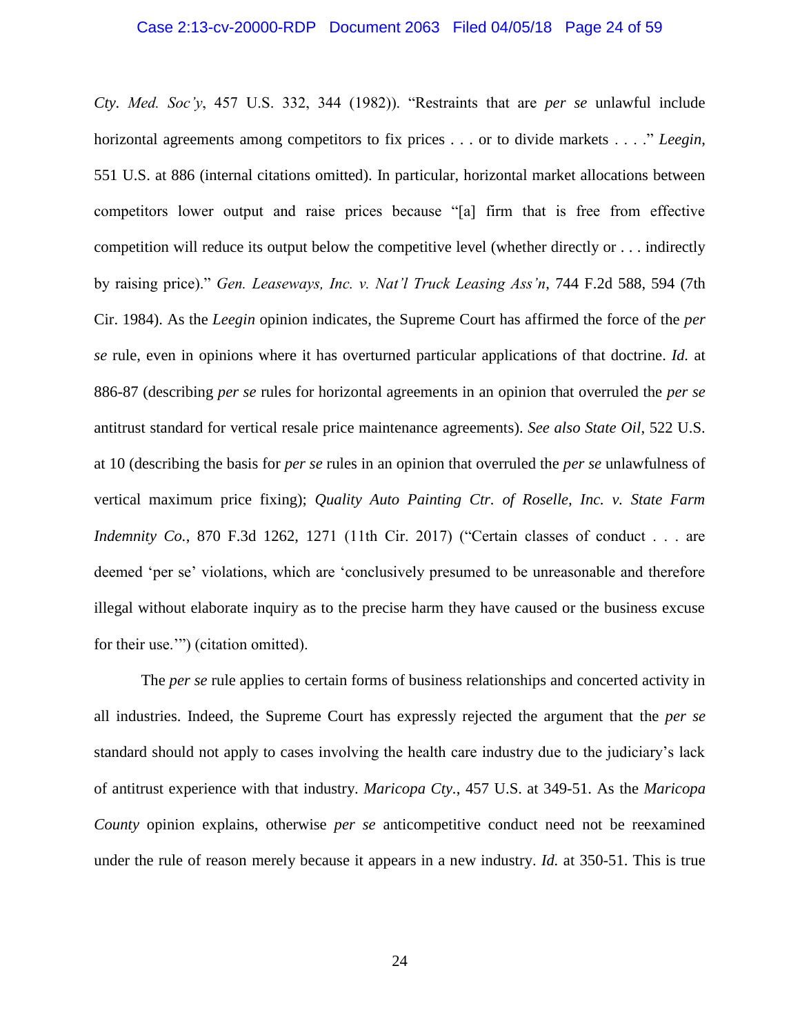*Cty. Med. Soc'y*, 457 U.S. 332, 344 (1982)). "Restraints that are *per se* unlawful include horizontal agreements among competitors to fix prices . . . or to divide markets . . . ." *Leegin*, 551 U.S. at 886 (internal citations omitted). In particular, horizontal market allocations between competitors lower output and raise prices because "[a] firm that is free from effective competition will reduce its output below the competitive level (whether directly or . . . indirectly by raising price)." *Gen. Leaseways, Inc. v. Nat'l Truck Leasing Ass'n*, 744 F.2d 588, 594 (7th Cir. 1984). As the *Leegin* opinion indicates, the Supreme Court has affirmed the force of the *per se* rule, even in opinions where it has overturned particular applications of that doctrine. *Id.* at 886-87 (describing *per se* rules for horizontal agreements in an opinion that overruled the *per se* antitrust standard for vertical resale price maintenance agreements). *See also State Oil*, 522 U.S. at 10 (describing the basis for *per se* rules in an opinion that overruled the *per se* unlawfulness of vertical maximum price fixing); *Quality Auto Painting Ctr. of Roselle, Inc. v. State Farm Indemnity Co.*, 870 F.3d 1262, 1271 (11th Cir. 2017) ("Certain classes of conduct . . . are deemed 'per se' violations, which are 'conclusively presumed to be unreasonable and therefore illegal without elaborate inquiry as to the precise harm they have caused or the business excuse for their use.'") (citation omitted).

The *per se* rule applies to certain forms of business relationships and concerted activity in all industries. Indeed, the Supreme Court has expressly rejected the argument that the *per se* standard should not apply to cases involving the health care industry due to the judiciary's lack of antitrust experience with that industry. *Maricopa Cty.*, 457 U.S. at 349-51. As the *Maricopa County* opinion explains, otherwise *per se* anticompetitive conduct need not be reexamined under the rule of reason merely because it appears in a new industry. *Id.* at 350-51. This is true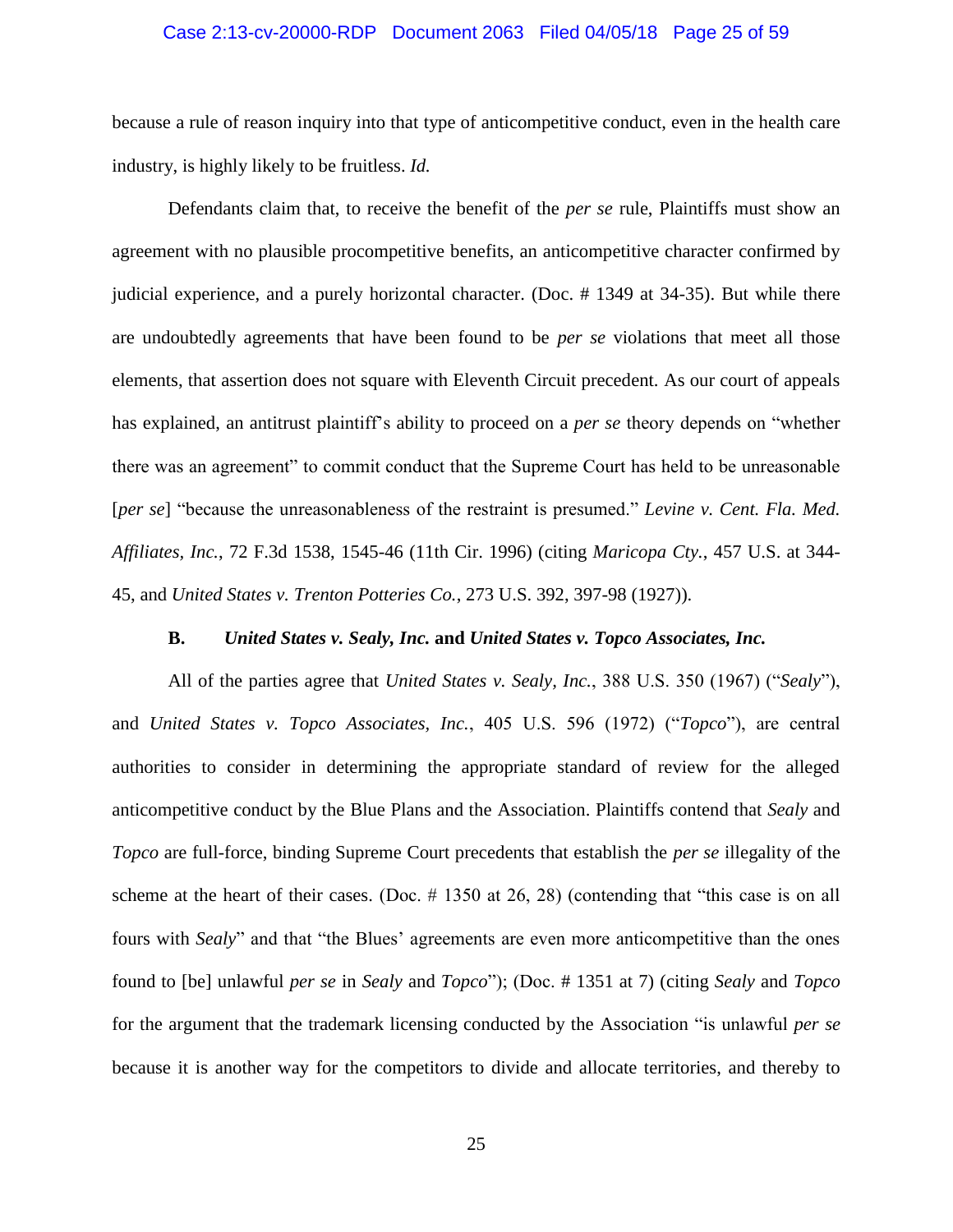because a rule of reason inquiry into that type of anticompetitive conduct, even in the health care industry, is highly likely to be fruitless. *Id.*

Defendants claim that, to receive the benefit of the *per se* rule, Plaintiffs must show an agreement with no plausible procompetitive benefits, an anticompetitive character confirmed by judicial experience, and a purely horizontal character. (Doc. # 1349 at 34-35). But while there are undoubtedly agreements that have been found to be *per se* violations that meet all those elements, that assertion does not square with Eleventh Circuit precedent. As our court of appeals has explained, an antitrust plaintiff's ability to proceed on a *per se* theory depends on "whether there was an agreement" to commit conduct that the Supreme Court has held to be unreasonable [*per se*] "because the unreasonableness of the restraint is presumed." *Levine v. Cent. Fla. Med. Affiliates, Inc.*, 72 F.3d 1538, 1545-46 (11th Cir. 1996) (citing *Maricopa Cty.*, 457 U.S. at 344-45, and *United States v. Trenton Potteries Co.*, 273 U.S. 392, 397-98 (1927)).

### B. *United States v. Sealy, Inc.* and *United States v. Topco Associates, Inc.*

All of the parties agree that *United States v. Sealy, Inc.*, 388 U.S. 350 (1967) ("*Sealy*"), and *United States v. Topco Associates, Inc.*, 405 U.S. 596 (1972) ("*Topco*"), are central authorities to consider in determining the appropriate standard of review for the alleged anticompetitive conduct by the Blue Plans and the Association. Plaintiffs contend that *Sealy* and *Topco* are full-force, binding Supreme Court precedents that establish the *per se* illegality of the scheme at the heart of their cases. (Doc. # 1350 at 26, 28) (contending that "this case is on all fours with *Sealy*" and that "the Blues' agreements are even more anticompetitive than the ones found to [be] unlawful *per se* in *Sealy* and *Topco*"); (Doc. # 1351 at 7) (citing *Sealy* and *Topco* for the argument that the trademark licensing conducted by the Association "is unlawful *per se* because it is another way for the competitors to divide and allocate territories, and thereby to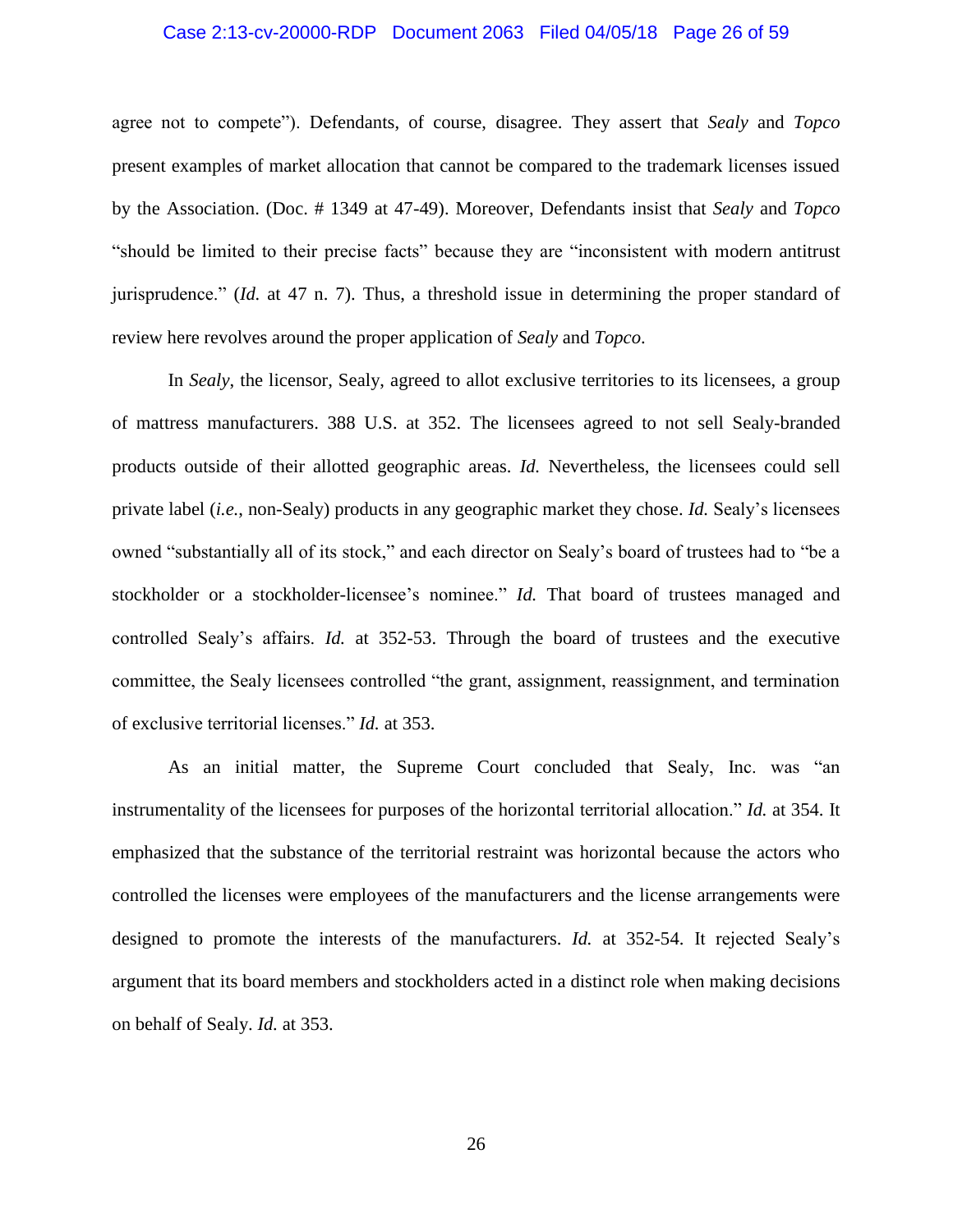agree not to compete"). Defendants, of course, disagree. They assert that *Sealy* and *Topco* present examples of market allocation that cannot be compared to the trademark licenses issued by the Association. (Doc. # 1349 at 47-49). Moreover, Defendants insist that *Sealy* and *Topco* "should be limited to their precise facts" because they are "inconsistent with modern antitrust jurisprudence." (*Id.* at 47 n. 7). Thus, a threshold issue in determining the proper standard of review here revolves around the proper application of *Sealy* and *Topco*.

In *Sealy*, the licensor, Sealy, agreed to allot exclusive territories to its licensees, a group of mattress manufacturers. 388 U.S. at 352. The licensees agreed to not sell Sealy-branded products outside of their allotted geographic areas. *Id.* Nevertheless, the licensees could sell private label (*i.e.*, non-Sealy) products in any geographic market they chose. *Id.* Sealy's licensees owned "substantially all of its stock," and each director on Sealy's board of trustees had to "be a stockholder or a stockholder-licensee's nominee." *Id.* That board of trustees managed and controlled Sealy's affairs. *Id.* at 352-53. Through the board of trustees and the executive committee, the Sealy licensees controlled "the grant, assignment, reassignment, and termination of exclusive territorial licenses." *Id.* at 353.

As an initial matter, the Supreme Court concluded that Sealy, Inc. was "an instrumentality of the licensees for purposes of the horizontal territorial allocation." *Id.* at 354. It emphasized that the substance of the territorial restraint was horizontal because the actors who controlled the licenses were employees of the manufacturers and the license arrangements were designed to promote the interests of the manufacturers. *Id.* at 352-54. It rejected Sealy's argument that its board members and stockholders acted in a distinct role when making decisions on behalf of Sealy. *Id.* at 353.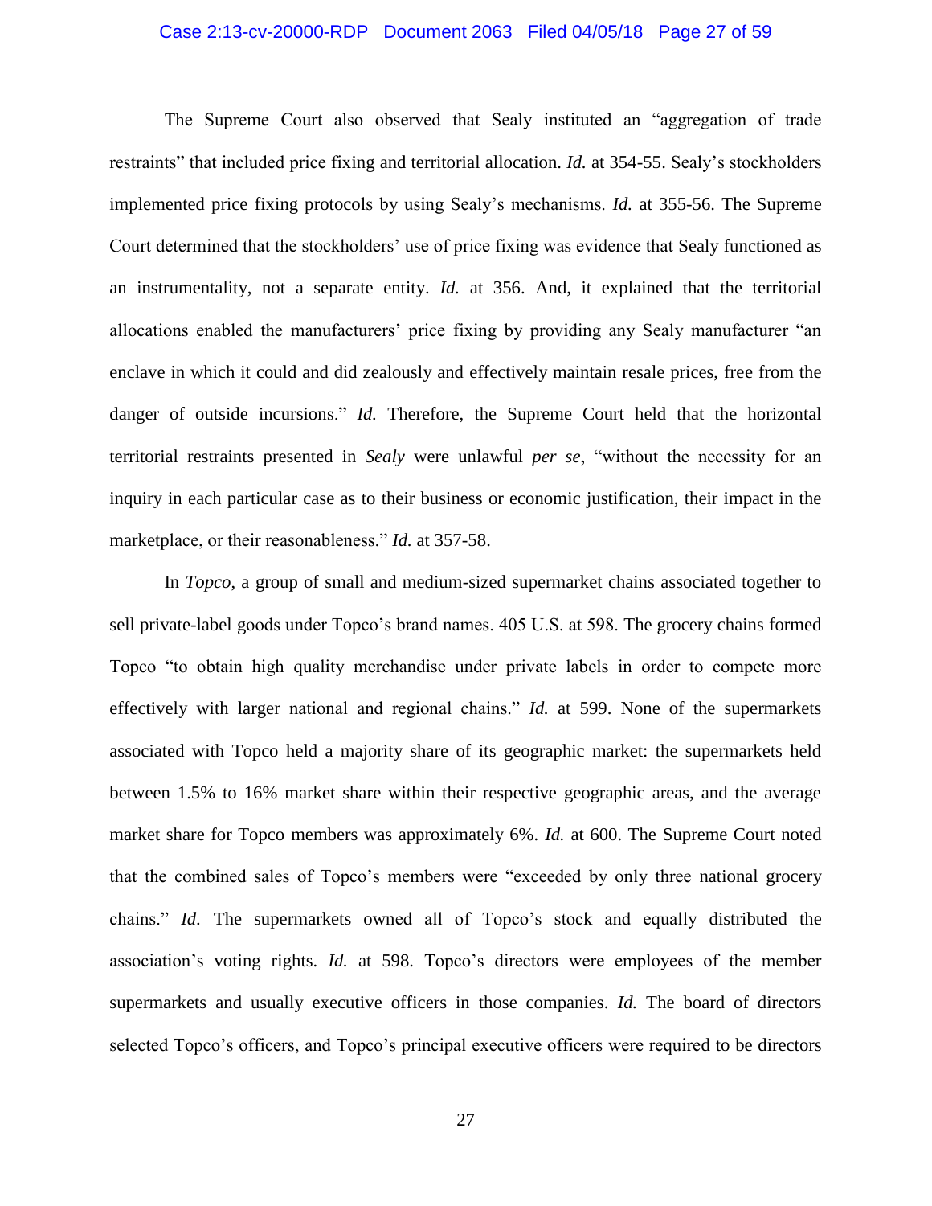The Supreme Court also observed that Sealy instituted an "aggregation of trade restraints" that included price fixing and territorial allocation. *Id.* at 354-55. Sealy's stockholders implemented price fixing protocols by using Sealy's mechanisms. *Id.* at 355-56. The Supreme Court determined that the stockholders' use of price fixing was evidence that Sealy functioned as an instrumentality, not a separate entity. *Id.* at 356. And, it explained that the territorial allocations enabled the manufacturers' price fixing by providing any Sealy manufacturer "an enclave in which it could and did zealously and effectively maintain resale prices, free from the danger of outside incursions." *Id.* Therefore, the Supreme Court held that the horizontal territorial restraints presented in *Sealy* were unlawful *per se*, "without the necessity for an inquiry in each particular case as to their business or economic justification, their impact in the marketplace, or their reasonableness." *Id.* at 357-58.

In *Topco*, a group of small and medium-sized supermarket chains associated together to sell private-label goods under Topco's brand names. 405 U.S. at 598. The grocery chains formed Topco "to obtain high quality merchandise under private labels in order to compete more effectively with larger national and regional chains." *Id.* at 599. None of the supermarkets associated with Topco held a majority share of its geographic market: the supermarkets held between 1.5% to 16% market share within their respective geographic areas, and the average market share for Topco members was approximately 6%. *Id.* at 600. The Supreme Court noted that the combined sales of Topco's members were "exceeded by only three national grocery chains." *Id*. The supermarkets owned all of Topco's stock and equally distributed the association's voting rights. *Id.* at 598. Topco's directors were employees of the member supermarkets and usually executive officers in those companies. *Id.* The board of directors selected Topco's officers, and Topco's principal executive officers were required to be directors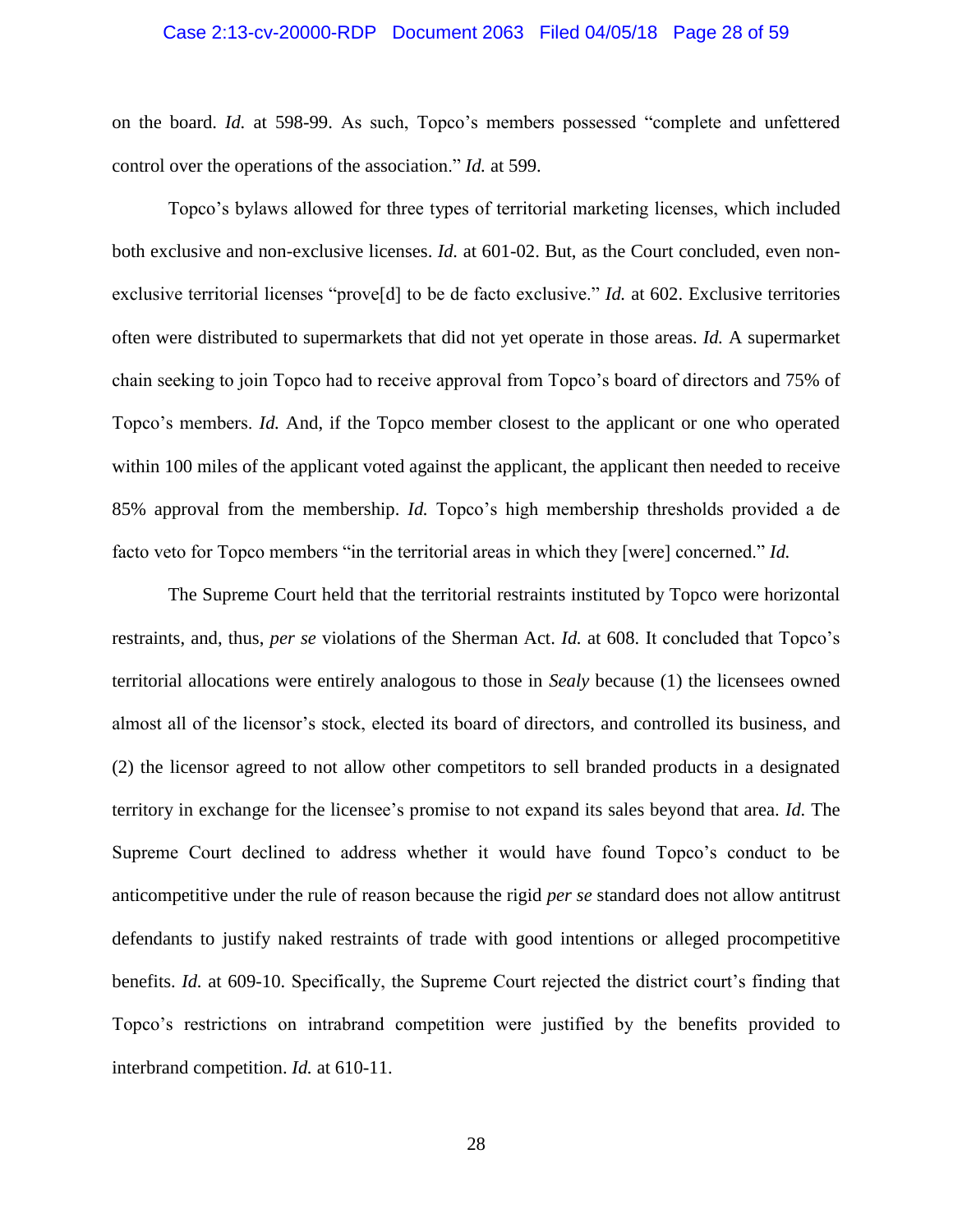on the board. *Id.* at 598-99. As such, Topco's members possessed "complete and unfettered control over the operations of the association." *Id.* at 599.

Topco's bylaws allowed for three types of territorial marketing licenses, which included both exclusive and non-exclusive licenses. *Id.* at 601-02. But, as the Court concluded, even non-exclusive territorial licenses "prove[d] to be de facto exclusive." *Id.* at 602. Exclusive territories often were distributed to supermarkets that did not yet operate in those areas. *Id.* A supermarket chain seeking to join Topco had to receive approval from Topco's board of directors and 75% of Topco's members. *Id.* And, if the Topco member closest to the applicant or one who operated within 100 miles of the applicant voted against the applicant, the applicant then needed to receive 85% approval from the membership. *Id.* Topco's high membership thresholds provided a de facto veto for Topco members "in the territorial areas in which they [were] concerned." *Id.*

The Supreme Court held that the territorial restraints instituted by Topco were horizontal restraints, and, thus, *per se* violations of the Sherman Act. *Id.* at 608. It concluded that Topco's territorial allocations were entirely analogous to those in *Sealy* because (1) the licensees owned almost all of the licensor's stock, elected its board of directors, and controlled its business, and (2) the licensor agreed to not allow other competitors to sell branded products in a designated territory in exchange for the licensee's promise to not expand its sales beyond that area. *Id.* The Supreme Court declined to address whether it would have found Topco's conduct to be anticompetitive under the rule of reason because the rigid *per se* standard does not allow antitrust defendants to justify naked restraints of trade with good intentions or alleged procompetitive benefits. *Id.* at 609-10. Specifically, the Supreme Court rejected the district court's finding that Topco's restrictions on intrabrand competition were justified by the benefits provided to interbrand competition. *Id.* at 610-11.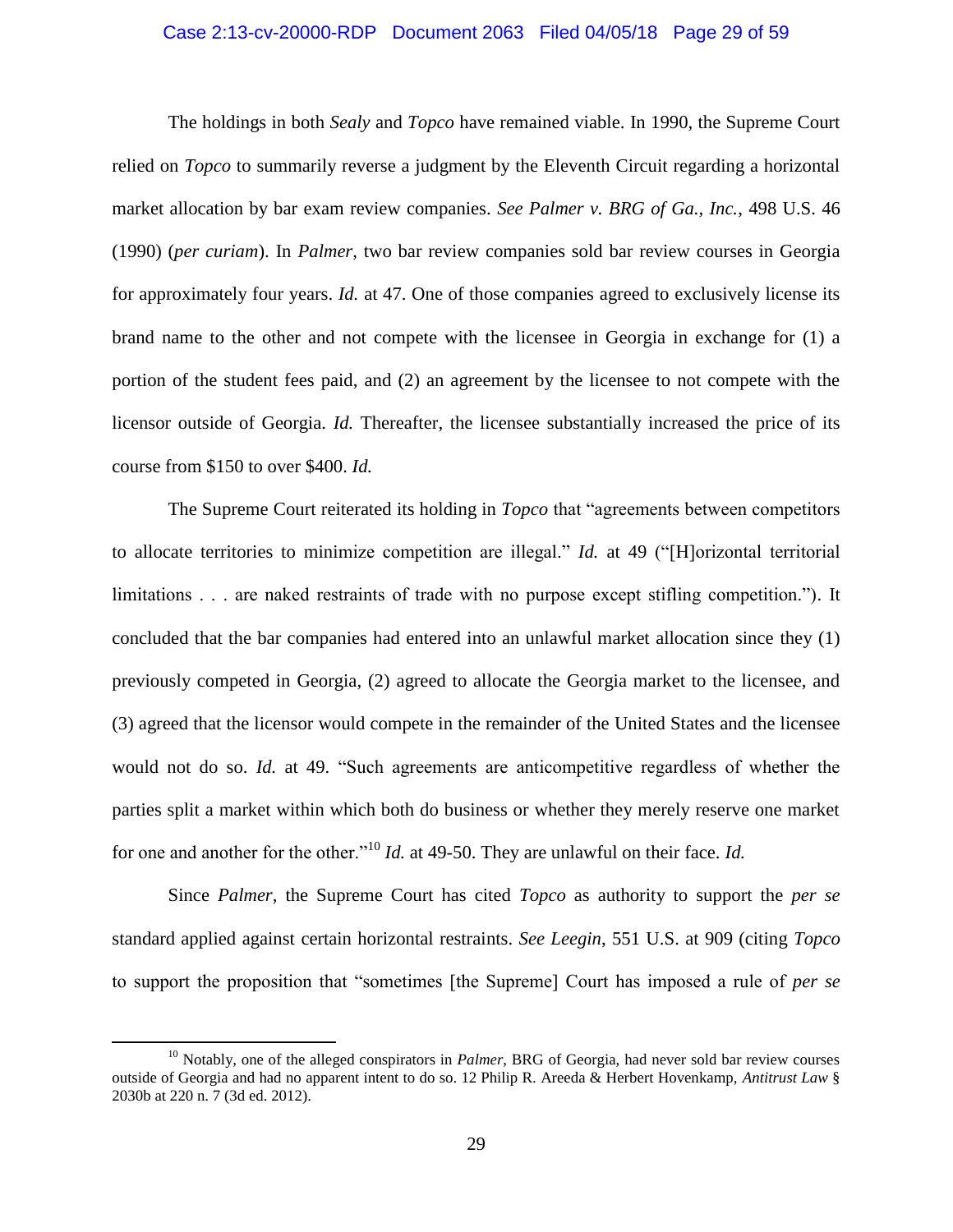The holdings in both *Sealy* and *Topco* have remained viable. In 1990, the Supreme Court relied on *Topco* to summarily reverse a judgment by the Eleventh Circuit regarding a horizontal market allocation by bar exam review companies. *See Palmer v. BRG of Ga., Inc.*, 498 U.S. 46 (1990) (*per curiam*). In *Palmer*, two bar review companies sold bar review courses in Georgia for approximately four years. *Id.* at 47. One of those companies agreed to exclusively license its brand name to the other and not compete with the licensee in Georgia in exchange for (1) a portion of the student fees paid, and (2) an agreement by the licensee to not compete with the licensor outside of Georgia. *Id.* Thereafter, the licensee substantially increased the price of its course from $150 to over $400. *Id.*

The Supreme Court reiterated its holding in *Topco* that "agreements between competitors to allocate territories to minimize competition are illegal." *Id.* at 49 ("[H]orizontal territorial limitations . . . are naked restraints of trade with no purpose except stifling competition."). It concluded that the bar companies had entered into an unlawful market allocation since they (1) previously competed in Georgia, (2) agreed to allocate the Georgia market to the licensee, and (3) agreed that the licensor would compete in the remainder of the United States and the licensee would not do so. *Id.* at 49. "Such agreements are anticompetitive regardless of whether the parties split a market within which both do business or whether they merely reserve one market for one and another for the other."[10] *Id.* at 49-50. They are unlawful on their face. *Id.*

Since *Palmer*, the Supreme Court has cited *Topco* as authority to support the *per se* standard applied against certain horizontal restraints. *See Leegin*, 551 U.S. at 909 (citing *Topco* to support the proposition that "sometimes [the Supreme] Court has imposed a rule of *per se*

---

[10] Notably, one of the alleged conspirators in *Palmer*, BRG of Georgia, had never sold bar review courses outside of Georgia and had no apparent intent to do so. 12 Philip R. Areeda & Herbert Hovenkamp, *Antitrust Law* § 2030b at 220 n. 7 (3d ed. 2012).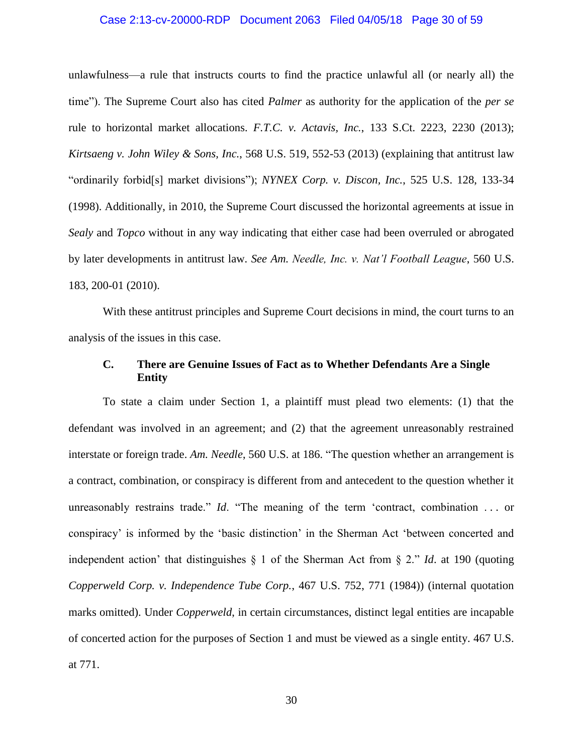unlawfulness—a rule that instructs courts to find the practice unlawful all (or nearly all) the time"). The Supreme Court also has cited *Palmer* as authority for the application of the *per se* rule to horizontal market allocations. *F.T.C. v. Actavis, Inc.*, 133 S.Ct. 2223, 2230 (2013); *Kirtsaeng v. John Wiley & Sons, Inc.*, 568 U.S. 519, 552-53 (2013) (explaining that antitrust law "ordinarily forbid[s] market divisions"); *NYNEX Corp. v. Discon, Inc.*, 525 U.S. 128, 133-34 (1998). Additionally, in 2010, the Supreme Court discussed the horizontal agreements at issue in *Sealy* and *Topco* without in any way indicating that either case had been overruled or abrogated by later developments in antitrust law. *See Am. Needle, Inc. v. Nat'l Football League*, 560 U.S. 183, 200-01 (2010).

With these antitrust principles and Supreme Court decisions in mind, the court turns to an analysis of the issues in this case.

### C. There are Genuine Issues of Fact as to Whether Defendants Are a Single Entity

To state a claim under Section 1, a plaintiff must plead two elements: (1) that the defendant was involved in an agreement; and (2) that the agreement unreasonably restrained interstate or foreign trade. *Am. Needle*, 560 U.S. at 186. "The question whether an arrangement is a contract, combination, or conspiracy is different from and antecedent to the question whether it unreasonably restrains trade." *Id*. "The meaning of the term 'contract, combination . . . or conspiracy' is informed by the 'basic distinction' in the Sherman Act 'between concerted and independent action' that distinguishes § 1 of the Sherman Act from § 2." *Id*. at 190 (quoting *Copperweld Corp. v. Independence Tube Corp.*, 467 U.S. 752, 771 (1984)) (internal quotation marks omitted). Under *Copperweld*, in certain circumstances, distinct legal entities are incapable of concerted action for the purposes of Section 1 and must be viewed as a single entity. 467 U.S. at 771.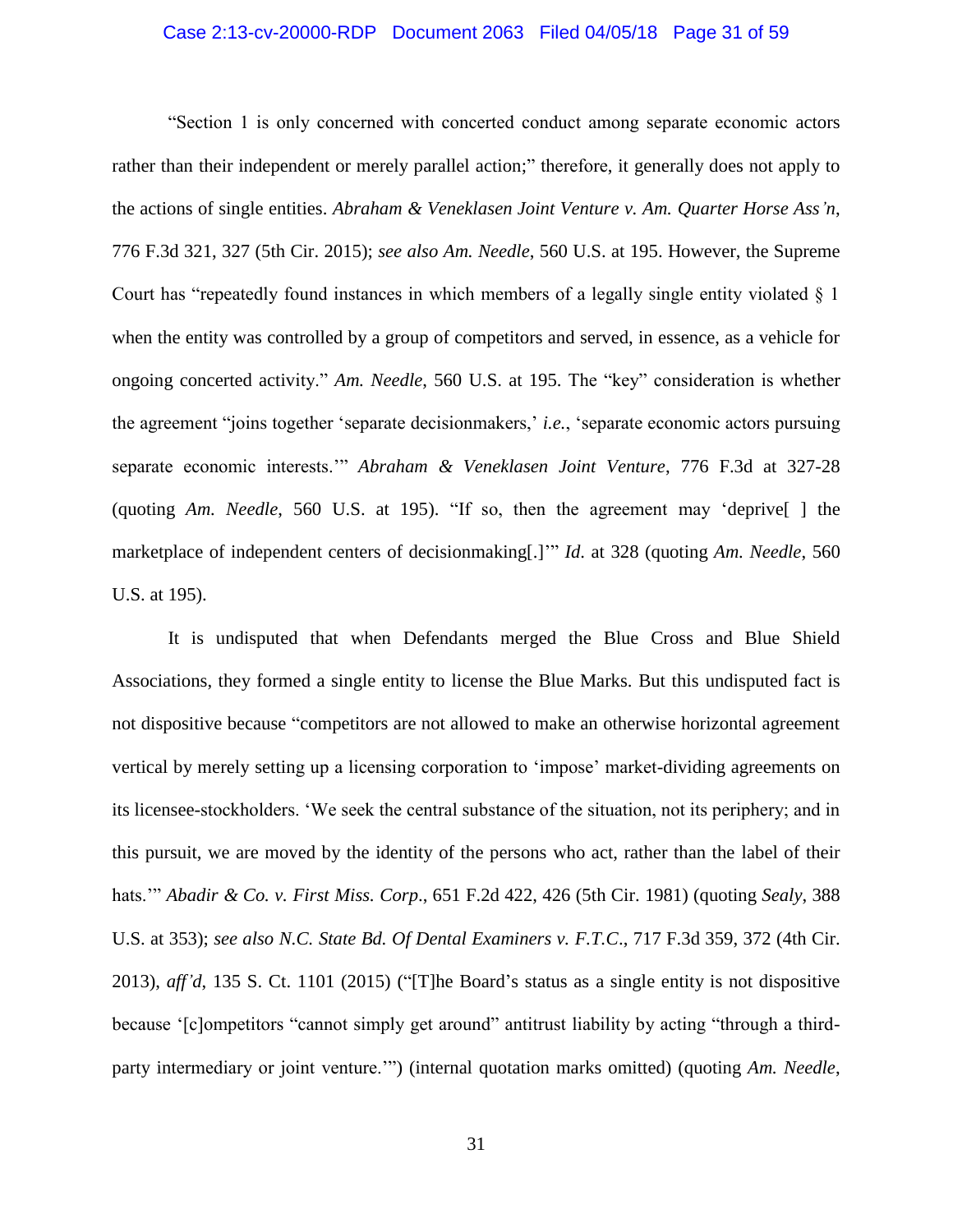"Section 1 is only concerned with concerted conduct among separate economic actors rather than their independent or merely parallel action;" therefore, it generally does not apply to the actions of single entities. *Abraham & Veneklasen Joint Venture v. Am. Quarter Horse Ass'n*, 776 F.3d 321, 327 (5th Cir. 2015); *see also Am. Needle*, 560 U.S. at 195. However, the Supreme Court has "repeatedly found instances in which members of a legally single entity violated § 1 when the entity was controlled by a group of competitors and served, in essence, as a vehicle for ongoing concerted activity." *Am. Needle*, 560 U.S. at 195. The "key" consideration is whether the agreement "joins together 'separate decisionmakers,' *i.e.*, 'separate economic actors pursuing separate economic interests.'" *Abraham & Veneklasen Joint Venture*, 776 F.3d at 327-28 (quoting *Am. Needle*, 560 U.S. at 195). "If so, then the agreement may 'deprive[ ] the marketplace of independent centers of decisionmaking[.]'" *Id.* at 328 (quoting *Am. Needle*, 560 U.S. at 195).

It is undisputed that when Defendants merged the Blue Cross and Blue Shield Associations, they formed a single entity to license the Blue Marks. But this undisputed fact is not dispositive because "competitors are not allowed to make an otherwise horizontal agreement vertical by merely setting up a licensing corporation to 'impose' market-dividing agreements on its licensee-stockholders. 'We seek the central substance of the situation, not its periphery; and in this pursuit, we are moved by the identity of the persons who act, rather than the label of their hats.'" *Abadir & Co. v. First Miss. Corp.*, 651 F.2d 422, 426 (5th Cir. 1981) (quoting *Sealy*, 388 U.S. at 353); *see also N.C. State Bd. Of Dental Examiners v. F.T.C.*, 717 F.3d 359, 372 (4th Cir. 2013), *aff'd*, 135 S. Ct. 1101 (2015) ("[T]he Board's status as a single entity is not dispositive because '[c]ompetitors "cannot simply get around" antitrust liability by acting "through a third-party intermediary or joint venture."'") (internal quotation marks omitted) (quoting *Am. Needle*,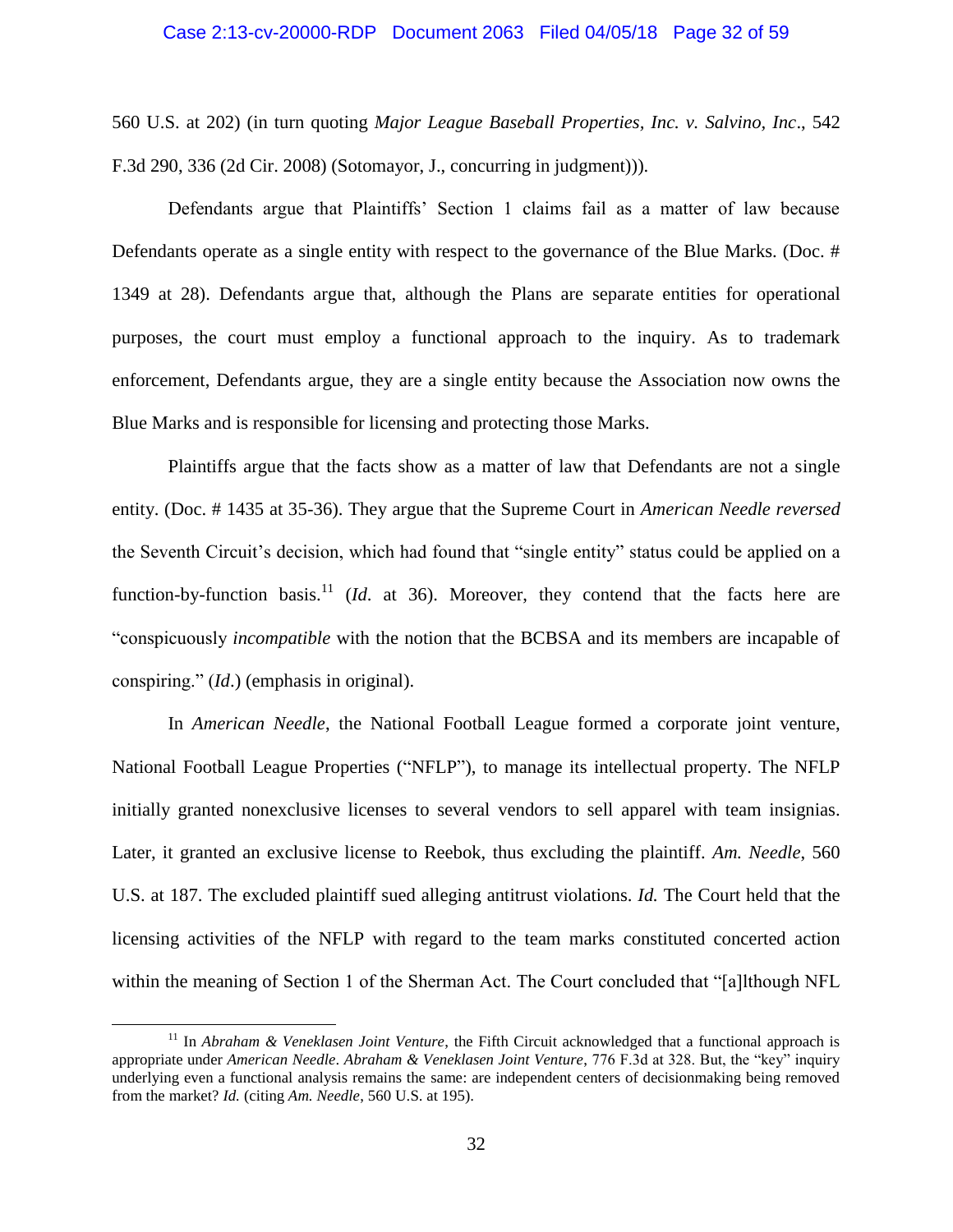560 U.S. at 202) (in turn quoting *Major League Baseball Properties, Inc. v. Salvino, Inc*., 542 F.3d 290, 336 (2d Cir. 2008) (Sotomayor, J., concurring in judgment))).

Defendants argue that Plaintiffs' Section 1 claims fail as a matter of law because Defendants operate as a single entity with respect to the governance of the Blue Marks. (Doc. # 1349 at 28). Defendants argue that, although the Plans are separate entities for operational purposes, the court must employ a functional approach to the inquiry. As to trademark enforcement, Defendants argue, they are a single entity because the Association now owns the Blue Marks and is responsible for licensing and protecting those Marks.

Plaintiffs argue that the facts show as a matter of law that Defendants are not a single entity. (Doc. # 1435 at 35-36). They argue that the Supreme Court in *American Needle reversed* the Seventh Circuit's decision, which had found that "single entity" status could be applied on a function-by-function basis.[11] (*Id.* at 36). Moreover, they contend that the facts here are "conspicuously *incompatible* with the notion that the BCBSA and its members are incapable of conspiring." (*Id*.) (emphasis in original).

In *American Needle*, the National Football League formed a corporate joint venture, National Football League Properties ("NFLP"), to manage its intellectual property. The NFLP initially granted nonexclusive licenses to several vendors to sell apparel with team insignias. Later, it granted an exclusive license to Reebok, thus excluding the plaintiff. *Am. Needle*, 560 U.S. at 187. The excluded plaintiff sued alleging antitrust violations. *Id.* The Court held that the licensing activities of the NFLP with regard to the team marks constituted concerted action within the meaning of Section 1 of the Sherman Act. The Court concluded that "[a]lthough NFL

[11] In *Abraham & Veneklasen Joint Venture*, the Fifth Circuit acknowledged that a functional approach is appropriate under *American Needle*. *Abraham & Veneklasen Joint Venture*, 776 F.3d at 328. But, the "key" inquiry underlying even a functional analysis remains the same: are independent centers of decisionmaking being removed from the market? *Id.* (citing *Am. Needle*, 560 U.S. at 195).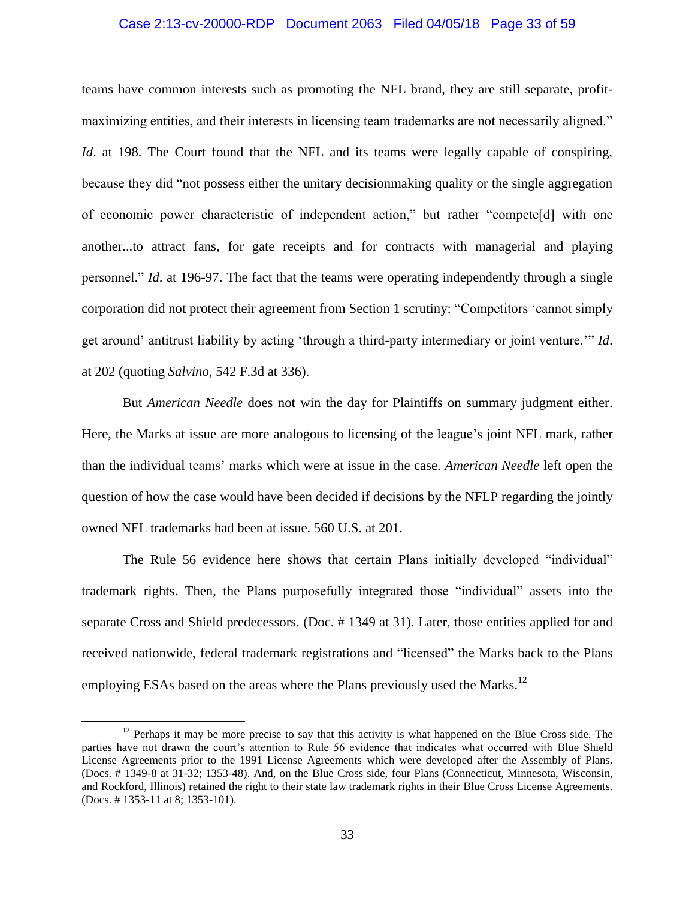teams have common interests such as promoting the NFL brand, they are still separate, profit-maximizing entities, and their interests in licensing team trademarks are not necessarily aligned." *Id*. at 198. The Court found that the NFL and its teams were legally capable of conspiring, because they did "not possess either the unitary decisionmaking quality or the single aggregation of economic power characteristic of independent action," but rather "compete[d] with one another...to attract fans, for gate receipts and for contracts with managerial and playing personnel." *Id*. at 196-97. The fact that the teams were operating independently through a single corporation did not protect their agreement from Section 1 scrutiny: "Competitors 'cannot simply get around' antitrust liability by acting 'through a third-party intermediary or joint venture.'" *Id*. at 202 (quoting *Salvino*, 542 F.3d at 336).

But *American Needle* does not win the day for Plaintiffs on summary judgment either. Here, the Marks at issue are more analogous to licensing of the league's joint NFL mark, rather than the individual teams' marks which were at issue in the case. *American Needle* left open the question of how the case would have been decided if decisions by the NFLP regarding the jointly owned NFL trademarks had been at issue. 560 U.S. at 201.

The Rule 56 evidence here shows that certain Plans initially developed "individual" trademark rights. Then, the Plans purposefully integrated those "individual" assets into the separate Cross and Shield predecessors. (Doc. # 1349 at 31). Later, those entities applied for and received nationwide, federal trademark registrations and "licensed" the Marks back to the Plans employing ESAs based on the areas where the Plans previously used the Marks.[12]

---

[12] Perhaps it may be more precise to say that this activity is what happened on the Blue Cross side. The parties have not drawn the court's attention to Rule 56 evidence that indicates what occurred with Blue Shield License Agreements prior to the 1991 License Agreements which were developed after the Assembly of Plans. (Docs. # 1349-8 at 31-32; 1353-48). And, on the Blue Cross side, four Plans (Connecticut, Minnesota, Wisconsin, and Rockford, Illinois) retained the right to their state law trademark rights in their Blue Cross License Agreements. (Docs. # 1353-11 at 8; 1353-101).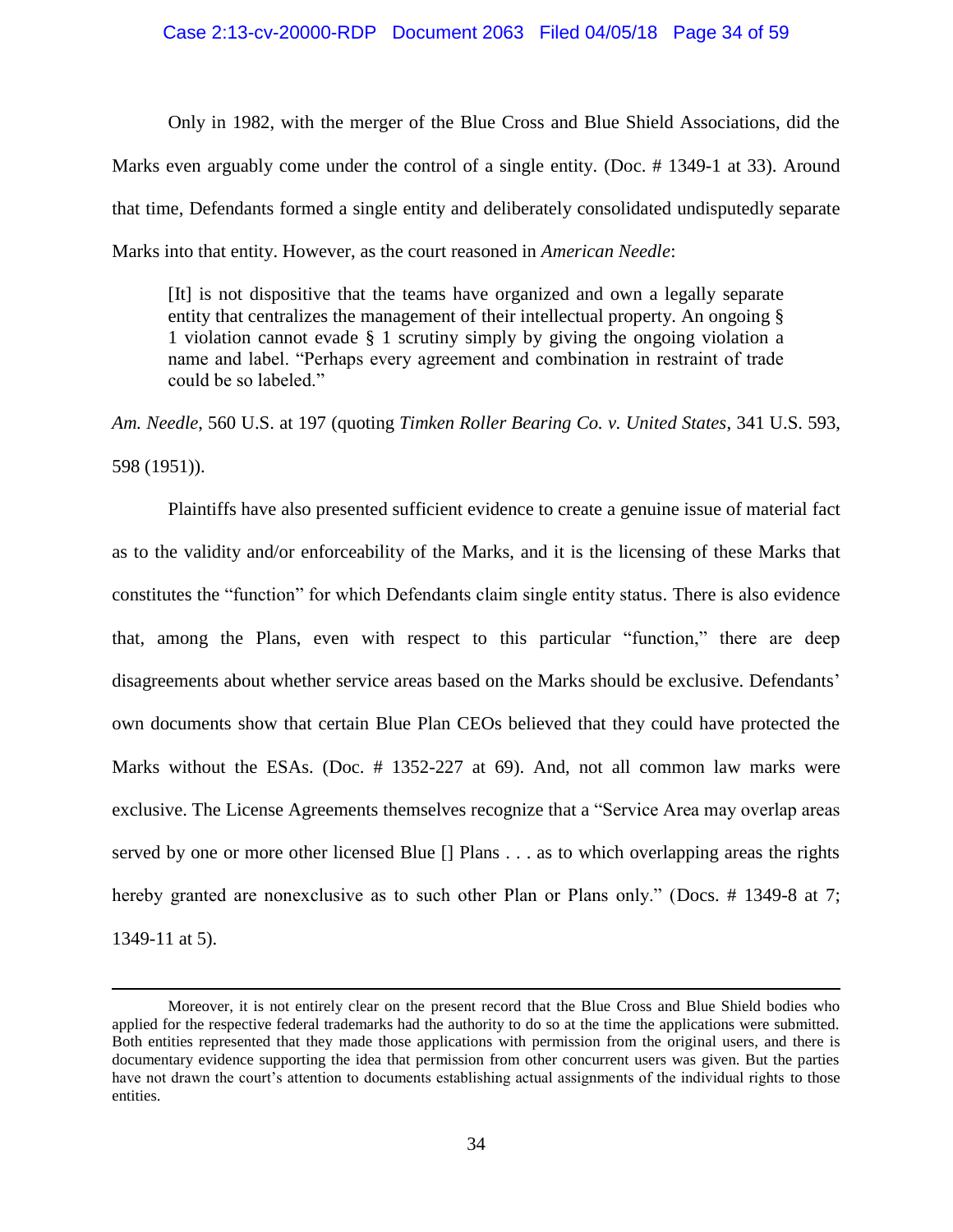Only in 1982, with the merger of the Blue Cross and Blue Shield Associations, did the Marks even arguably come under the control of a single entity. (Doc. # 1349-1 at 33). Around that time, Defendants formed a single entity and deliberately consolidated undisputedly separate Marks into that entity. However, as the court reasoned in *American Needle*:

> [It] is not dispositive that the teams have organized and own a legally separate entity that centralizes the management of their intellectual property. An ongoing § 1 violation cannot evade § 1 scrutiny simply by giving the ongoing violation a name and label. "Perhaps every agreement and combination in restraint of trade could be so labeled."

*Am. Needle*, 560 U.S. at 197 (quoting *Timken Roller Bearing Co. v. United States*, 341 U.S. 593, 598 (1951)).

Plaintiffs have also presented sufficient evidence to create a genuine issue of material fact as to the validity and/or enforceability of the Marks, and it is the licensing of these Marks that constitutes the "function" for which Defendants claim single entity status. There is also evidence that, among the Plans, even with respect to this particular "function," there are deep disagreements about whether service areas based on the Marks should be exclusive. Defendants' own documents show that certain Blue Plan CEOs believed that they could have protected the Marks without the ESAs. (Doc. # 1352-227 at 69). And, not all common law marks were exclusive. The License Agreements themselves recognize that a "Service Area may overlap areas served by one or more other licensed Blue [] Plans . . . as to which overlapping areas the rights hereby granted are nonexclusive as to such other Plan or Plans only." (Docs. # 1349-8 at 7; 1349-11 at 5).

---

Moreover, it is not entirely clear on the present record that the Blue Cross and Blue Shield bodies who applied for the respective federal trademarks had the authority to do so at the time the applications were submitted. Both entities represented that they made those applications with permission from the original users, and there is documentary evidence supporting the idea that permission from other concurrent users was given. But the parties have not drawn the court's attention to documents establishing actual assignments of the individual rights to those entities.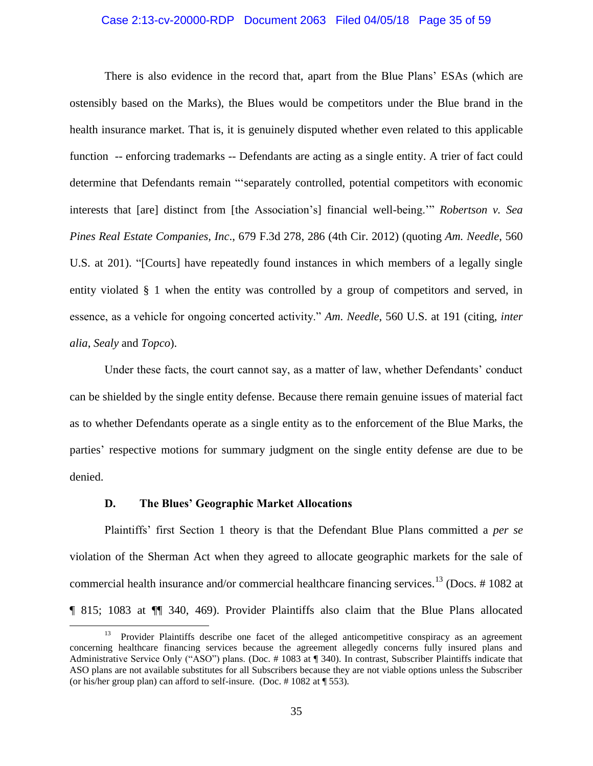There is also evidence in the record that, apart from the Blue Plans' ESAs (which are ostensibly based on the Marks), the Blues would be competitors under the Blue brand in the health insurance market. That is, it is genuinely disputed whether even related to this applicable function -- enforcing trademarks -- Defendants are acting as a single entity. A trier of fact could determine that Defendants remain "'separately controlled, potential competitors with economic interests that [are] distinct from [the Association's] financial well-being.'" *Robertson v. Sea Pines Real Estate Companies, Inc*., 679 F.3d 278, 286 (4th Cir. 2012) (quoting *Am. Needle*, 560 U.S. at 201). "[Courts] have repeatedly found instances in which members of a legally single entity violated § 1 when the entity was controlled by a group of competitors and served, in essence, as a vehicle for ongoing concerted activity." *Am. Needle*, 560 U.S. at 191 (citing, *inter alia*, *Sealy* and *Topco*).

Under these facts, the court cannot say, as a matter of law, whether Defendants' conduct can be shielded by the single entity defense. Because there remain genuine issues of material fact as to whether Defendants operate as a single entity as to the enforcement of the Blue Marks, the parties' respective motions for summary judgment on the single entity defense are due to be denied.

### D. The Blues' Geographic Market Allocations

Plaintiffs' first Section 1 theory is that the Defendant Blue Plans committed a *per se* violation of the Sherman Act when they agreed to allocate geographic markets for the sale of commercial health insurance and/or commercial healthcare financing services.[13] (Docs. # 1082 at ¶ 815; 1083 at ¶¶ 340, 469). Provider Plaintiffs also claim that the Blue Plans allocated

[13] Provider Plaintiffs describe one facet of the alleged anticompetitive conspiracy as an agreement concerning healthcare financing services because the agreement allegedly concerns fully insured plans and Administrative Service Only ("ASO") plans. (Doc. # 1083 at ¶ 340). In contrast, Subscriber Plaintiffs indicate that ASO plans are not available substitutes for all Subscribers because they are not viable options unless the Subscriber (or his/her group plan) can afford to self-insure. (Doc. # 1082 at ¶ 553).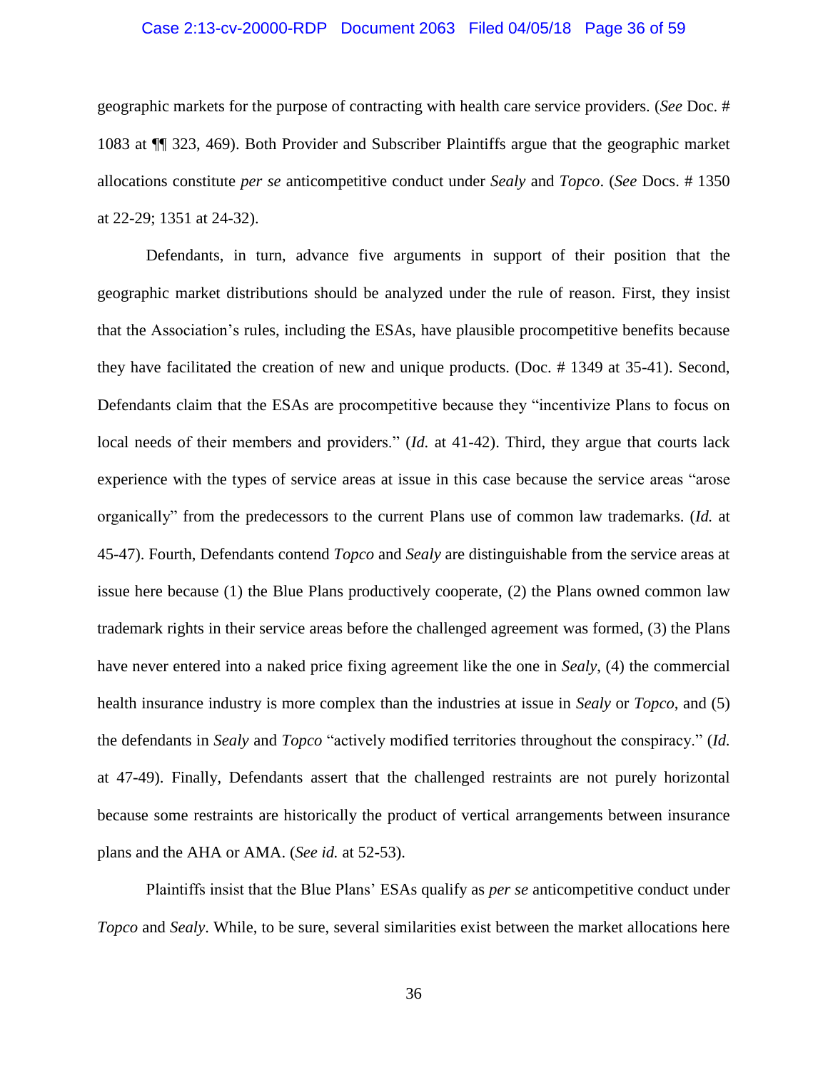geographic markets for the purpose of contracting with health care service providers. (*See* Doc. # 1083 at ¶¶ 323, 469). Both Provider and Subscriber Plaintiffs argue that the geographic market allocations constitute *per se* anticompetitive conduct under *Sealy* and *Topco*. (*See* Docs. # 1350 at 22-29; 1351 at 24-32).

Defendants, in turn, advance five arguments in support of their position that the geographic market distributions should be analyzed under the rule of reason. First, they insist that the Association's rules, including the ESAs, have plausible procompetitive benefits because they have facilitated the creation of new and unique products. (Doc. # 1349 at 35-41). Second, Defendants claim that the ESAs are procompetitive because they "incentivize Plans to focus on local needs of their members and providers." (*Id.* at 41-42). Third, they argue that courts lack experience with the types of service areas at issue in this case because the service areas "arose organically" from the predecessors to the current Plans use of common law trademarks. (*Id.* at 45-47). Fourth, Defendants contend *Topco* and *Sealy* are distinguishable from the service areas at issue here because (1) the Blue Plans productively cooperate, (2) the Plans owned common law trademark rights in their service areas before the challenged agreement was formed, (3) the Plans have never entered into a naked price fixing agreement like the one in *Sealy*, (4) the commercial health insurance industry is more complex than the industries at issue in *Sealy* or *Topco*, and (5) the defendants in *Sealy* and *Topco* "actively modified territories throughout the conspiracy." (*Id.* at 47-49). Finally, Defendants assert that the challenged restraints are not purely horizontal because some restraints are historically the product of vertical arrangements between insurance plans and the AHA or AMA. (*See id.* at 52-53).

Plaintiffs insist that the Blue Plans' ESAs qualify as *per se* anticompetitive conduct under *Topco* and *Sealy*. While, to be sure, several similarities exist between the market allocations here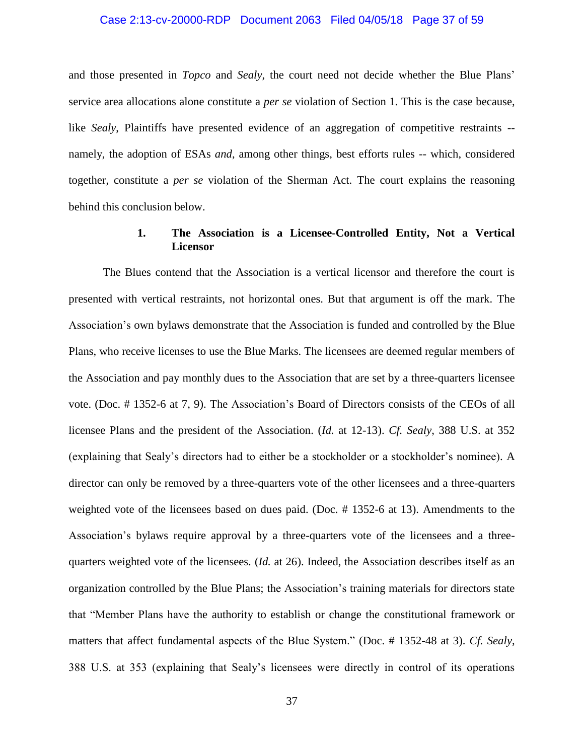and those presented in *Topco* and *Sealy*, the court need not decide whether the Blue Plans' service area allocations alone constitute a *per se* violation of Section 1. This is the case because, like *Sealy*, Plaintiffs have presented evidence of an aggregation of competitive restraints -- namely, the adoption of ESAs *and*, among other things, best efforts rules -- which, considered together, constitute a *per se* violation of the Sherman Act. The court explains the reasoning behind this conclusion below.

### 1. The Association is a Licensee-Controlled Entity, Not a Vertical Licensor

The Blues contend that the Association is a vertical licensor and therefore the court is presented with vertical restraints, not horizontal ones. But that argument is off the mark. The Association's own bylaws demonstrate that the Association is funded and controlled by the Blue Plans, who receive licenses to use the Blue Marks. The licensees are deemed regular members of the Association and pay monthly dues to the Association that are set by a three-quarters licensee vote. (Doc. # 1352-6 at 7, 9). The Association's Board of Directors consists of the CEOs of all licensee Plans and the president of the Association. (*Id.* at 12-13). *Cf. Sealy*, 388 U.S. at 352 (explaining that Sealy's directors had to either be a stockholder or a stockholder's nominee). A director can only be removed by a three-quarters vote of the other licensees and a three-quarters weighted vote of the licensees based on dues paid. (Doc. # 1352-6 at 13). Amendments to the Association's bylaws require approval by a three-quarters vote of the licensees and a three-quarters weighted vote of the licensees. (*Id.* at 26). Indeed, the Association describes itself as an organization controlled by the Blue Plans; the Association's training materials for directors state that "Member Plans have the authority to establish or change the constitutional framework or matters that affect fundamental aspects of the Blue System." (Doc. # 1352-48 at 3). *Cf. Sealy*, 388 U.S. at 353 (explaining that Sealy's licensees were directly in control of its operations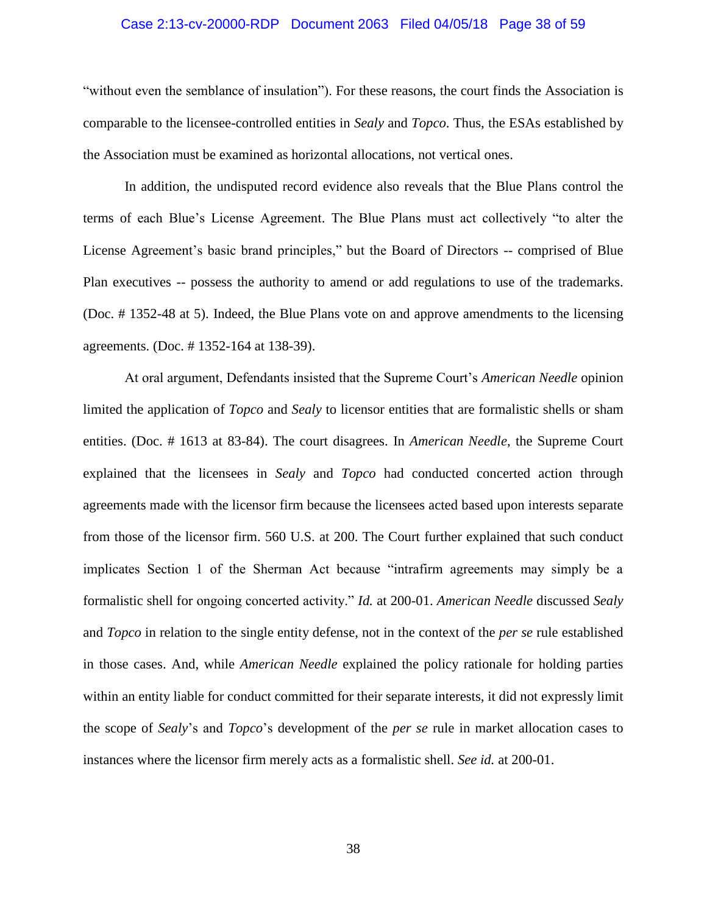"without even the semblance of insulation"). For these reasons, the court finds the Association is comparable to the licensee-controlled entities in *Sealy* and *Topco*. Thus, the ESAs established by the Association must be examined as horizontal allocations, not vertical ones.

In addition, the undisputed record evidence also reveals that the Blue Plans control the terms of each Blue's License Agreement. The Blue Plans must act collectively "to alter the License Agreement's basic brand principles," but the Board of Directors -- comprised of Blue Plan executives -- possess the authority to amend or add regulations to use of the trademarks. (Doc. # 1352-48 at 5). Indeed, the Blue Plans vote on and approve amendments to the licensing agreements. (Doc. # 1352-164 at 138-39).

At oral argument, Defendants insisted that the Supreme Court's *American Needle* opinion limited the application of *Topco* and *Sealy* to licensor entities that are formalistic shells or sham entities. (Doc. # 1613 at 83-84). The court disagrees. In *American Needle*, the Supreme Court explained that the licensees in *Sealy* and *Topco* had conducted concerted action through agreements made with the licensor firm because the licensees acted based upon interests separate from those of the licensor firm. 560 U.S. at 200. The Court further explained that such conduct implicates Section 1 of the Sherman Act because "intrafirm agreements may simply be a formalistic shell for ongoing concerted activity." *Id.* at 200-01. *American Needle* discussed *Sealy* and *Topco* in relation to the single entity defense, not in the context of the *per se* rule established in those cases. And, while *American Needle* explained the policy rationale for holding parties within an entity liable for conduct committed for their separate interests, it did not expressly limit the scope of *Sealy*'s and *Topco*'s development of the *per se* rule in market allocation cases to instances where the licensor firm merely acts as a formalistic shell. *See id.* at 200-01.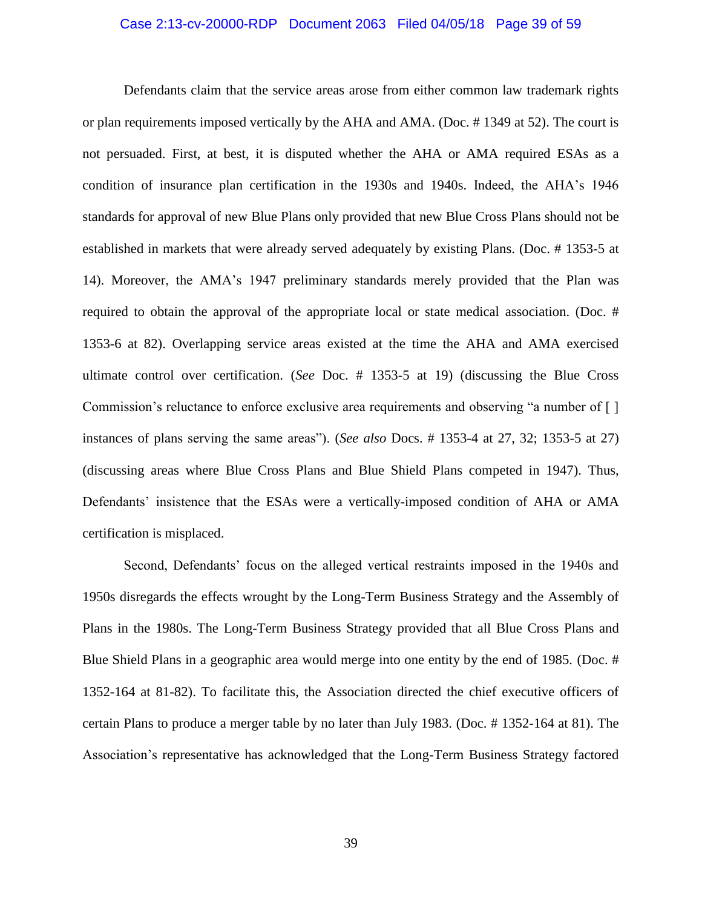Defendants claim that the service areas arose from either common law trademark rights or plan requirements imposed vertically by the AHA and AMA. (Doc. # 1349 at 52). The court is not persuaded. First, at best, it is disputed whether the AHA or AMA required ESAs as a condition of insurance plan certification in the 1930s and 1940s. Indeed, the AHA's 1946 standards for approval of new Blue Plans only provided that new Blue Cross Plans should not be established in markets that were already served adequately by existing Plans. (Doc. # 1353-5 at 14). Moreover, the AMA's 1947 preliminary standards merely provided that the Plan was required to obtain the approval of the appropriate local or state medical association. (Doc. # 1353-6 at 82). Overlapping service areas existed at the time the AHA and AMA exercised ultimate control over certification. (*See* Doc. # 1353-5 at 19) (discussing the Blue Cross Commission's reluctance to enforce exclusive area requirements and observing "a number of [ ] instances of plans serving the same areas"). (*See also* Docs. # 1353-4 at 27, 32; 1353-5 at 27) (discussing areas where Blue Cross Plans and Blue Shield Plans competed in 1947). Thus, Defendants' insistence that the ESAs were a vertically-imposed condition of AHA or AMA certification is misplaced.

Second, Defendants' focus on the alleged vertical restraints imposed in the 1940s and 1950s disregards the effects wrought by the Long-Term Business Strategy and the Assembly of Plans in the 1980s. The Long-Term Business Strategy provided that all Blue Cross Plans and Blue Shield Plans in a geographic area would merge into one entity by the end of 1985. (Doc. # 1352-164 at 81-82). To facilitate this, the Association directed the chief executive officers of certain Plans to produce a merger table by no later than July 1983. (Doc. # 1352-164 at 81). The Association's representative has acknowledged that the Long-Term Business Strategy factored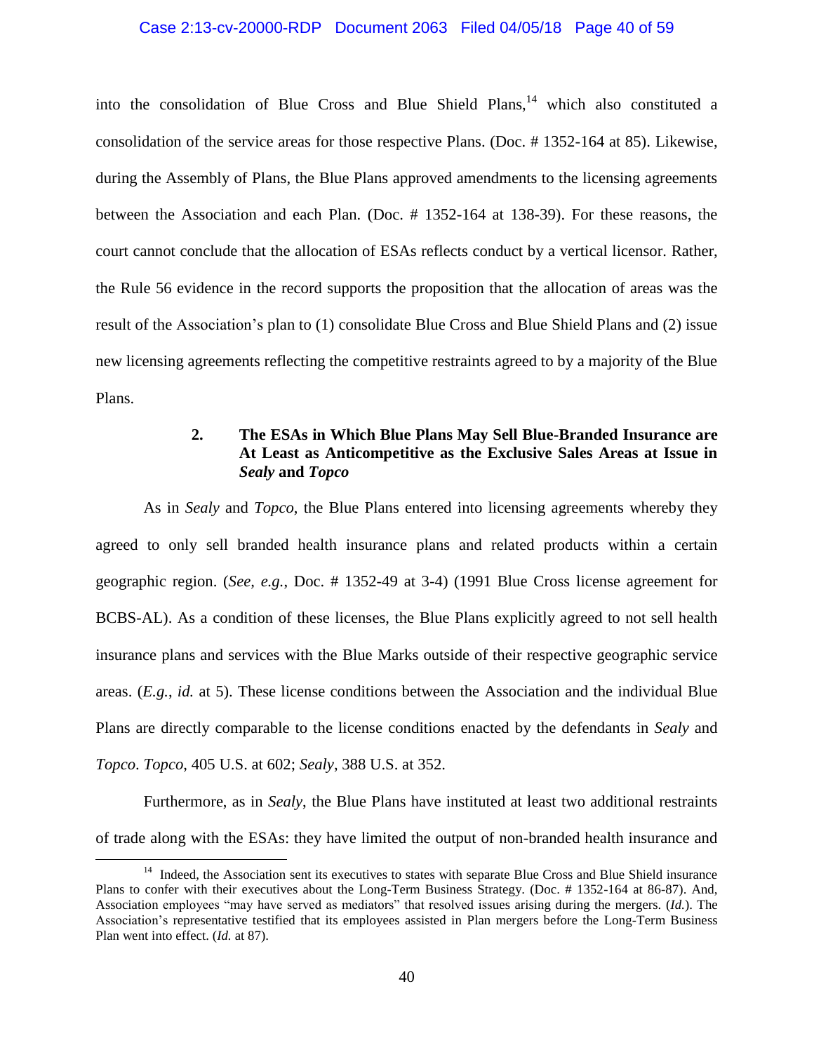into the consolidation of Blue Cross and Blue Shield Plans,[14] which also constituted a consolidation of the service areas for those respective Plans. (Doc. # 1352-164 at 85). Likewise, during the Assembly of Plans, the Blue Plans approved amendments to the licensing agreements between the Association and each Plan. (Doc. # 1352-164 at 138-39). For these reasons, the court cannot conclude that the allocation of ESAs reflects conduct by a vertical licensor. Rather, the Rule 56 evidence in the record supports the proposition that the allocation of areas was the result of the Association's plan to (1) consolidate Blue Cross and Blue Shield Plans and (2) issue new licensing agreements reflecting the competitive restraints agreed to by a majority of the Blue Plans.

### 2. The ESAs in Which Blue Plans May Sell Blue-Branded Insurance are At Least as Anticompetitive as the Exclusive Sales Areas at Issue in *Sealy* and *Topco*

As in *Sealy* and *Topco*, the Blue Plans entered into licensing agreements whereby they agreed to only sell branded health insurance plans and related products within a certain geographic region. (*See, e.g.*, Doc. # 1352-49 at 3-4) (1991 Blue Cross license agreement for BCBS-AL). As a condition of these licenses, the Blue Plans explicitly agreed to not sell health insurance plans and services with the Blue Marks outside of their respective geographic service areas. (*E.g.*, *id.* at 5). These license conditions between the Association and the individual Blue Plans are directly comparable to the license conditions enacted by the defendants in *Sealy* and *Topco*. *Topco*, 405 U.S. at 602; *Sealy*, 388 U.S. at 352.

Furthermore, as in *Sealy*, the Blue Plans have instituted at least two additional restraints of trade along with the ESAs: they have limited the output of non-branded health insurance and

---

[14] Indeed, the Association sent its executives to states with separate Blue Cross and Blue Shield insurance Plans to confer with their executives about the Long-Term Business Strategy. (Doc. # 1352-164 at 86-87). And, Association employees "may have served as mediators" that resolved issues arising during the mergers. (*Id.*). The Association's representative testified that its employees assisted in Plan mergers before the Long-Term Business Plan went into effect. (*Id.* at 87).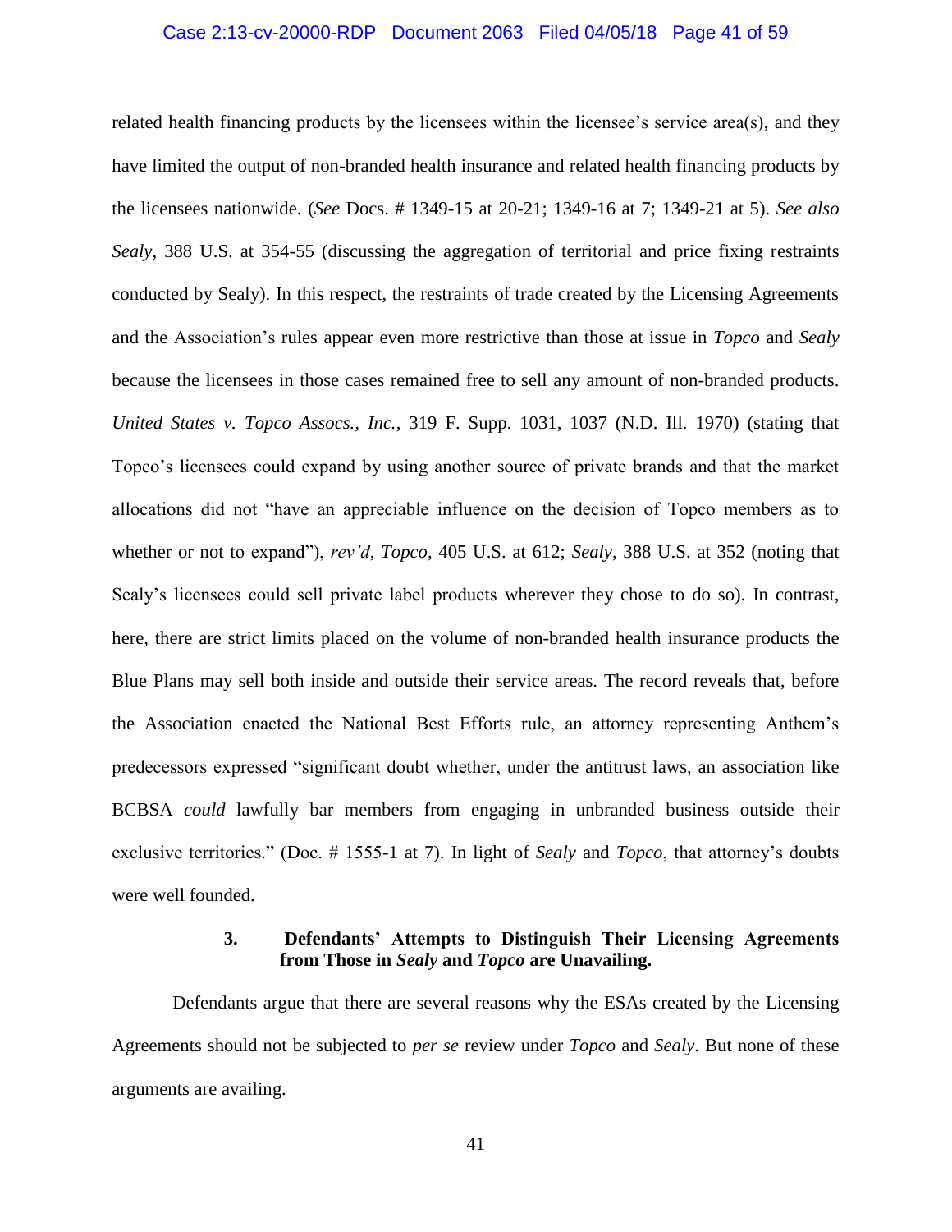related health financing products by the licensees within the licensee's service area(s), and they have limited the output of non-branded health insurance and related health financing products by the licensees nationwide. (*See* Docs. # 1349-15 at 20-21; 1349-16 at 7; 1349-21 at 5). *See also Sealy*, 388 U.S. at 354-55 (discussing the aggregation of territorial and price fixing restraints conducted by Sealy). In this respect, the restraints of trade created by the Licensing Agreements and the Association's rules appear even more restrictive than those at issue in *Topco* and *Sealy* because the licensees in those cases remained free to sell any amount of non-branded products. *United States v. Topco Assocs., Inc.*, 319 F. Supp. 1031, 1037 (N.D. Ill. 1970) (stating that Topco's licensees could expand by using another source of private brands and that the market allocations did not "have an appreciable influence on the decision of Topco members as to whether or not to expand"), *rev'd*, *Topco*, 405 U.S. at 612; *Sealy*, 388 U.S. at 352 (noting that Sealy's licensees could sell private label products wherever they chose to do so). In contrast, here, there are strict limits placed on the volume of non-branded health insurance products the Blue Plans may sell both inside and outside their service areas. The record reveals that, before the Association enacted the National Best Efforts rule, an attorney representing Anthem's predecessors expressed "significant doubt whether, under the antitrust laws, an association like BCBSA *could* lawfully bar members from engaging in unbranded business outside their exclusive territories." (Doc. # 1555-1 at 7). In light of *Sealy* and *Topco*, that attorney's doubts were well founded.

### 3. Defendants' Attempts to Distinguish Their Licensing Agreements from Those in *Sealy* and *Topco* are Unavailing.

Defendants argue that there are several reasons why the ESAs created by the Licensing Agreements should not be subjected to *per se* review under *Topco* and *Sealy*. But none of these arguments are availing.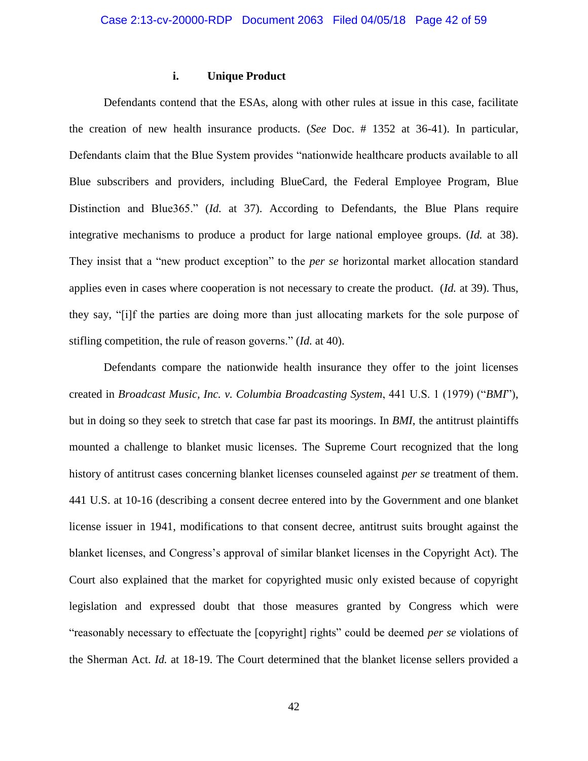#### i. Unique Product

Defendants contend that the ESAs, along with other rules at issue in this case, facilitate the creation of new health insurance products. (*See* Doc. # 1352 at 36-41). In particular, Defendants claim that the Blue System provides "nationwide healthcare products available to all Blue subscribers and providers, including BlueCard, the Federal Employee Program, Blue Distinction and Blue365." (*Id.* at 37). According to Defendants, the Blue Plans require integrative mechanisms to produce a product for large national employee groups. (*Id.* at 38). They insist that a "new product exception" to the *per se* horizontal market allocation standard applies even in cases where cooperation is not necessary to create the product. (*Id.* at 39). Thus, they say, "[i]f the parties are doing more than just allocating markets for the sole purpose of stifling competition, the rule of reason governs." (*Id.* at 40).

Defendants compare the nationwide health insurance they offer to the joint licenses created in *Broadcast Music, Inc. v. Columbia Broadcasting System*, 441 U.S. 1 (1979) ("*BMI*"), but in doing so they seek to stretch that case far past its moorings. In *BMI*, the antitrust plaintiffs mounted a challenge to blanket music licenses. The Supreme Court recognized that the long history of antitrust cases concerning blanket licenses counseled against *per se* treatment of them. 441 U.S. at 10-16 (describing a consent decree entered into by the Government and one blanket license issuer in 1941, modifications to that consent decree, antitrust suits brought against the blanket licenses, and Congress's approval of similar blanket licenses in the Copyright Act). The Court also explained that the market for copyrighted music only existed because of copyright legislation and expressed doubt that those measures granted by Congress which were "reasonably necessary to effectuate the [copyright] rights" could be deemed *per se* violations of the Sherman Act. *Id.* at 18-19. The Court determined that the blanket license sellers provided a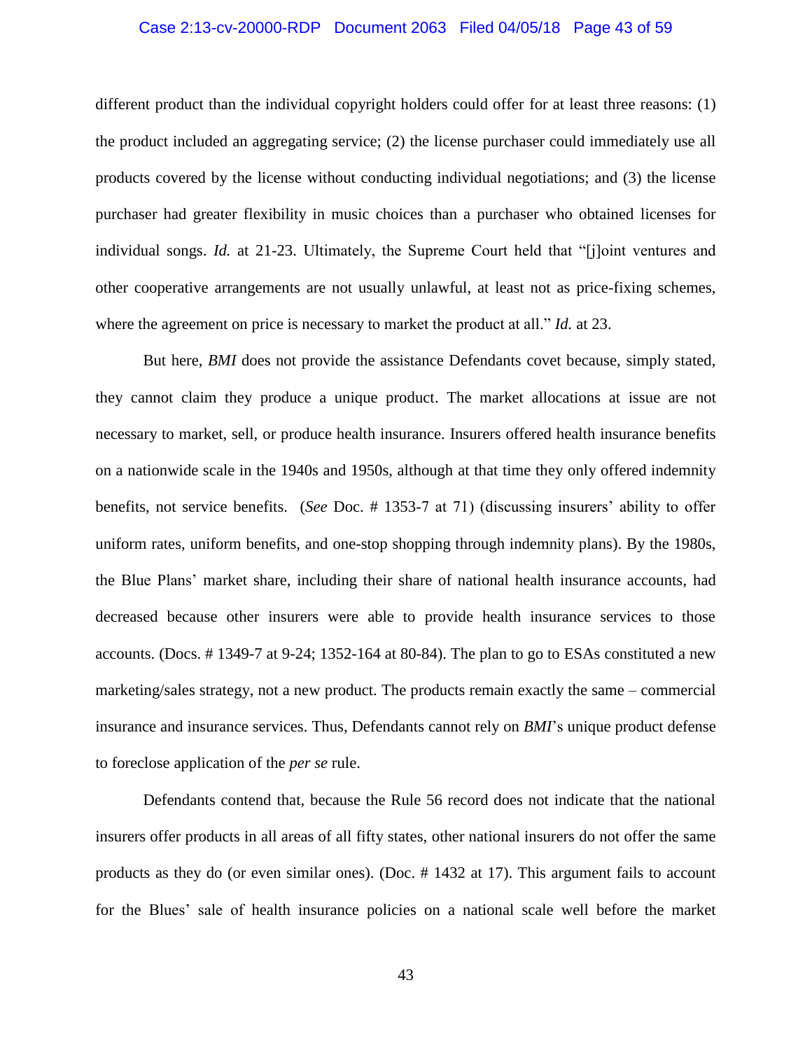different product than the individual copyright holders could offer for at least three reasons: (1) the product included an aggregating service; (2) the license purchaser could immediately use all products covered by the license without conducting individual negotiations; and (3) the license purchaser had greater flexibility in music choices than a purchaser who obtained licenses for individual songs. *Id.* at 21-23. Ultimately, the Supreme Court held that "[j]oint ventures and other cooperative arrangements are not usually unlawful, at least not as price-fixing schemes, where the agreement on price is necessary to market the product at all." *Id.* at 23.

But here, *BMI* does not provide the assistance Defendants covet because, simply stated, they cannot claim they produce a unique product. The market allocations at issue are not necessary to market, sell, or produce health insurance. Insurers offered health insurance benefits on a nationwide scale in the 1940s and 1950s, although at that time they only offered indemnity benefits, not service benefits. (*See* Doc. # 1353-7 at 71) (discussing insurers' ability to offer uniform rates, uniform benefits, and one-stop shopping through indemnity plans). By the 1980s, the Blue Plans' market share, including their share of national health insurance accounts, had decreased because other insurers were able to provide health insurance services to those accounts. (Docs. # 1349-7 at 9-24; 1352-164 at 80-84). The plan to go to ESAs constituted a new marketing/sales strategy, not a new product. The products remain exactly the same – commercial insurance and insurance services. Thus, Defendants cannot rely on *BMI*'s unique product defense to foreclose application of the *per se* rule.

Defendants contend that, because the Rule 56 record does not indicate that the national insurers offer products in all areas of all fifty states, other national insurers do not offer the same products as they do (or even similar ones). (Doc. # 1432 at 17). This argument fails to account for the Blues' sale of health insurance policies on a national scale well before the market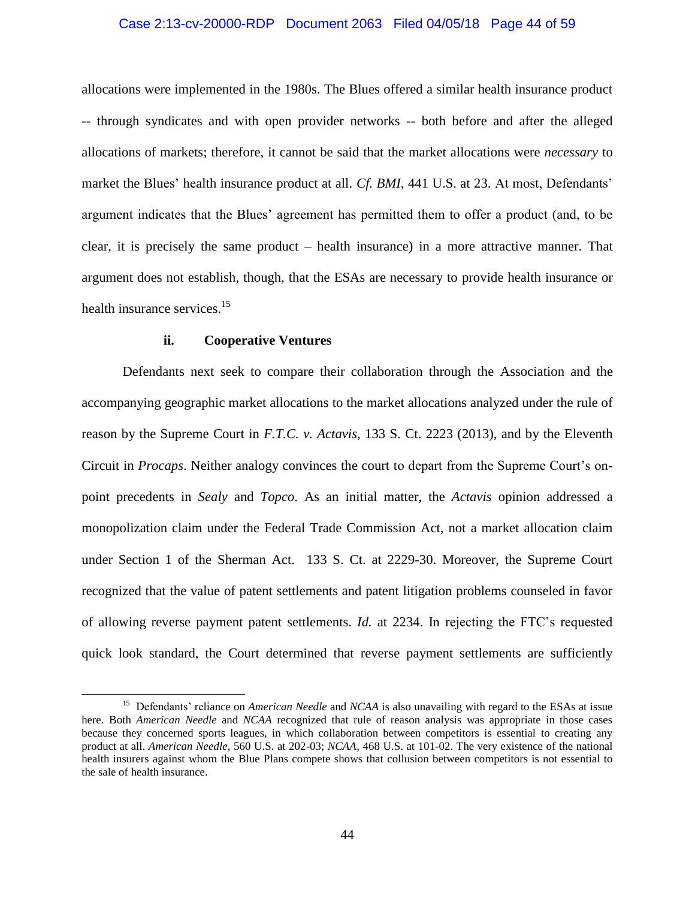allocations were implemented in the 1980s. The Blues offered a similar health insurance product -- through syndicates and with open provider networks -- both before and after the alleged allocations of markets; therefore, it cannot be said that the market allocations were *necessary* to market the Blues' health insurance product at all. *Cf. BMI*, 441 U.S. at 23. At most, Defendants' argument indicates that the Blues' agreement has permitted them to offer a product (and, to be clear, it is precisely the same product – health insurance) in a more attractive manner. That argument does not establish, though, that the ESAs are necessary to provide health insurance or health insurance services.[15]

### ii. Cooperative Ventures

Defendants next seek to compare their collaboration through the Association and the accompanying geographic market allocations to the market allocations analyzed under the rule of reason by the Supreme Court in *F.T.C. v. Actavis*, 133 S. Ct. 2223 (2013), and by the Eleventh Circuit in *Procaps*. Neither analogy convinces the court to depart from the Supreme Court's on-point precedents in *Sealy* and *Topco*. As an initial matter, the *Actavis* opinion addressed a monopolization claim under the Federal Trade Commission Act, not a market allocation claim under Section 1 of the Sherman Act. 133 S. Ct. at 2229-30. Moreover, the Supreme Court recognized that the value of patent settlements and patent litigation problems counseled in favor of allowing reverse payment patent settlements. *Id.* at 2234. In rejecting the FTC's requested quick look standard, the Court determined that reverse payment settlements are sufficiently

---

[15] Defendants' reliance on *American Needle* and *NCAA* is also unavailing with regard to the ESAs at issue here. Both *American Needle* and *NCAA* recognized that rule of reason analysis was appropriate in those cases because they concerned sports leagues, in which collaboration between competitors is essential to creating any product at all. *American Needle*, 560 U.S. at 202-03; *NCAA*, 468 U.S. at 101-02. The very existence of the national health insurers against whom the Blue Plans compete shows that collusion between competitors is not essential to the sale of health insurance.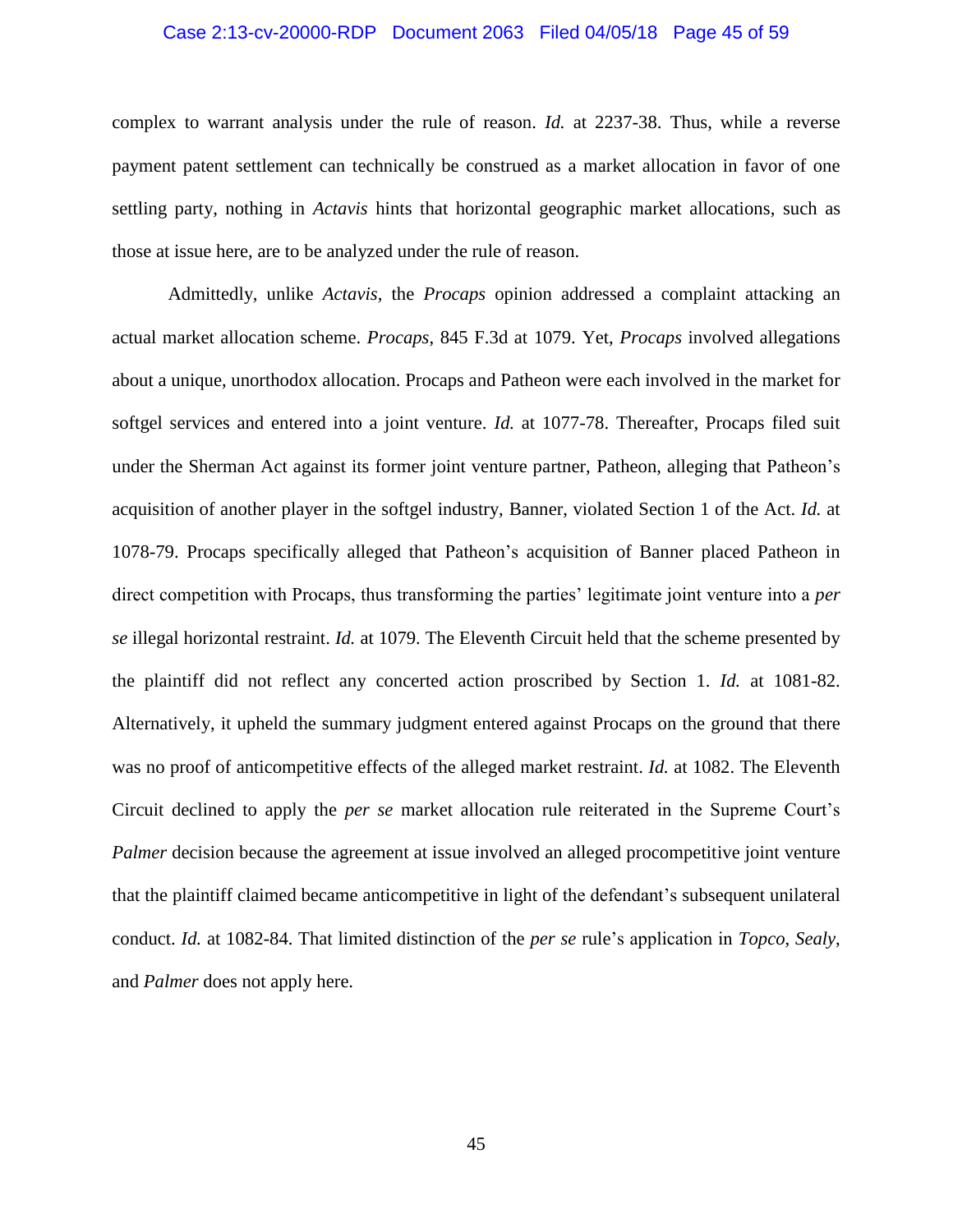complex to warrant analysis under the rule of reason. *Id.* at 2237-38. Thus, while a reverse payment patent settlement can technically be construed as a market allocation in favor of one settling party, nothing in *Actavis* hints that horizontal geographic market allocations, such as those at issue here, are to be analyzed under the rule of reason.

Admittedly, unlike *Actavis*, the *Procaps* opinion addressed a complaint attacking an actual market allocation scheme. *Procaps*, 845 F.3d at 1079. Yet, *Procaps* involved allegations about a unique, unorthodox allocation. Procaps and Patheon were each involved in the market for softgel services and entered into a joint venture. *Id.* at 1077-78. Thereafter, Procaps filed suit under the Sherman Act against its former joint venture partner, Patheon, alleging that Patheon's acquisition of another player in the softgel industry, Banner, violated Section 1 of the Act. *Id.* at 1078-79. Procaps specifically alleged that Patheon's acquisition of Banner placed Patheon in direct competition with Procaps, thus transforming the parties' legitimate joint venture into a *per se* illegal horizontal restraint. *Id.* at 1079. The Eleventh Circuit held that the scheme presented by the plaintiff did not reflect any concerted action proscribed by Section 1. *Id.* at 1081-82. Alternatively, it upheld the summary judgment entered against Procaps on the ground that there was no proof of anticompetitive effects of the alleged market restraint. *Id.* at 1082. The Eleventh Circuit declined to apply the *per se* market allocation rule reiterated in the Supreme Court's *Palmer* decision because the agreement at issue involved an alleged procompetitive joint venture that the plaintiff claimed became anticompetitive in light of the defendant's subsequent unilateral conduct. *Id.* at 1082-84. That limited distinction of the *per se* rule's application in *Topco*, *Sealy*, and *Palmer* does not apply here.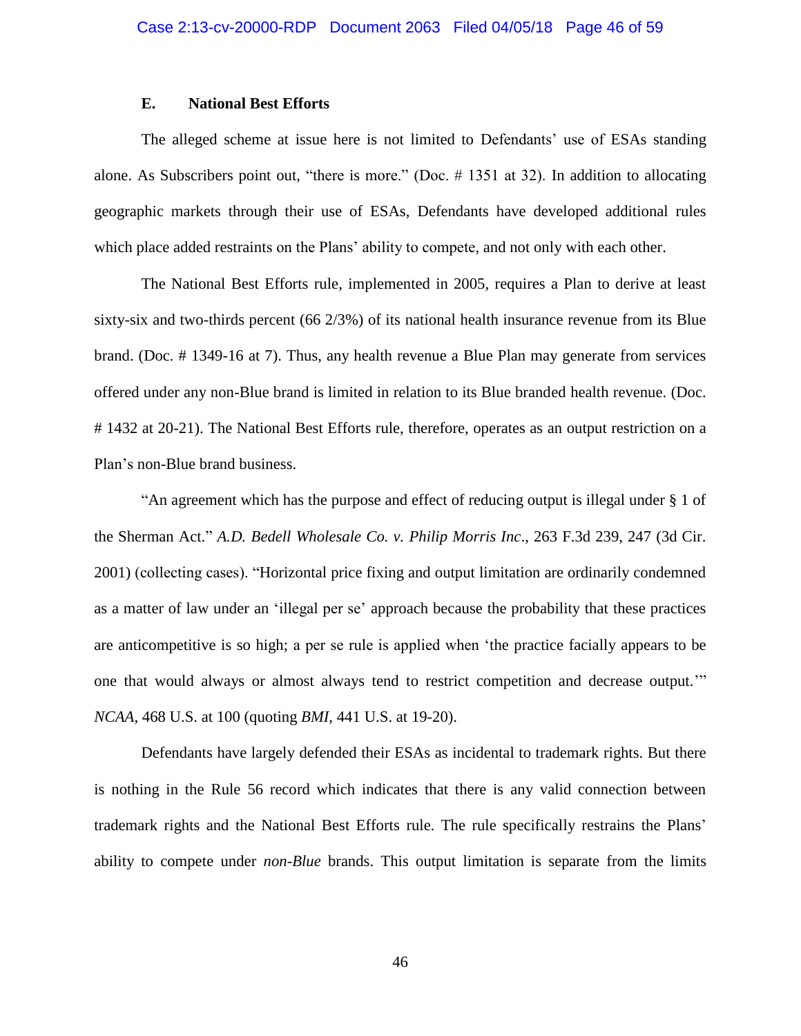### E. National Best Efforts

The alleged scheme at issue here is not limited to Defendants' use of ESAs standing alone. As Subscribers point out, "there is more." (Doc. # 1351 at 32). In addition to allocating geographic markets through their use of ESAs, Defendants have developed additional rules which place added restraints on the Plans' ability to compete, and not only with each other.

The National Best Efforts rule, implemented in 2005, requires a Plan to derive at least sixty-six and two-thirds percent (66 2/3%) of its national health insurance revenue from its Blue brand. (Doc. # 1349-16 at 7). Thus, any health revenue a Blue Plan may generate from services offered under any non-Blue brand is limited in relation to its Blue branded health revenue. (Doc. # 1432 at 20-21). The National Best Efforts rule, therefore, operates as an output restriction on a Plan's non-Blue brand business.

"An agreement which has the purpose and effect of reducing output is illegal under § 1 of the Sherman Act." *A.D. Bedell Wholesale Co. v. Philip Morris Inc*., 263 F.3d 239, 247 (3d Cir. 2001) (collecting cases). "Horizontal price fixing and output limitation are ordinarily condemned as a matter of law under an 'illegal per se' approach because the probability that these practices are anticompetitive is so high; a per se rule is applied when 'the practice facially appears to be one that would always or almost always tend to restrict competition and decrease output.'" *NCAA*, 468 U.S. at 100 (quoting *BMI*, 441 U.S. at 19-20).

Defendants have largely defended their ESAs as incidental to trademark rights. But there is nothing in the Rule 56 record which indicates that there is any valid connection between trademark rights and the National Best Efforts rule. The rule specifically restrains the Plans' ability to compete under *non-Blue* brands. This output limitation is separate from the limits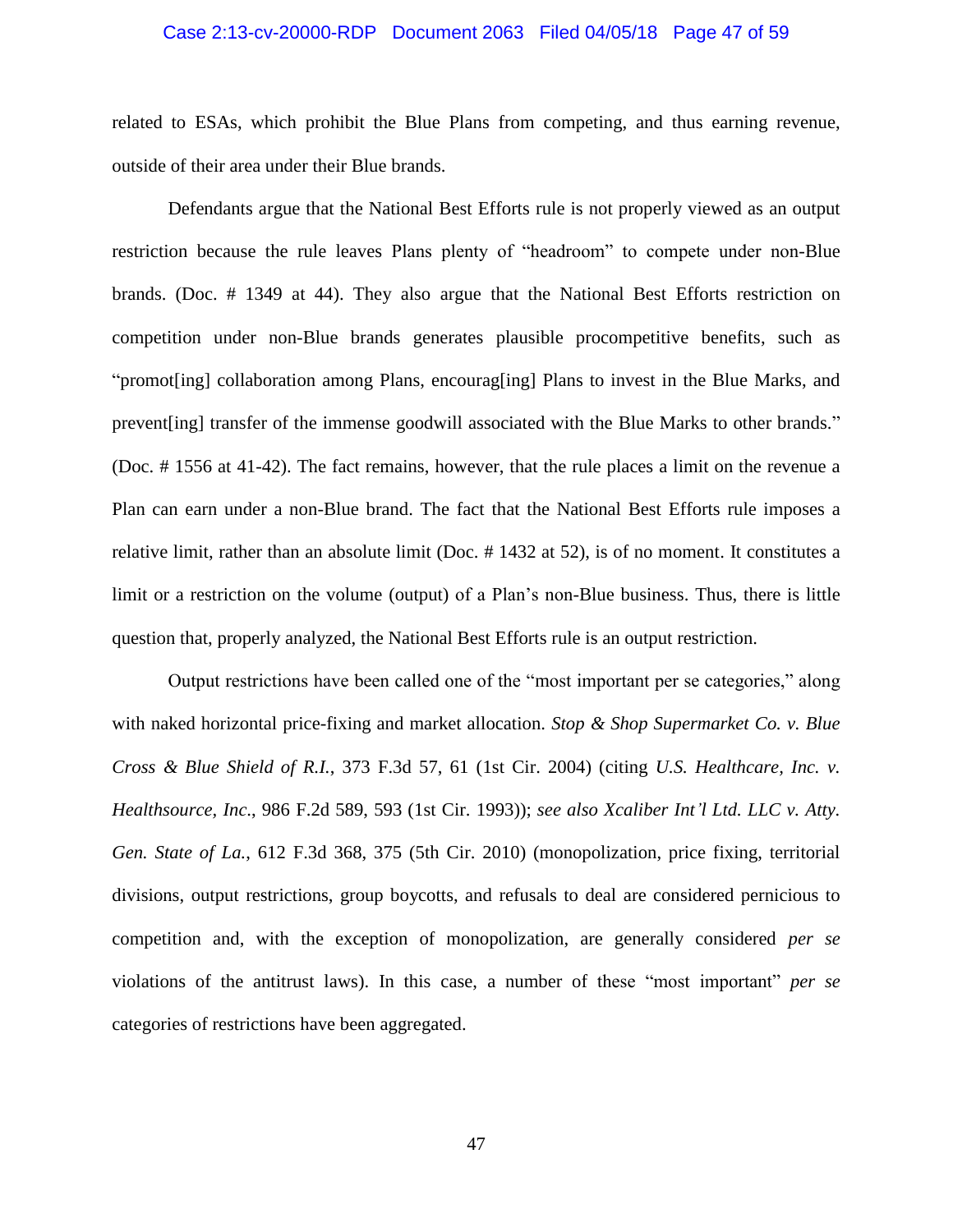related to ESAs, which prohibit the Blue Plans from competing, and thus earning revenue, outside of their area under their Blue brands.

Defendants argue that the National Best Efforts rule is not properly viewed as an output restriction because the rule leaves Plans plenty of "headroom" to compete under non-Blue brands. (Doc. # 1349 at 44). They also argue that the National Best Efforts restriction on competition under non-Blue brands generates plausible procompetitive benefits, such as "promot[ing] collaboration among Plans, encourag[ing] Plans to invest in the Blue Marks, and prevent[ing] transfer of the immense goodwill associated with the Blue Marks to other brands." (Doc. # 1556 at 41-42). The fact remains, however, that the rule places a limit on the revenue a Plan can earn under a non-Blue brand. The fact that the National Best Efforts rule imposes a relative limit, rather than an absolute limit (Doc. # 1432 at 52), is of no moment. It constitutes a limit or a restriction on the volume (output) of a Plan's non-Blue business. Thus, there is little question that, properly analyzed, the National Best Efforts rule is an output restriction.

Output restrictions have been called one of the "most important per se categories," along with naked horizontal price-fixing and market allocation. *Stop & Shop Supermarket Co. v. Blue Cross & Blue Shield of R.I.*, 373 F.3d 57, 61 (1st Cir. 2004) (citing *U.S. Healthcare, Inc. v. Healthsource, Inc.*, 986 F.2d 589, 593 (1st Cir. 1993)); *see also Xcaliber Int'l Ltd. LLC v. Atty. Gen. State of La.*, 612 F.3d 368, 375 (5th Cir. 2010) (monopolization, price fixing, territorial divisions, output restrictions, group boycotts, and refusals to deal are considered pernicious to competition and, with the exception of monopolization, are generally considered *per se* violations of the antitrust laws). In this case, a number of these "most important" *per se* categories of restrictions have been aggregated.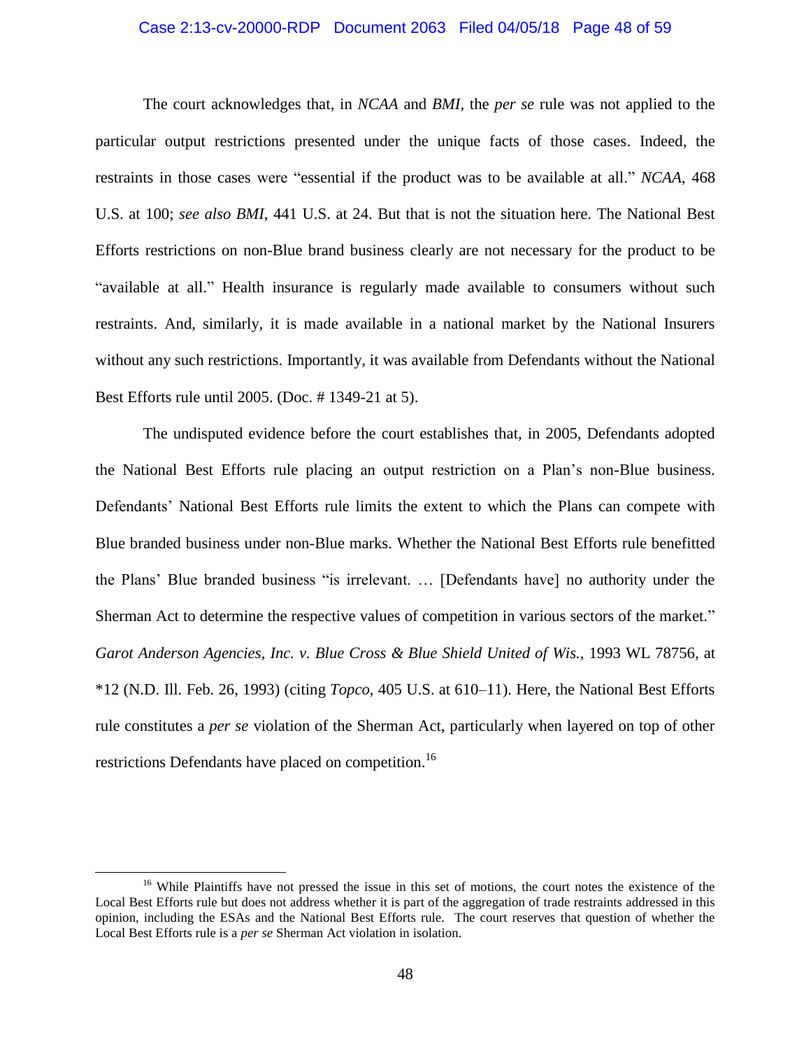The court acknowledges that, in *NCAA* and *BMI*, the *per se* rule was not applied to the particular output restrictions presented under the unique facts of those cases. Indeed, the restraints in those cases were "essential if the product was to be available at all." *NCAA*, 468 U.S. at 100; *see also BMI*, 441 U.S. at 24. But that is not the situation here. The National Best Efforts restrictions on non-Blue brand business clearly are not necessary for the product to be "available at all." Health insurance is regularly made available to consumers without such restraints. And, similarly, it is made available in a national market by the National Insurers without any such restrictions. Importantly, it was available from Defendants without the National Best Efforts rule until 2005. (Doc. # 1349-21 at 5).

The undisputed evidence before the court establishes that, in 2005, Defendants adopted the National Best Efforts rule placing an output restriction on a Plan's non-Blue business. Defendants' National Best Efforts rule limits the extent to which the Plans can compete with Blue branded business under non-Blue marks. Whether the National Best Efforts rule benefitted the Plans' Blue branded business "is irrelevant. … [Defendants have] no authority under the Sherman Act to determine the respective values of competition in various sectors of the market." *Garot Anderson Agencies, Inc. v. Blue Cross & Blue Shield United of Wis.*, 1993 WL 78756, at *12 (N.D. Ill. Feb. 26, 1993) (citing *Topco*, 405 U.S. at 610–11). Here, the National Best Efforts rule constitutes a *per se* violation of the Sherman Act, particularly when layered on top of other restrictions Defendants have placed on competition.[16]

---

[16] While Plaintiffs have not pressed the issue in this set of motions, the court notes the existence of the Local Best Efforts rule but does not address whether it is part of the aggregation of trade restraints addressed in this opinion, including the ESAs and the National Best Efforts rule. The court reserves that question of whether the Local Best Efforts rule is a *per se* Sherman Act violation in isolation.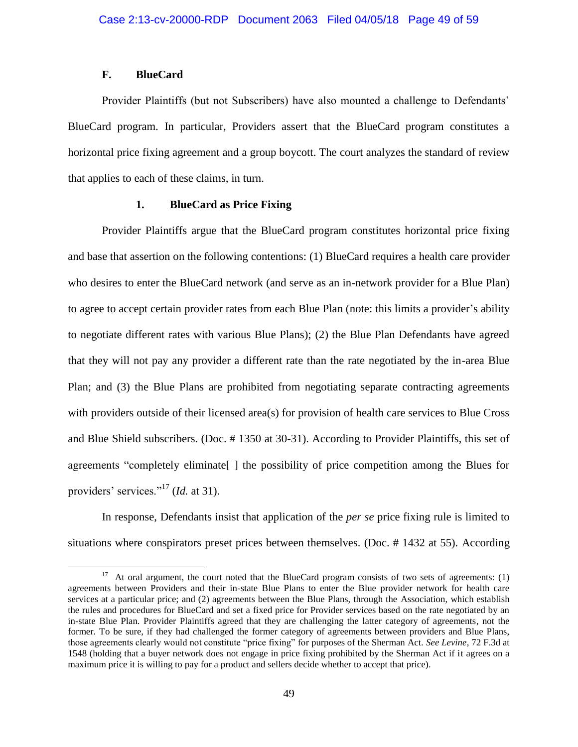### F. BlueCard

Provider Plaintiffs (but not Subscribers) have also mounted a challenge to Defendants' BlueCard program. In particular, Providers assert that the BlueCard program constitutes a horizontal price fixing agreement and a group boycott. The court analyzes the standard of review that applies to each of these claims, in turn.

#### 1. BlueCard as Price Fixing

Provider Plaintiffs argue that the BlueCard program constitutes horizontal price fixing and base that assertion on the following contentions: (1) BlueCard requires a health care provider who desires to enter the BlueCard network (and serve as an in-network provider for a Blue Plan) to agree to accept certain provider rates from each Blue Plan (note: this limits a provider's ability to negotiate different rates with various Blue Plans); (2) the Blue Plan Defendants have agreed that they will not pay any provider a different rate than the rate negotiated by the in-area Blue Plan; and (3) the Blue Plans are prohibited from negotiating separate contracting agreements with providers outside of their licensed area(s) for provision of health care services to Blue Cross and Blue Shield subscribers. (Doc. # 1350 at 30-31). According to Provider Plaintiffs, this set of agreements "completely eliminate[ ] the possibility of price competition among the Blues for providers' services."[17] (*Id.* at 31).

In response, Defendants insist that application of the *per se* price fixing rule is limited to situations where conspirators preset prices between themselves. (Doc. # 1432 at 55). According

---

[17] At oral argument, the court noted that the BlueCard program consists of two sets of agreements: (1) agreements between Providers and their in-state Blue Plans to enter the Blue provider network for health care services at a particular price; and (2) agreements between the Blue Plans, through the Association, which establish the rules and procedures for BlueCard and set a fixed price for Provider services based on the rate negotiated by an in-state Blue Plan. Provider Plaintiffs agreed that they are challenging the latter category of agreements, not the former. To be sure, if they had challenged the former category of agreements between providers and Blue Plans, those agreements clearly would not constitute "price fixing" for purposes of the Sherman Act. *See Levine*, 72 F.3d at 1548 (holding that a buyer network does not engage in price fixing prohibited by the Sherman Act if it agrees on a maximum price it is willing to pay for a product and sellers decide whether to accept that price).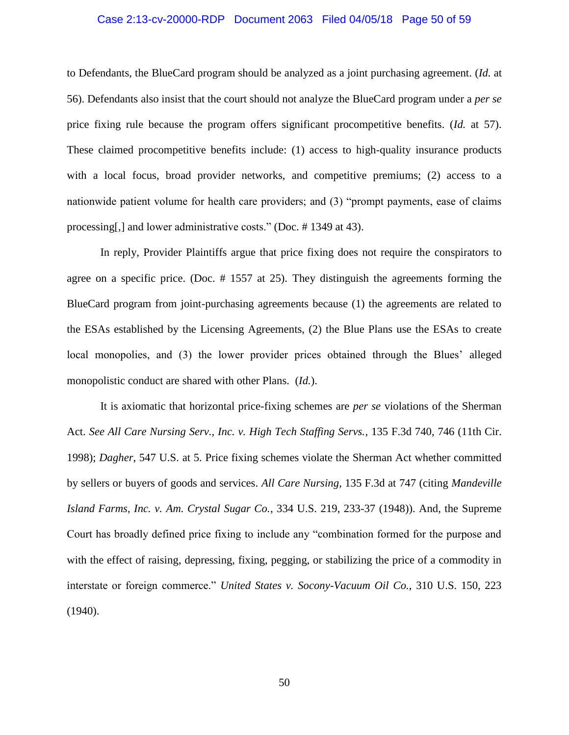to Defendants, the BlueCard program should be analyzed as a joint purchasing agreement. (*Id.* at 56). Defendants also insist that the court should not analyze the BlueCard program under a *per se* price fixing rule because the program offers significant procompetitive benefits. (*Id.* at 57). These claimed procompetitive benefits include: (1) access to high-quality insurance products with a local focus, broad provider networks, and competitive premiums; (2) access to a nationwide patient volume for health care providers; and (3) "prompt payments, ease of claims processing[,] and lower administrative costs." (Doc. # 1349 at 43).

In reply, Provider Plaintiffs argue that price fixing does not require the conspirators to agree on a specific price. (Doc. # 1557 at 25). They distinguish the agreements forming the BlueCard program from joint-purchasing agreements because (1) the agreements are related to the ESAs established by the Licensing Agreements, (2) the Blue Plans use the ESAs to create local monopolies, and (3) the lower provider prices obtained through the Blues' alleged monopolistic conduct are shared with other Plans. (*Id.*).

It is axiomatic that horizontal price-fixing schemes are *per se* violations of the Sherman Act. *See All Care Nursing Serv., Inc. v. High Tech Staffing Servs.*, 135 F.3d 740, 746 (11th Cir. 1998); *Dagher*, 547 U.S. at 5. Price fixing schemes violate the Sherman Act whether committed by sellers or buyers of goods and services. *All Care Nursing*, 135 F.3d at 747 (citing *Mandeville Island Farms, Inc. v. Am. Crystal Sugar Co.*, 334 U.S. 219, 233-37 (1948)). And, the Supreme Court has broadly defined price fixing to include any "combination formed for the purpose and with the effect of raising, depressing, fixing, pegging, or stabilizing the price of a commodity in interstate or foreign commerce." *United States v. Socony-Vacuum Oil Co.*, 310 U.S. 150, 223 (1940).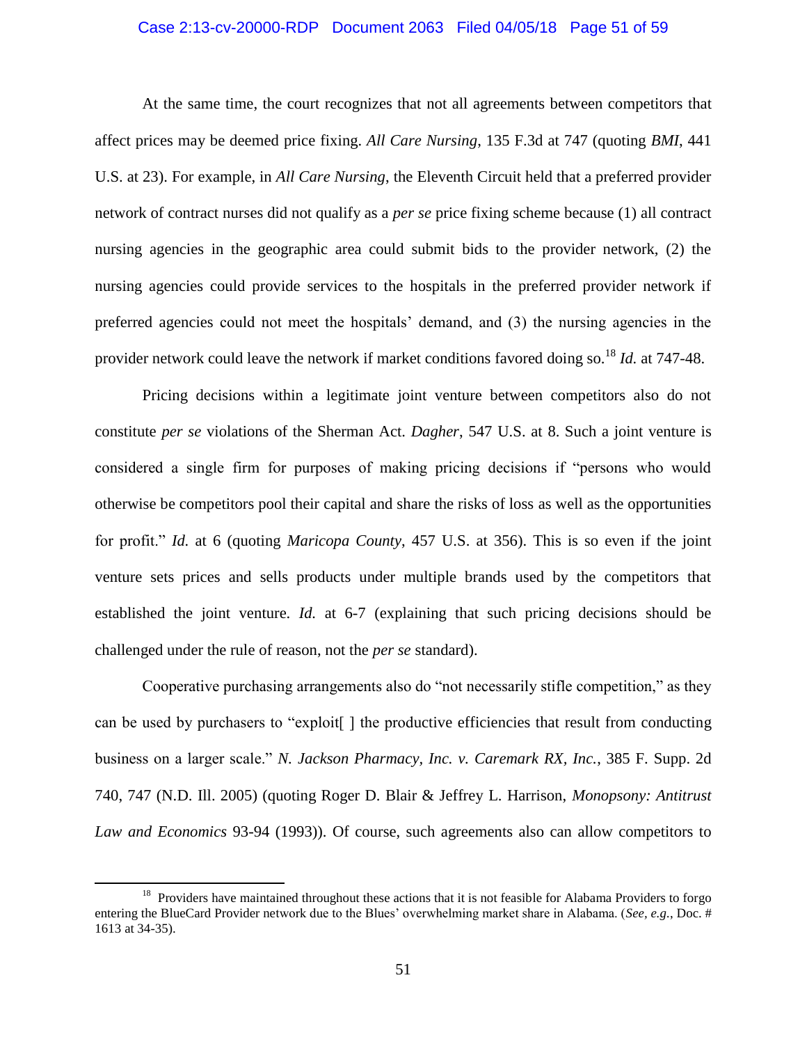At the same time, the court recognizes that not all agreements between competitors that affect prices may be deemed price fixing. *All Care Nursing*, 135 F.3d at 747 (quoting *BMI*, 441 U.S. at 23). For example, in *All Care Nursing*, the Eleventh Circuit held that a preferred provider network of contract nurses did not qualify as a *per se* price fixing scheme because (1) all contract nursing agencies in the geographic area could submit bids to the provider network, (2) the nursing agencies could provide services to the hospitals in the preferred provider network if preferred agencies could not meet the hospitals' demand, and (3) the nursing agencies in the provider network could leave the network if market conditions favored doing so.[18] *Id.* at 747-48.

Pricing decisions within a legitimate joint venture between competitors also do not constitute *per se* violations of the Sherman Act. *Dagher*, 547 U.S. at 8. Such a joint venture is considered a single firm for purposes of making pricing decisions if "persons who would otherwise be competitors pool their capital and share the risks of loss as well as the opportunities for profit." *Id.* at 6 (quoting *Maricopa County*, 457 U.S. at 356). This is so even if the joint venture sets prices and sells products under multiple brands used by the competitors that established the joint venture. *Id.* at 6-7 (explaining that such pricing decisions should be challenged under the rule of reason, not the *per se* standard).

Cooperative purchasing arrangements also do "not necessarily stifle competition," as they can be used by purchasers to "exploit[ ] the productive efficiencies that result from conducting business on a larger scale." *N. Jackson Pharmacy, Inc. v. Caremark RX, Inc.*, 385 F. Supp. 2d 740, 747 (N.D. Ill. 2005) (quoting Roger D. Blair & Jeffrey L. Harrison, *Monopsony: Antitrust Law and Economics* 93-94 (1993)). Of course, such agreements also can allow competitors to

---

[18] Providers have maintained throughout these actions that it is not feasible for Alabama Providers to forgo entering the BlueCard Provider network due to the Blues' overwhelming market share in Alabama. (*See, e.g.*, Doc. # 1613 at 34-35).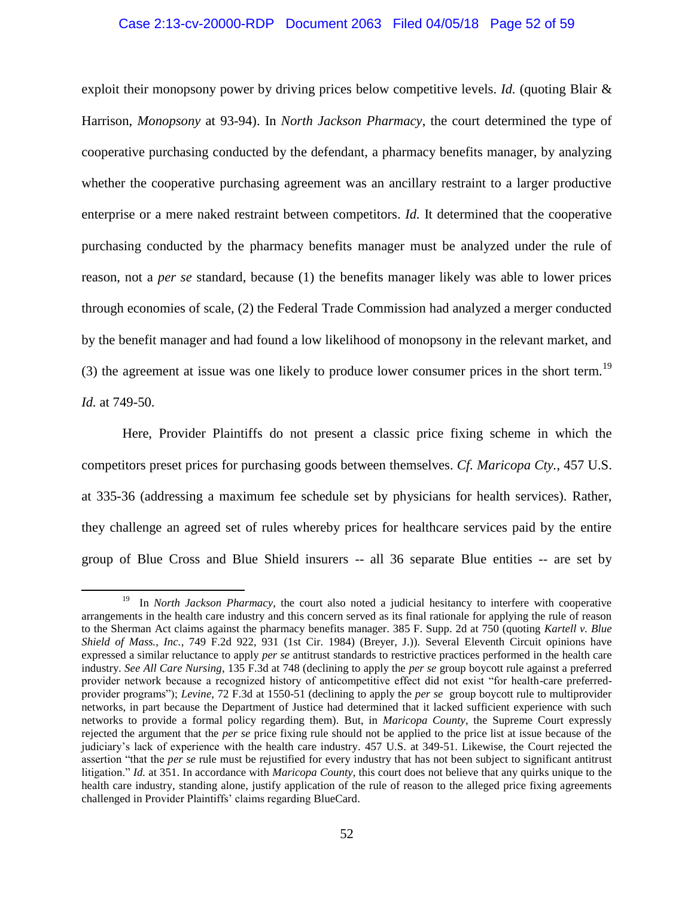exploit their monopsony power by driving prices below competitive levels. *Id.* (quoting Blair & Harrison, *Monopsony* at 93-94). In *North Jackson Pharmacy*, the court determined the type of cooperative purchasing conducted by the defendant, a pharmacy benefits manager, by analyzing whether the cooperative purchasing agreement was an ancillary restraint to a larger productive enterprise or a mere naked restraint between competitors. *Id.* It determined that the cooperative purchasing conducted by the pharmacy benefits manager must be analyzed under the rule of reason, not a *per se* standard, because (1) the benefits manager likely was able to lower prices through economies of scale, (2) the Federal Trade Commission had analyzed a merger conducted by the benefit manager and had found a low likelihood of monopsony in the relevant market, and (3) the agreement at issue was one likely to produce lower consumer prices in the short term.[19] *Id.* at 749-50.

Here, Provider Plaintiffs do not present a classic price fixing scheme in which the competitors preset prices for purchasing goods between themselves. *Cf. Maricopa Cty.*, 457 U.S. at 335-36 (addressing a maximum fee schedule set by physicians for health services). Rather, they challenge an agreed set of rules whereby prices for healthcare services paid by the entire group of Blue Cross and Blue Shield insurers -- all 36 separate Blue entities -- are set by

---

[19] In *North Jackson Pharmacy*, the court also noted a judicial hesitancy to interfere with cooperative arrangements in the health care industry and this concern served as its final rationale for applying the rule of reason to the Sherman Act claims against the pharmacy benefits manager. 385 F. Supp. 2d at 750 (quoting *Kartell v. Blue Shield of Mass., Inc.*, 749 F.2d 922, 931 (1st Cir. 1984) (Breyer, J.)). Several Eleventh Circuit opinions have expressed a similar reluctance to apply *per se* antitrust standards to restrictive practices performed in the health care industry. *See All Care Nursing*, 135 F.3d at 748 (declining to apply the *per se* group boycott rule against a preferred provider network because a recognized history of anticompetitive effect did not exist "for health-care preferred-provider programs"); *Levine*, 72 F.3d at 1550-51 (declining to apply the *per se* group boycott rule to multiprovider networks, in part because the Department of Justice had determined that it lacked sufficient experience with such networks to provide a formal policy regarding them). But, in *Maricopa County*, the Supreme Court expressly rejected the argument that the *per se* price fixing rule should not be applied to the price list at issue because of the judiciary's lack of experience with the health care industry. 457 U.S. at 349-51. Likewise, the Court rejected the assertion "that the *per se* rule must be rejustified for every industry that has not been subject to significant antitrust litigation." *Id.* at 351. In accordance with *Maricopa County*, this court does not believe that any quirks unique to the health care industry, standing alone, justify application of the rule of reason to the alleged price fixing agreements challenged in Provider Plaintiffs' claims regarding BlueCard.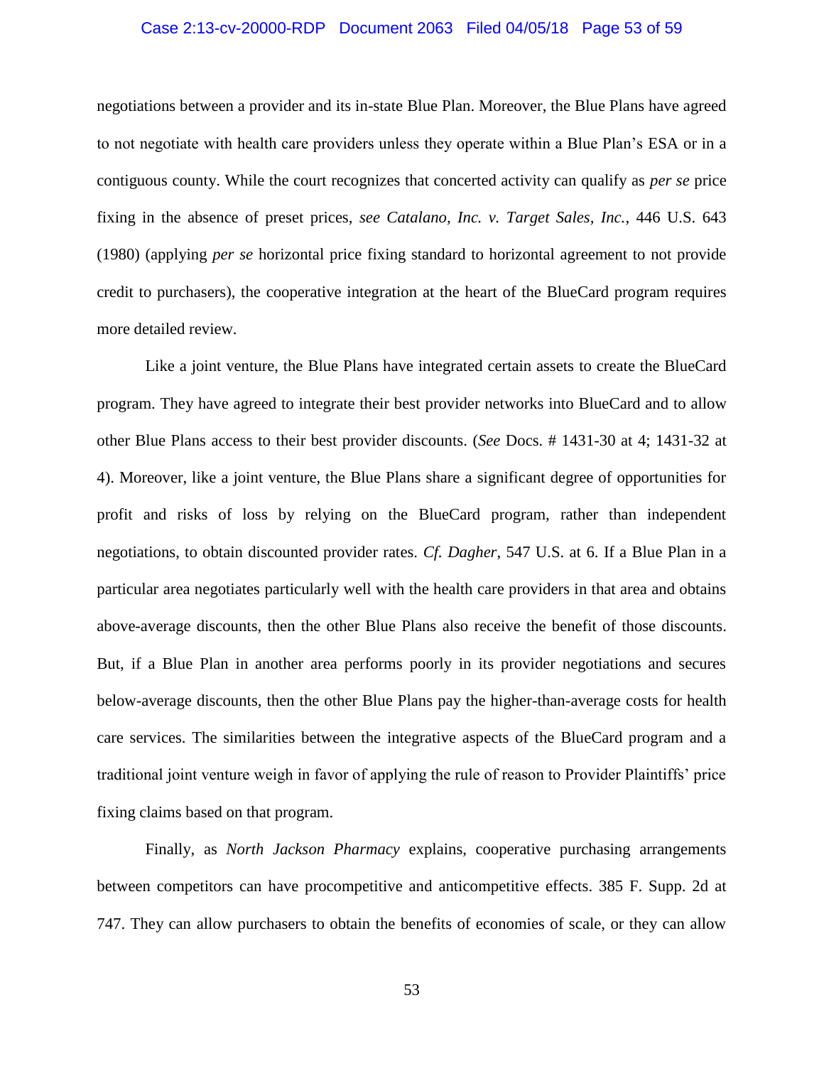negotiations between a provider and its in-state Blue Plan. Moreover, the Blue Plans have agreed to not negotiate with health care providers unless they operate within a Blue Plan's ESA or in a contiguous county. While the court recognizes that concerted activity can qualify as *per se* price fixing in the absence of preset prices, *see Catalano, Inc. v. Target Sales, Inc.*, 446 U.S. 643 (1980) (applying *per se* horizontal price fixing standard to horizontal agreement to not provide credit to purchasers), the cooperative integration at the heart of the BlueCard program requires more detailed review.

Like a joint venture, the Blue Plans have integrated certain assets to create the BlueCard program. They have agreed to integrate their best provider networks into BlueCard and to allow other Blue Plans access to their best provider discounts. (*See* Docs. # 1431-30 at 4; 1431-32 at 4). Moreover, like a joint venture, the Blue Plans share a significant degree of opportunities for profit and risks of loss by relying on the BlueCard program, rather than independent negotiations, to obtain discounted provider rates. *Cf. Dagher*, 547 U.S. at 6. If a Blue Plan in a particular area negotiates particularly well with the health care providers in that area and obtains above-average discounts, then the other Blue Plans also receive the benefit of those discounts. But, if a Blue Plan in another area performs poorly in its provider negotiations and secures below-average discounts, then the other Blue Plans pay the higher-than-average costs for health care services. The similarities between the integrative aspects of the BlueCard program and a traditional joint venture weigh in favor of applying the rule of reason to Provider Plaintiffs' price fixing claims based on that program.

Finally, as *North Jackson Pharmacy* explains, cooperative purchasing arrangements between competitors can have procompetitive and anticompetitive effects. 385 F. Supp. 2d at 747. They can allow purchasers to obtain the benefits of economies of scale, or they can allow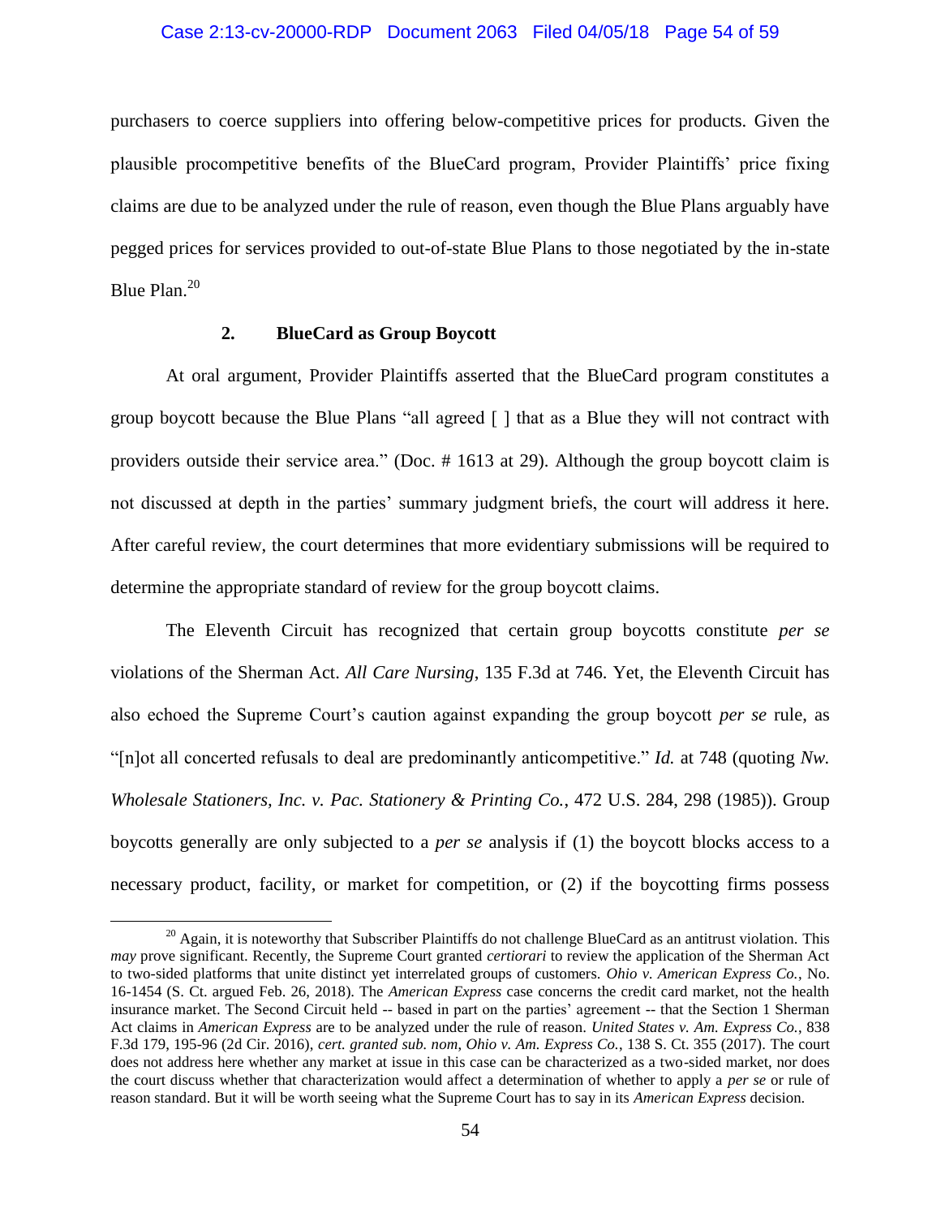purchasers to coerce suppliers into offering below-competitive prices for products. Given the plausible procompetitive benefits of the BlueCard program, Provider Plaintiffs' price fixing claims are due to be analyzed under the rule of reason, even though the Blue Plans arguably have pegged prices for services provided to out-of-state Blue Plans to those negotiated by the in-state Blue Plan.[20]

### 2. BlueCard as Group Boycott

At oral argument, Provider Plaintiffs asserted that the BlueCard program constitutes a group boycott because the Blue Plans "all agreed [ ] that as a Blue they will not contract with providers outside their service area." (Doc. # 1613 at 29). Although the group boycott claim is not discussed at depth in the parties' summary judgment briefs, the court will address it here. After careful review, the court determines that more evidentiary submissions will be required to determine the appropriate standard of review for the group boycott claims.

The Eleventh Circuit has recognized that certain group boycotts constitute *per se* violations of the Sherman Act. *All Care Nursing*, 135 F.3d at 746. Yet, the Eleventh Circuit has also echoed the Supreme Court's caution against expanding the group boycott *per se* rule, as "[n]ot all concerted refusals to deal are predominantly anticompetitive." *Id.* at 748 (quoting *Nw. Wholesale Stationers, Inc. v. Pac. Stationery & Printing Co.*, 472 U.S. 284, 298 (1985)). Group boycotts generally are only subjected to a *per se* analysis if (1) the boycott blocks access to a necessary product, facility, or market for competition, or (2) if the boycotting firms possess

---

[20] Again, it is noteworthy that Subscriber Plaintiffs do not challenge BlueCard as an antitrust violation. This *may* prove significant. Recently, the Supreme Court granted *certiorari* to review the application of the Sherman Act to two-sided platforms that unite distinct yet interrelated groups of customers. *Ohio v. American Express Co.*, No. 16-1454 (S. Ct. argued Feb. 26, 2018). The *American Express* case concerns the credit card market, not the health insurance market. The Second Circuit held -- based in part on the parties' agreement -- that the Section 1 Sherman Act claims in *American Express* are to be analyzed under the rule of reason. *United States v. Am. Express Co.*, 838 F.3d 179, 195-96 (2d Cir. 2016), *cert. granted sub. nom*, *Ohio v. Am. Express Co.*, 138 S. Ct. 355 (2017). The court does not address here whether any market at issue in this case can be characterized as a two-sided market, nor does the court discuss whether that characterization would affect a determination of whether to apply a *per se* or rule of reason standard. But it will be worth seeing what the Supreme Court has to say in its *American Express* decision.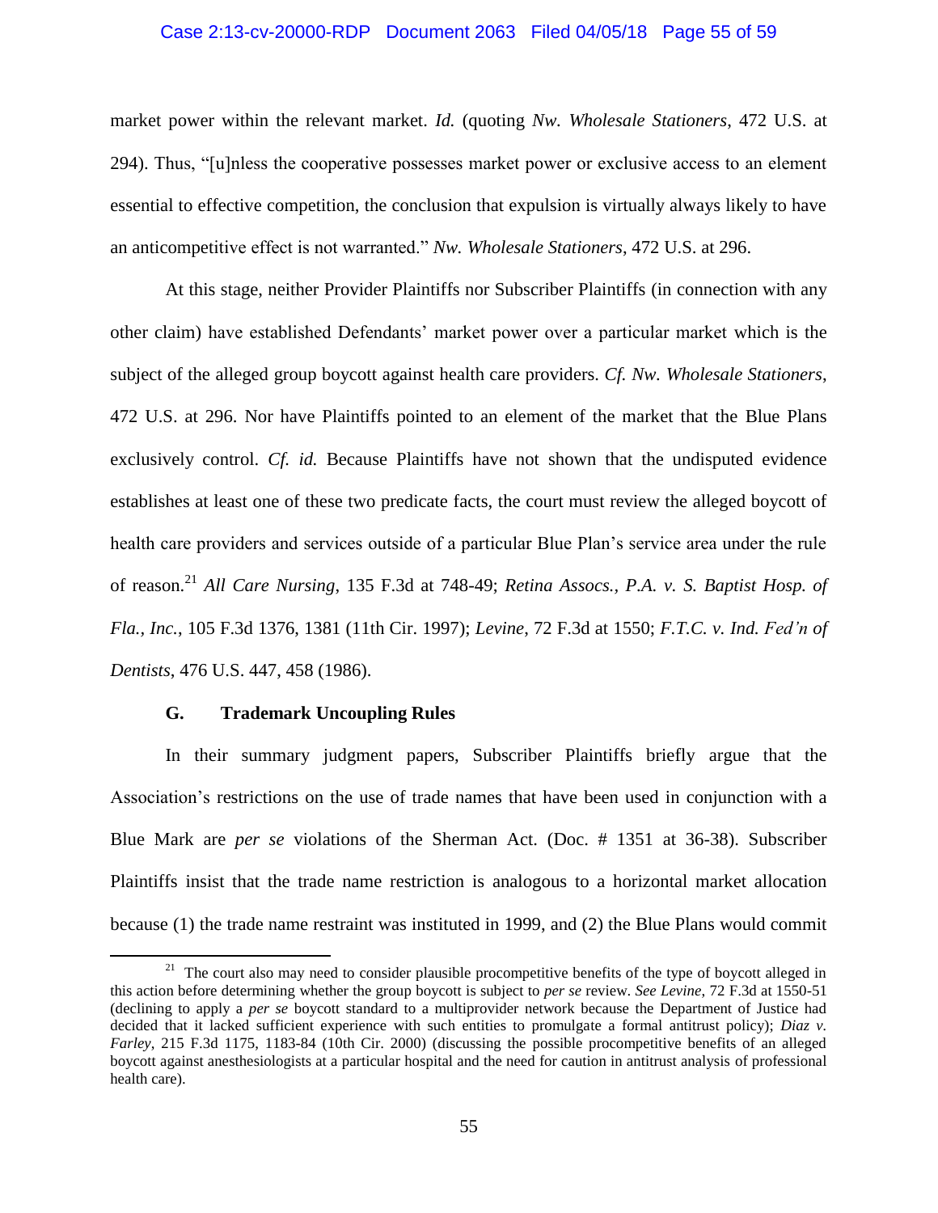market power within the relevant market. *Id.* (quoting *Nw. Wholesale Stationers*, 472 U.S. at 294). Thus, "[u]nless the cooperative possesses market power or exclusive access to an element essential to effective competition, the conclusion that expulsion is virtually always likely to have an anticompetitive effect is not warranted." *Nw. Wholesale Stationers*, 472 U.S. at 296.

At this stage, neither Provider Plaintiffs nor Subscriber Plaintiffs (in connection with any other claim) have established Defendants' market power over a particular market which is the subject of the alleged group boycott against health care providers. *Cf. Nw. Wholesale Stationers*, 472 U.S. at 296. Nor have Plaintiffs pointed to an element of the market that the Blue Plans exclusively control. *Cf. id.* Because Plaintiffs have not shown that the undisputed evidence establishes at least one of these two predicate facts, the court must review the alleged boycott of health care providers and services outside of a particular Blue Plan's service area under the rule of reason.[21] *All Care Nursing*, 135 F.3d at 748-49; *Retina Assocs., P.A. v. S. Baptist Hosp. of Fla., Inc.*, 105 F.3d 1376, 1381 (11th Cir. 1997); *Levine*, 72 F.3d at 1550; *F.T.C. v. Ind. Fed'n of Dentists*, 476 U.S. 447, 458 (1986).

### G. Trademark Uncoupling Rules

In their summary judgment papers, Subscriber Plaintiffs briefly argue that the Association's restrictions on the use of trade names that have been used in conjunction with a Blue Mark are *per se* violations of the Sherman Act. (Doc. # 1351 at 36-38). Subscriber Plaintiffs insist that the trade name restriction is analogous to a horizontal market allocation because (1) the trade name restraint was instituted in 1999, and (2) the Blue Plans would commit

---

[21] The court also may need to consider plausible procompetitive benefits of the type of boycott alleged in this action before determining whether the group boycott is subject to *per se* review. *See Levine*, 72 F.3d at 1550-51 (declining to apply a *per se* boycott standard to a multiprovider network because the Department of Justice had decided that it lacked sufficient experience with such entities to promulgate a formal antitrust policy); *Diaz v. Farley*, 215 F.3d 1175, 1183-84 (10th Cir. 2000) (discussing the possible procompetitive benefits of an alleged boycott against anesthesiologists at a particular hospital and the need for caution in antitrust analysis of professional health care).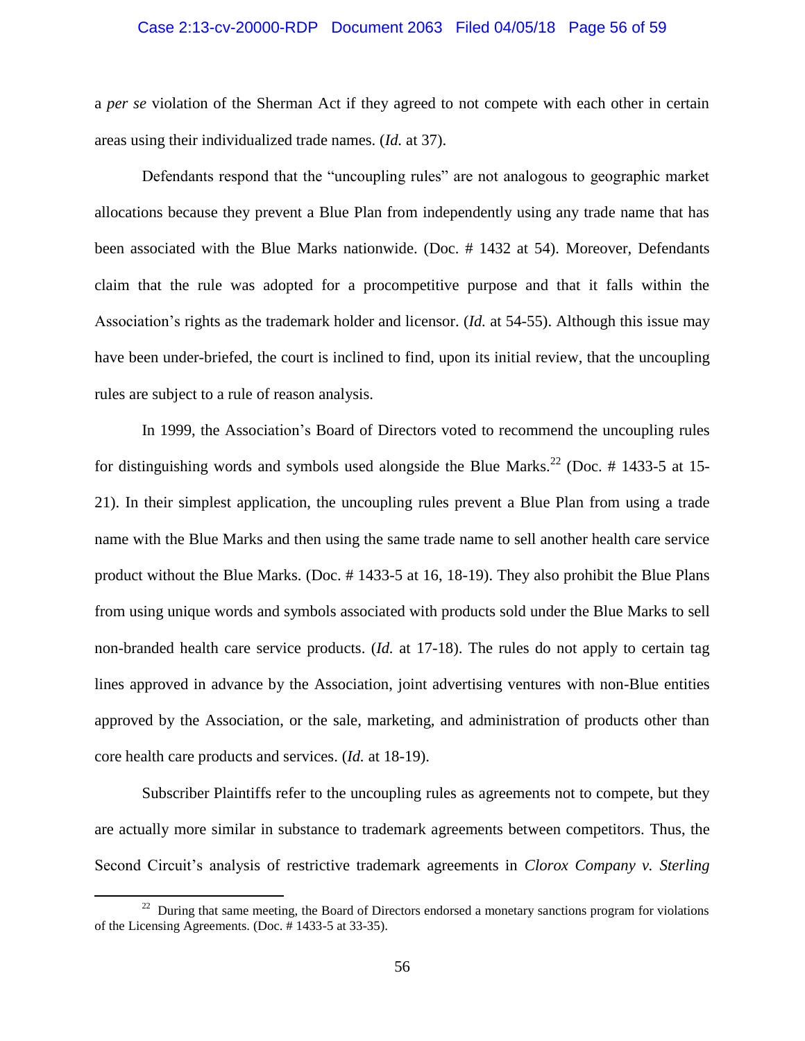a *per se* violation of the Sherman Act if they agreed to not compete with each other in certain areas using their individualized trade names. (*Id.* at 37).

Defendants respond that the "uncoupling rules" are not analogous to geographic market allocations because they prevent a Blue Plan from independently using any trade name that has been associated with the Blue Marks nationwide. (Doc. # 1432 at 54). Moreover, Defendants claim that the rule was adopted for a procompetitive purpose and that it falls within the Association's rights as the trademark holder and licensor. (*Id.* at 54-55). Although this issue may have been under-briefed, the court is inclined to find, upon its initial review, that the uncoupling rules are subject to a rule of reason analysis.

In 1999, the Association's Board of Directors voted to recommend the uncoupling rules for distinguishing words and symbols used alongside the Blue Marks.[22] (Doc. # 1433-5 at 15-21). In their simplest application, the uncoupling rules prevent a Blue Plan from using a trade name with the Blue Marks and then using the same trade name to sell another health care service product without the Blue Marks. (Doc. # 1433-5 at 16, 18-19). They also prohibit the Blue Plans from using unique words and symbols associated with products sold under the Blue Marks to sell non-branded health care service products. (*Id.* at 17-18). The rules do not apply to certain tag lines approved in advance by the Association, joint advertising ventures with non-Blue entities approved by the Association, or the sale, marketing, and administration of products other than core health care products and services. (*Id.* at 18-19).

Subscriber Plaintiffs refer to the uncoupling rules as agreements not to compete, but they are actually more similar in substance to trademark agreements between competitors. Thus, the Second Circuit's analysis of restrictive trademark agreements in *Clorox Company v. Sterling*

---

[22] During that same meeting, the Board of Directors endorsed a monetary sanctions program for violations of the Licensing Agreements. (Doc. # 1433-5 at 33-35).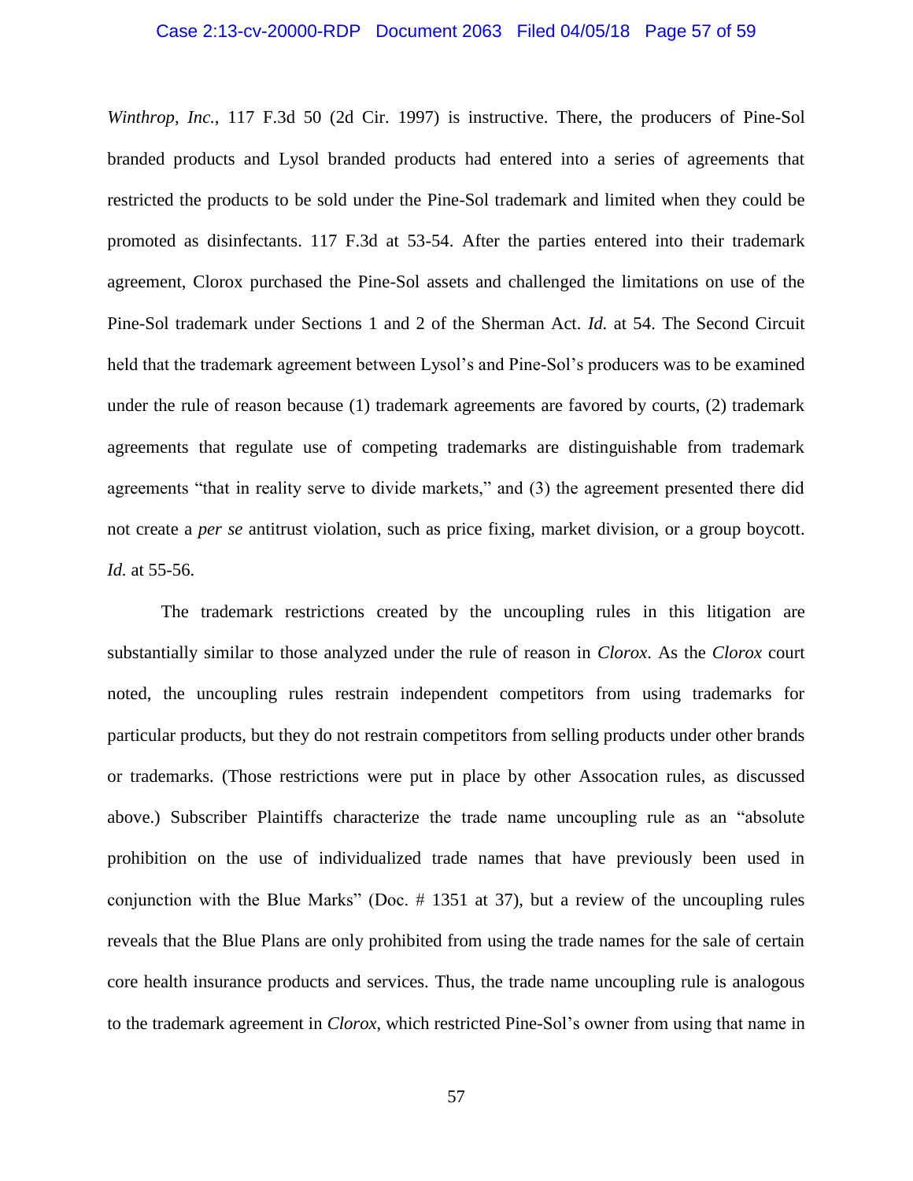*Winthrop, Inc.*, 117 F.3d 50 (2d Cir. 1997) is instructive. There, the producers of Pine-Sol branded products and Lysol branded products had entered into a series of agreements that restricted the products to be sold under the Pine-Sol trademark and limited when they could be promoted as disinfectants. 117 F.3d at 53-54. After the parties entered into their trademark agreement, Clorox purchased the Pine-Sol assets and challenged the limitations on use of the Pine-Sol trademark under Sections 1 and 2 of the Sherman Act. *Id.* at 54. The Second Circuit held that the trademark agreement between Lysol's and Pine-Sol's producers was to be examined under the rule of reason because (1) trademark agreements are favored by courts, (2) trademark agreements that regulate use of competing trademarks are distinguishable from trademark agreements "that in reality serve to divide markets," and (3) the agreement presented there did not create a *per se* antitrust violation, such as price fixing, market division, or a group boycott. *Id.* at 55-56.

The trademark restrictions created by the uncoupling rules in this litigation are substantially similar to those analyzed under the rule of reason in *Clorox*. As the *Clorox* court noted, the uncoupling rules restrain independent competitors from using trademarks for particular products, but they do not restrain competitors from selling products under other brands or trademarks. (Those restrictions were put in place by other Assocation rules, as discussed above.) Subscriber Plaintiffs characterize the trade name uncoupling rule as an "absolute prohibition on the use of individualized trade names that have previously been used in conjunction with the Blue Marks" (Doc. # 1351 at 37), but a review of the uncoupling rules reveals that the Blue Plans are only prohibited from using the trade names for the sale of certain core health insurance products and services. Thus, the trade name uncoupling rule is analogous to the trademark agreement in *Clorox*, which restricted Pine-Sol's owner from using that name in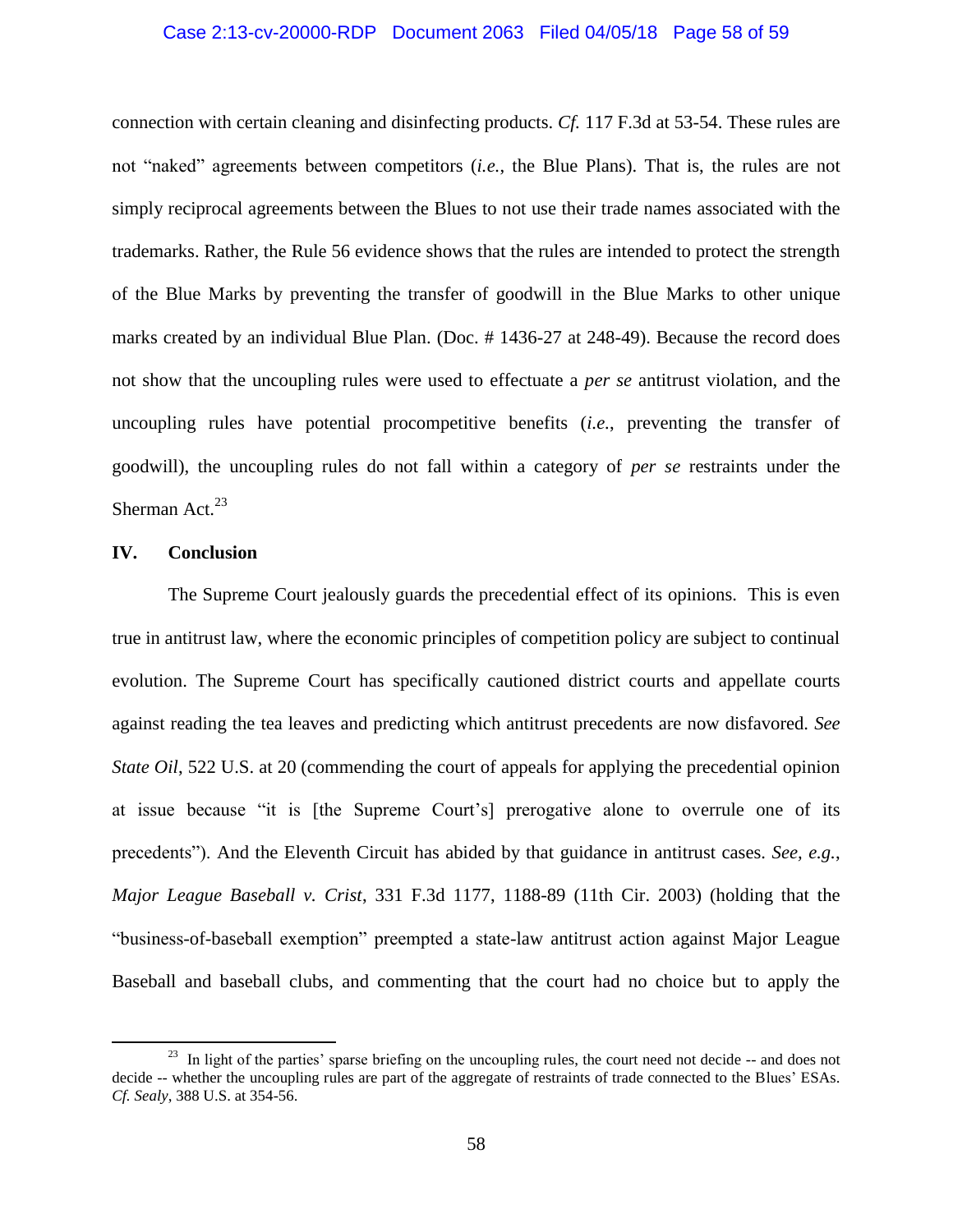connection with certain cleaning and disinfecting products. *Cf.* 117 F.3d at 53-54. These rules are not "naked" agreements between competitors (*i.e.*, the Blue Plans). That is, the rules are not simply reciprocal agreements between the Blues to not use their trade names associated with the trademarks. Rather, the Rule 56 evidence shows that the rules are intended to protect the strength of the Blue Marks by preventing the transfer of goodwill in the Blue Marks to other unique marks created by an individual Blue Plan. (Doc. # 1436-27 at 248-49). Because the record does not show that the uncoupling rules were used to effectuate a *per se* antitrust violation, and the uncoupling rules have potential procompetitive benefits (*i.e.*, preventing the transfer of goodwill), the uncoupling rules do not fall within a category of *per se* restraints under the Sherman Act.[23]

## IV. Conclusion

The Supreme Court jealously guards the precedential effect of its opinions. This is even true in antitrust law, where the economic principles of competition policy are subject to continual evolution. The Supreme Court has specifically cautioned district courts and appellate courts against reading the tea leaves and predicting which antitrust precedents are now disfavored. *See State Oil*, 522 U.S. at 20 (commending the court of appeals for applying the precedential opinion at issue because "it is [the Supreme Court's] prerogative alone to overrule one of its precedents"). And the Eleventh Circuit has abided by that guidance in antitrust cases. *See, e.g.*, *Major League Baseball v. Crist*, 331 F.3d 1177, 1188-89 (11th Cir. 2003) (holding that the "business-of-baseball exemption" preempted a state-law antitrust action against Major League Baseball and baseball clubs, and commenting that the court had no choice but to apply the

---

[23] In light of the parties' sparse briefing on the uncoupling rules, the court need not decide -- and does not decide -- whether the uncoupling rules are part of the aggregate of restraints of trade connected to the Blues' ESAs. *Cf. Sealy*, 388 U.S. at 354-56.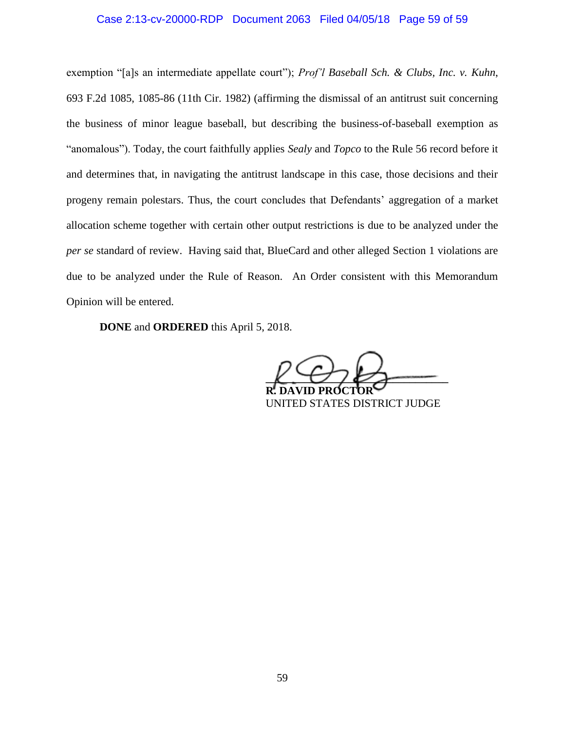exemption "[a]s an intermediate appellate court"); *Prof'l Baseball Sch. & Clubs, Inc. v. Kuhn*, 693 F.2d 1085, 1085-86 (11th Cir. 1982) (affirming the dismissal of an antitrust suit concerning the business of minor league baseball, but describing the business-of-baseball exemption as "anomalous"). Today, the court faithfully applies *Sealy* and *Topco* to the Rule 56 record before it and determines that, in navigating the antitrust landscape in this case, those decisions and their progeny remain polestars. Thus, the court concludes that Defendants' aggregation of a market allocation scheme together with certain other output restrictions is due to be analyzed under the *per se* standard of review. Having said that, BlueCard and other alleged Section 1 violations are due to be analyzed under the Rule of Reason. An Order consistent with this Memorandum Opinion will be entered.

**DONE** and **ORDERED** this April 5, 2018.

**R. DAVID PROCTOR**
UNITED STATES DISTRICT JUDGE